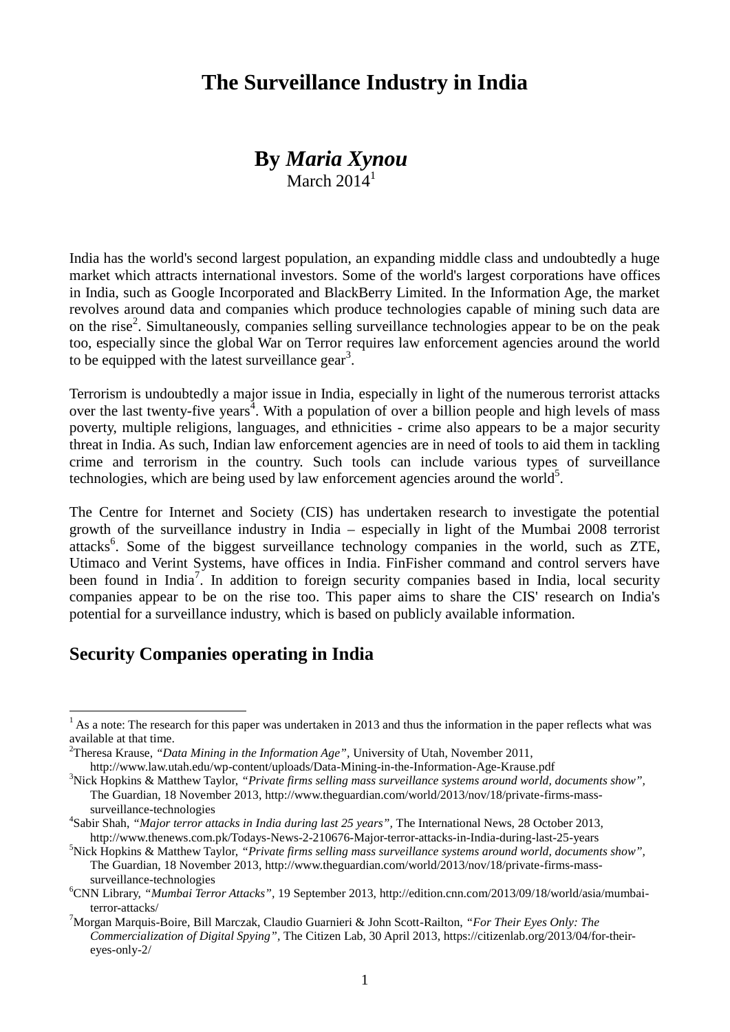# The Surveillance Industry in India

## By *Maria Xynou*

March 2014[1]

India has the world's second largest population, an expanding middle class and undoubtedly a huge market which attracts international investors. Some of the world's largest corporations have offices in India, such as Google Incorporated and BlackBerry Limited. In the Information Age, the market revolves around data and companies which produce technologies capable of mining such data are on the rise[2]. Simultaneously, companies selling surveillance technologies appear to be on the peak too, especially since the global War on Terror requires law enforcement agencies around the world to be equipped with the latest surveillance gear[3].

Terrorism is undoubtedly a major issue in India, especially in light of the numerous terrorist attacks over the last twenty-five years[4]. With a population of over a billion people and high levels of mass poverty, multiple religions, languages, and ethnicities - crime also appears to be a major security threat in India. As such, Indian law enforcement agencies are in need of tools to aid them in tackling crime and terrorism in the country. Such tools can include various types of surveillance technologies, which are being used by law enforcement agencies around the world[5].

The Centre for Internet and Society (CIS) has undertaken research to investigate the potential growth of the surveillance industry in India – especially in light of the Mumbai 2008 terrorist attacks[6]. Some of the biggest surveillance technology companies in the world, such as ZTE, Utimaco and Verint Systems, have offices in India. FinFisher command and control servers have been found in India[7]. In addition to foreign security companies based in India, local security companies appear to be on the rise too. This paper aims to share the CIS' research on India's potential for a surveillance industry, which is based on publicly available information.

## Security Companies operating in India

---

[1] As a note: The research for this paper was undertaken in 2013 and thus the information in the paper reflects what was available at that time.

[2] Theresa Krause, *"Data Mining in the Information Age"*, University of Utah, November 2011, http://www.law.utah.edu/wp-content/uploads/Data-Mining-in-the-Information-Age-Krause.pdf

[3] Nick Hopkins & Matthew Taylor, *"Private firms selling mass surveillance systems around world, documents show"*, The Guardian, 18 November 2013, http://www.theguardian.com/world/2013/nov/18/private-firms-mass-surveillance-technologies

[4] Sabir Shah, *"Major terror attacks in India during last 25 years"*, The International News, 28 October 2013, http://www.thenews.com.pk/Todays-News-2-210676-Major-terror-attacks-in-India-during-last-25-years

[5] Nick Hopkins & Matthew Taylor, *"Private firms selling mass surveillance systems around world, documents show"*, The Guardian, 18 November 2013, http://www.theguardian.com/world/2013/nov/18/private-firms-mass-surveillance-technologies

[6] CNN Library, *"Mumbai Terror Attacks"*, 19 September 2013, http://edition.cnn.com/2013/09/18/world/asia/mumbai-terror-attacks/

[7] Morgan Marquis-Boire, Bill Marczak, Claudio Guarnieri & John Scott-Railton, *"For Their Eyes Only: The Commercialization of Digital Spying"*, The Citizen Lab, 30 April 2013, https://citizenlab.org/2013/04/for-their-eyes-only-2/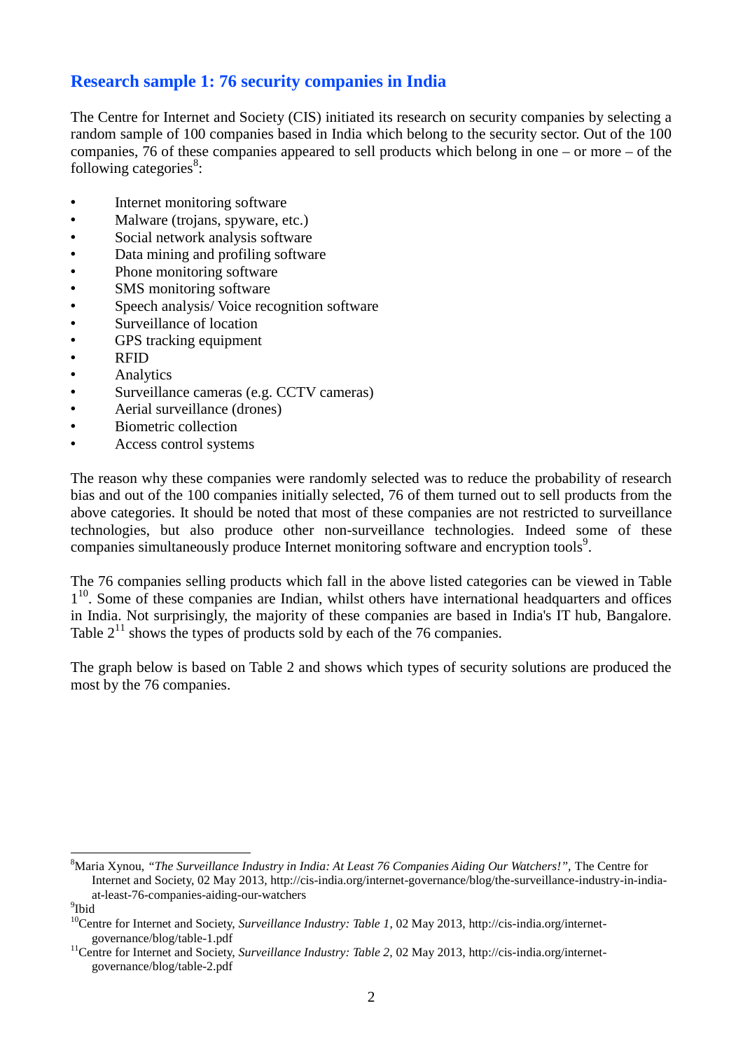## Research sample 1: 76 security companies in India

The Centre for Internet and Society (CIS) initiated its research on security companies by selecting a random sample of 100 companies based in India which belong to the security sector. Out of the 100 companies, 76 of these companies appeared to sell products which belong in one – or more – of the following categories[8]:

- Internet monitoring software
- Malware (trojans, spyware, etc.)
- Social network analysis software
- Data mining and profiling software
- Phone monitoring software
- SMS monitoring software
- Speech analysis/ Voice recognition software
- Surveillance of location
- GPS tracking equipment
- RFID
- Analytics
- Surveillance cameras (e.g. CCTV cameras)
- Aerial surveillance (drones)
- Biometric collection
- Access control systems

The reason why these companies were randomly selected was to reduce the probability of research bias and out of the 100 companies initially selected, 76 of them turned out to sell products from the above categories. It should be noted that most of these companies are not restricted to surveillance technologies, but also produce other non-surveillance technologies. Indeed some of these companies simultaneously produce Internet monitoring software and encryption tools[9].

The 76 companies selling products which fall in the above listed categories can be viewed in Table 1[10]. Some of these companies are Indian, whilst others have international headquarters and offices in India. Not surprisingly, the majority of these companies are based in India's IT hub, Bangalore. Table 2[11] shows the types of products sold by each of the 76 companies.

The graph below is based on Table 2 and shows which types of security solutions are produced the most by the 76 companies.

---

[8] Maria Xynou, *"The Surveillance Industry in India: At Least 76 Companies Aiding Our Watchers!"*, The Centre for Internet and Society, 02 May 2013, http://cis-india.org/internet-governance/blog/the-surveillance-industry-in-india-at-least-76-companies-aiding-our-watchers

[9] Ibid

[10] Centre for Internet and Society, *Surveillance Industry: Table 1*, 02 May 2013, http://cis-india.org/internet-governance/blog/table-1.pdf

[11] Centre for Internet and Society, *Surveillance Industry: Table 2*, 02 May 2013, http://cis-india.org/internet-governance/blog/table-2.pdf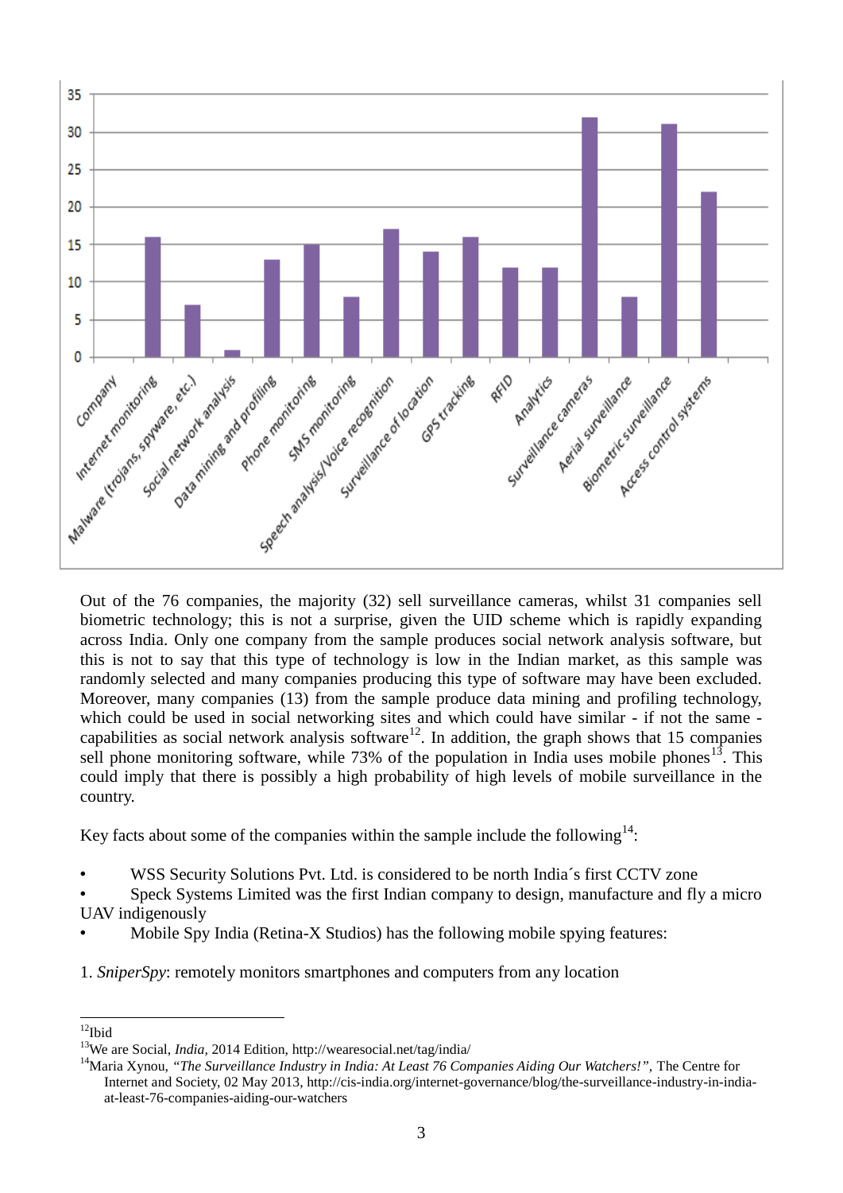| Category | Number of companies |
| --- | --- |
| Company | 0 |
| Internet monitoring | 16 |
| Malware (trojans, spyware, etc.) | 7 |
| Social network analysis | 1 |
| Data mining and profiling | 13 |
| Phone monitoring | 15 |
| SMS monitoring | 8 |
| Speech analysis/Voice recognition | 17 |
| Surveillance of location | 14 |
| GPS tracking | 16 |
| RFID | 12 |
| Analytics | 12 |
| Surveillance cameras | 32 |
| Aerial surveillance | 8 |
| Biometric surveillance | 31 |
| Access control systems | 22 |

Out of the 76 companies, the majority (32) sell surveillance cameras, whilst 31 companies sell biometric technology; this is not a surprise, given the UID scheme which is rapidly expanding across India. Only one company from the sample produces social network analysis software, but this is not to say that this type of technology is low in the Indian market, as this sample was randomly selected and many companies producing this type of software may have been excluded. Moreover, many companies (13) from the sample produce data mining and profiling technology, which could be used in social networking sites and which could have similar - if not the same - capabilities as social network analysis software[12]. In addition, the graph shows that 15 companies sell phone monitoring software, while 73% of the population in India uses mobile phones[13]. This could imply that there is possibly a high probability of high levels of mobile surveillance in the country.

Key facts about some of the companies within the sample include the following[14]:

- WSS Security Solutions Pvt. Ltd. is considered to be north India´s first CCTV zone
- Speck Systems Limited was the first Indian company to design, manufacture and fly a micro UAV indigenously
- Mobile Spy India (Retina-X Studios) has the following mobile spying features:

1. *SniperSpy*: remotely monitors smartphones and computers from any location

---

[12] Ibid

[13] We are Social, *India*, 2014 Edition, http://wearesocial.net/tag/india/

[14] Maria Xynou, *"The Surveillance Industry in India: At Least 76 Companies Aiding Our Watchers!"*, The Centre for Internet and Society, 02 May 2013, http://cis-india.org/internet-governance/blog/the-surveillance-industry-in-india-at-least-76-companies-aiding-our-watchers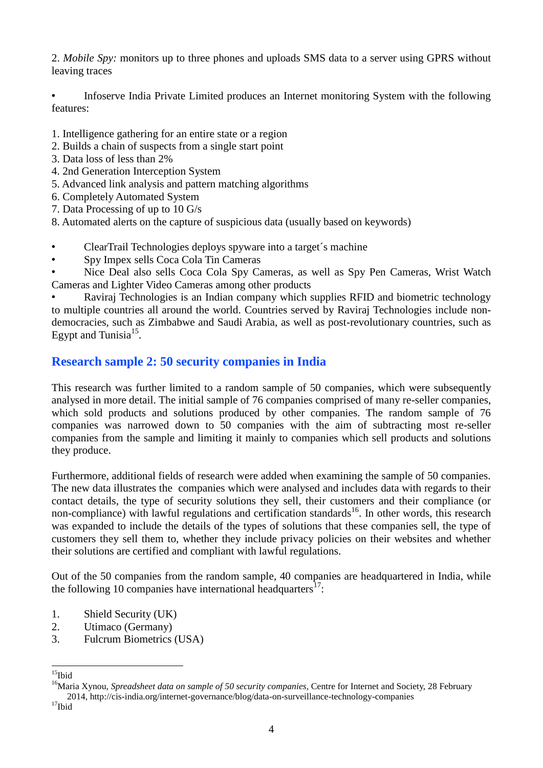2. *Mobile Spy:* monitors up to three phones and uploads SMS data to a server using GPRS without leaving traces

- Infoserve India Private Limited produces an Internet monitoring System with the following features:

1. Intelligence gathering for an entire state or a region
2. Builds a chain of suspects from a single start point
3. Data loss of less than 2%
4. 2nd Generation Interception System
5. Advanced link analysis and pattern matching algorithms
6. Completely Automated System
7. Data Processing of up to 10 G/s
8. Automated alerts on the capture of suspicious data (usually based on keywords)

- ClearTrail Technologies deploys spyware into a target´s machine
- Spy Impex sells Coca Cola Tin Cameras
- Nice Deal also sells Coca Cola Spy Cameras, as well as Spy Pen Cameras, Wrist Watch Cameras and Lighter Video Cameras among other products
- Raviraj Technologies is an Indian company which supplies RFID and biometric technology to multiple countries all around the world. Countries served by Raviraj Technologies include non-democracies, such as Zimbabwe and Saudi Arabia, as well as post-revolutionary countries, such as Egypt and Tunisia[15].

## Research sample 2: 50 security companies in India

This research was further limited to a random sample of 50 companies, which were subsequently analysed in more detail. The initial sample of 76 companies comprised of many re-seller companies, which sold products and solutions produced by other companies. The random sample of 76 companies was narrowed down to 50 companies with the aim of subtracting most re-seller companies from the sample and limiting it mainly to companies which sell products and solutions they produce.

Furthermore, additional fields of research were added when examining the sample of 50 companies. The new data illustrates the companies which were analysed and includes data with regards to their contact details, the type of security solutions they sell, their customers and their compliance (or non-compliance) with lawful regulations and certification standards[16]. In other words, this research was expanded to include the details of the types of solutions that these companies sell, the type of customers they sell them to, whether they include privacy policies on their websites and whether their solutions are certified and compliant with lawful regulations.

Out of the 50 companies from the random sample, 40 companies are headquartered in India, while the following 10 companies have international headquarters[17]:

1. Shield Security (UK)
2. Utimaco (Germany)
3. Fulcrum Biometrics (USA)

---

[15] Ibid

[16] Maria Xynou, *Spreadsheet data on sample of 50 security companies*, Centre for Internet and Society, 28 February 2014, http://cis-india.org/internet-governance/blog/data-on-surveillance-technology-companies

[17] Ibid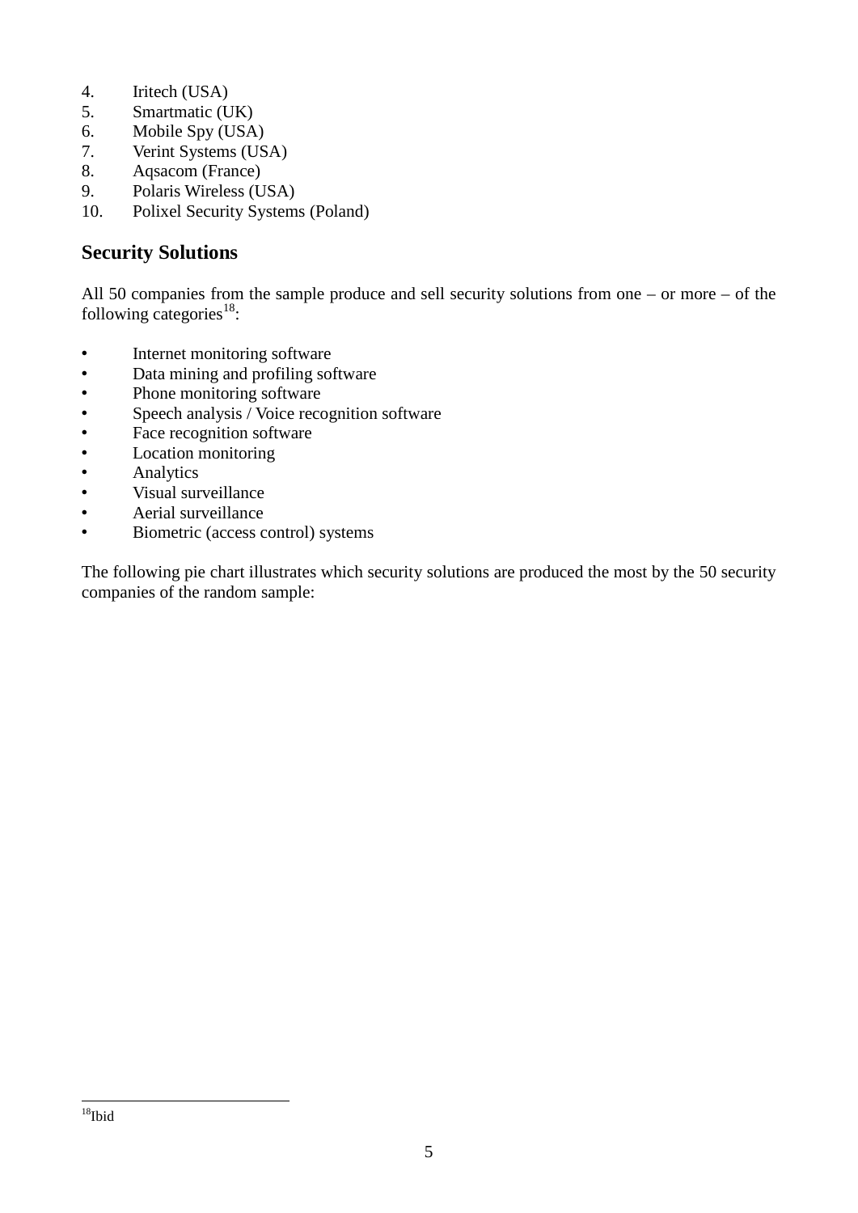4. Iritech (USA)
5. Smartmatic (UK)
6. Mobile Spy (USA)
7. Verint Systems (USA)
8. Aqsacom (France)
9. Polaris Wireless (USA)
10. Polixel Security Systems (Poland)

## Security Solutions

All 50 companies from the sample produce and sell security solutions from one – or more – of the following categories[18]:

- Internet monitoring software
- Data mining and profiling software
- Phone monitoring software
- Speech analysis / Voice recognition software
- Face recognition software
- Location monitoring
- Analytics
- Visual surveillance
- Aerial surveillance
- Biometric (access control) systems

The following pie chart illustrates which security solutions are produced the most by the 50 security companies of the random sample:

[18] Ibid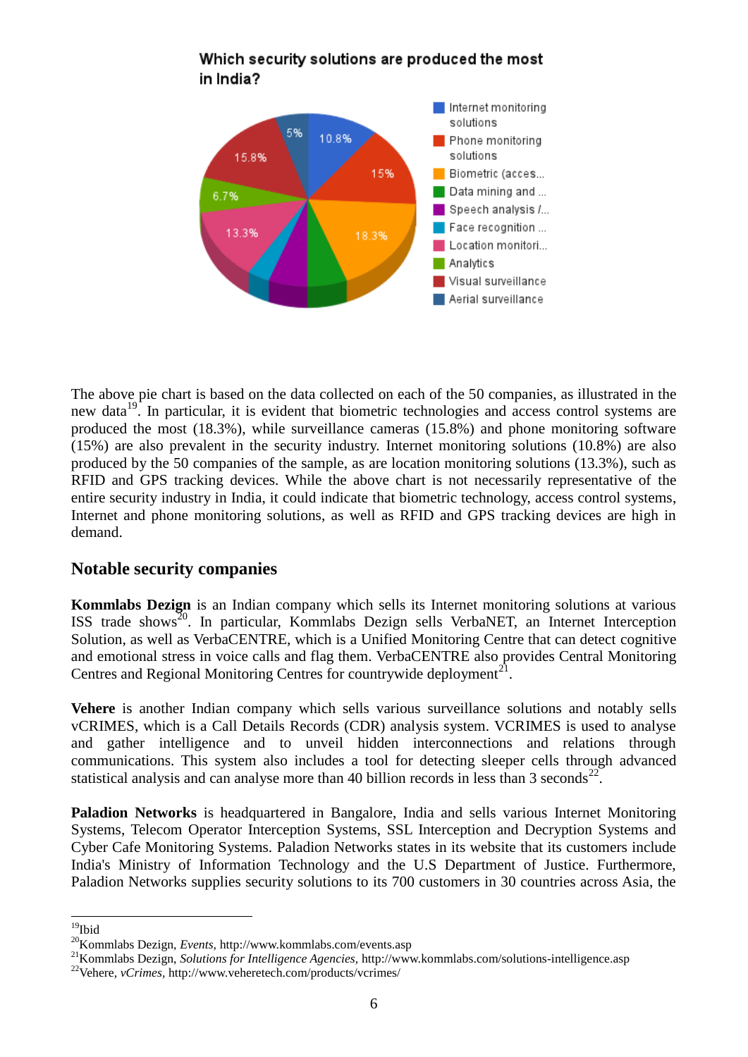Which security solutions are produced the most in India?

- Internet monitoring solutions: 10.8%
- Phone monitoring solutions: 15%
- Biometric (acces...: 18.3%
- Data mining and ...
- Speech analysis /...
- Face recognition ...
- Location monitori...: 13.3%
- Analytics: 6.7%
- Visual surveillance: 15.8%
- Aerial surveillance: 5%

The above pie chart is based on the data collected on each of the 50 companies, as illustrated in the new data[19]. In particular, it is evident that biometric technologies and access control systems are produced the most (18.3%), while surveillance cameras (15.8%) and phone monitoring software (15%) are also prevalent in the security industry. Internet monitoring solutions (10.8%) are also produced by the 50 companies of the sample, as are location monitoring solutions (13.3%), such as RFID and GPS tracking devices. While the above chart is not necessarily representative of the entire security industry in India, it could indicate that biometric technology, access control systems, Internet and phone monitoring solutions, as well as RFID and GPS tracking devices are high in demand.

## Notable security companies

**Kommlabs Dezign** is an Indian company which sells its Internet monitoring solutions at various ISS trade shows[20]. In particular, Kommlabs Dezign sells VerbaNET, an Internet Interception Solution, as well as VerbaCENTRE, which is a Unified Monitoring Centre that can detect cognitive and emotional stress in voice calls and flag them. VerbaCENTRE also provides Central Monitoring Centres and Regional Monitoring Centres for countrywide deployment[21].

**Vehere** is another Indian company which sells various surveillance solutions and notably sells vCRIMES, which is a Call Details Records (CDR) analysis system. VCRIMES is used to analyse and gather intelligence and to unveil hidden interconnections and relations through communications. This system also includes a tool for detecting sleeper cells through advanced statistical analysis and can analyse more than 40 billion records in less than 3 seconds[22].

**Paladion Networks** is headquartered in Bangalore, India and sells various Internet Monitoring Systems, Telecom Operator Interception Systems, SSL Interception and Decryption Systems and Cyber Cafe Monitoring Systems. Paladion Networks states in its website that its customers include India's Ministry of Information Technology and the U.S Department of Justice. Furthermore, Paladion Networks supplies security solutions to its 700 customers in 30 countries across Asia, the

---

[19] Ibid

[20] Kommlabs Dezign, *Events*, http://www.kommlabs.com/events.asp

[21] Kommlabs Dezign, *Solutions for Intelligence Agencies*, http://www.kommlabs.com/solutions-intelligence.asp

[22] Vehere, *vCrimes*, http://www.veheretech.com/products/vcrimes/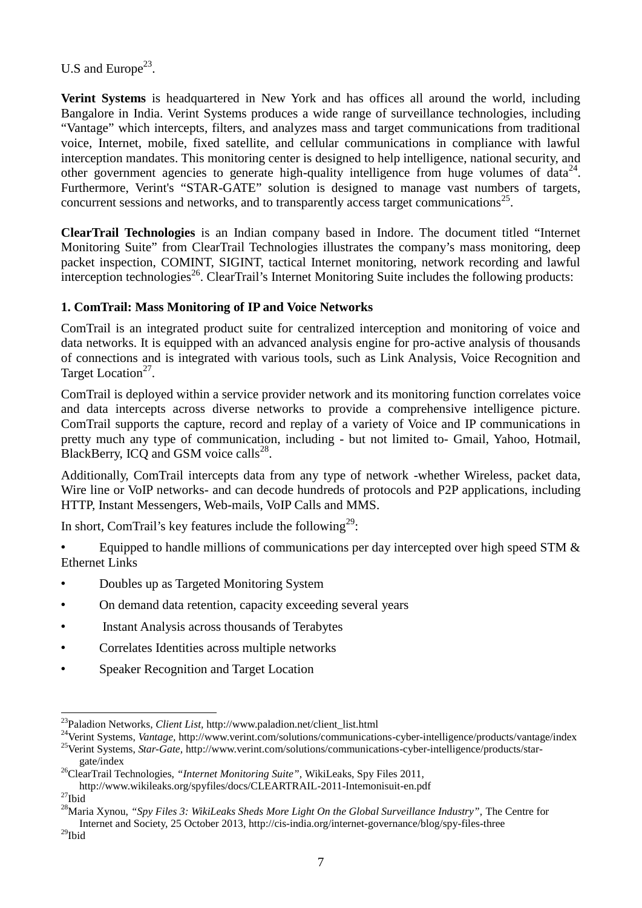U.S and Europe[23].

**Verint Systems** is headquartered in New York and has offices all around the world, including Bangalore in India. Verint Systems produces a wide range of surveillance technologies, including "Vantage" which intercepts, filters, and analyzes mass and target communications from traditional voice, Internet, mobile, fixed satellite, and cellular communications in compliance with lawful interception mandates. This monitoring center is designed to help intelligence, national security, and other government agencies to generate high-quality intelligence from huge volumes of data[24]. Furthermore, Verint's "STAR-GATE" solution is designed to manage vast numbers of targets, concurrent sessions and networks, and to transparently access target communications[25].

**ClearTrail Technologies** is an Indian company based in Indore. The document titled "Internet Monitoring Suite" from ClearTrail Technologies illustrates the company's mass monitoring, deep packet inspection, COMINT, SIGINT, tactical Internet monitoring, network recording and lawful interception technologies[26]. ClearTrail's Internet Monitoring Suite includes the following products:

**1. ComTrail: Mass Monitoring of IP and Voice Networks**

ComTrail is an integrated product suite for centralized interception and monitoring of voice and data networks. It is equipped with an advanced analysis engine for pro-active analysis of thousands of connections and is integrated with various tools, such as Link Analysis, Voice Recognition and Target Location[27].

ComTrail is deployed within a service provider network and its monitoring function correlates voice and data intercepts across diverse networks to provide a comprehensive intelligence picture. ComTrail supports the capture, record and replay of a variety of Voice and IP communications in pretty much any type of communication, including - but not limited to- Gmail, Yahoo, Hotmail, BlackBerry, ICQ and GSM voice calls[28].

Additionally, ComTrail intercepts data from any type of network -whether Wireless, packet data, Wire line or VoIP networks- and can decode hundreds of protocols and P2P applications, including HTTP, Instant Messengers, Web-mails, VoIP Calls and MMS.

In short, ComTrail's key features include the following[29]:

- Equipped to handle millions of communications per day intercepted over high speed STM & Ethernet Links
- Doubles up as Targeted Monitoring System
- On demand data retention, capacity exceeding several years
- Instant Analysis across thousands of Terabytes
- Correlates Identities across multiple networks
- Speaker Recognition and Target Location

---

[23] Paladion Networks, *Client List*, http://www.paladion.net/client_list.html

[24] Verint Systems, *Vantage*, http://www.verint.com/solutions/communications-cyber-intelligence/products/vantage/index

[25] Verint Systems, *Star-Gate*, http://www.verint.com/solutions/communications-cyber-intelligence/products/star-gate/index

[26] ClearTrail Technologies, *"Internet Monitoring Suite"*, WikiLeaks, Spy Files 2011, http://www.wikileaks.org/spyfiles/docs/CLEARTRAIL-2011-Intemonisuit-en.pdf

[27] Ibid

[28] Maria Xynou, *"Spy Files 3: WikiLeaks Sheds More Light On the Global Surveillance Industry"*, The Centre for Internet and Society, 25 October 2013, http://cis-india.org/internet-governance/blog/spy-files-three

[29] Ibid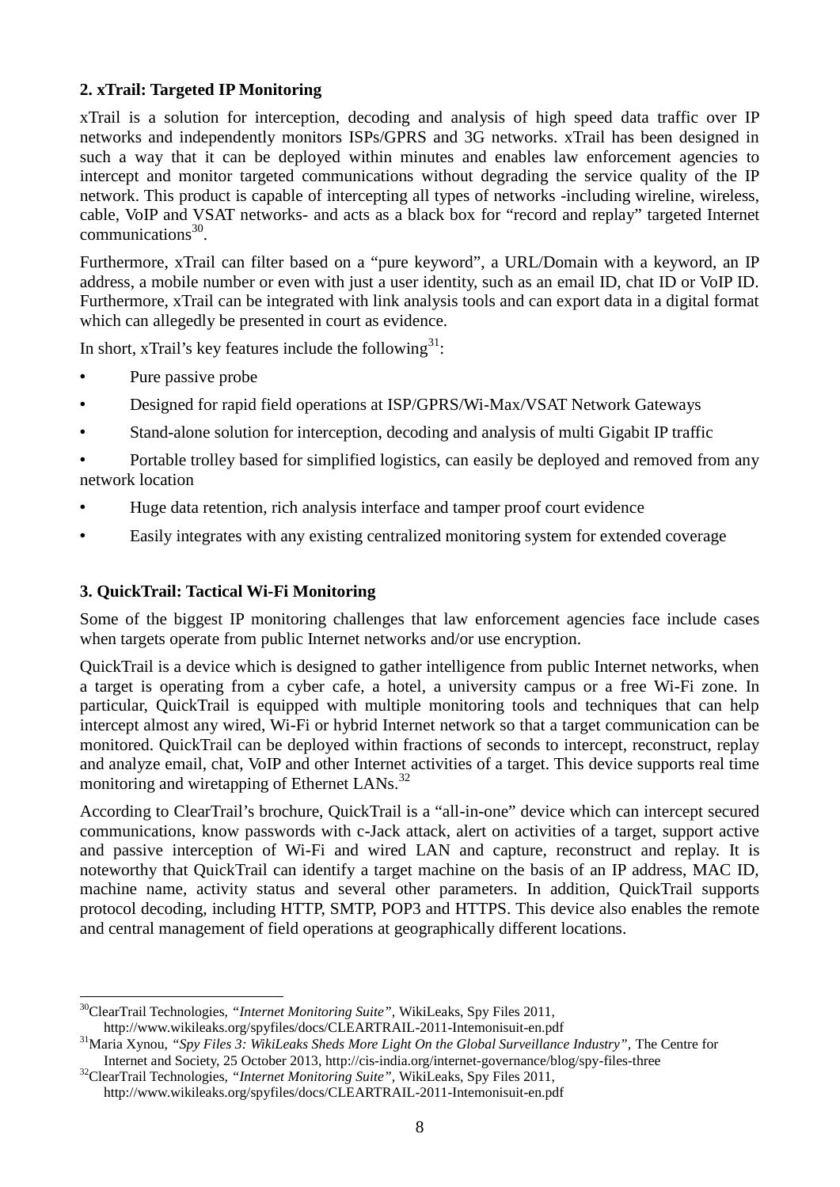### 2. xTrail: Targeted IP Monitoring

xTrail is a solution for interception, decoding and analysis of high speed data traffic over IP networks and independently monitors ISPs/GPRS and 3G networks. xTrail has been designed in such a way that it can be deployed within minutes and enables law enforcement agencies to intercept and monitor targeted communications without degrading the service quality of the IP network. This product is capable of intercepting all types of networks -including wireline, wireless, cable, VoIP and VSAT networks- and acts as a black box for "record and replay" targeted Internet communications[30].

Furthermore, xTrail can filter based on a "pure keyword", a URL/Domain with a keyword, an IP address, a mobile number or even with just a user identity, such as an email ID, chat ID or VoIP ID. Furthermore, xTrail can be integrated with link analysis tools and can export data in a digital format which can allegedly be presented in court as evidence.

In short, xTrail's key features include the following[31]:

- Pure passive probe
- Designed for rapid field operations at ISP/GPRS/Wi-Max/VSAT Network Gateways
- Stand-alone solution for interception, decoding and analysis of multi Gigabit IP traffic
- Portable trolley based for simplified logistics, can easily be deployed and removed from any network location
- Huge data retention, rich analysis interface and tamper proof court evidence
- Easily integrates with any existing centralized monitoring system for extended coverage

### 3. QuickTrail: Tactical Wi-Fi Monitoring

Some of the biggest IP monitoring challenges that law enforcement agencies face include cases when targets operate from public Internet networks and/or use encryption.

QuickTrail is a device which is designed to gather intelligence from public Internet networks, when a target is operating from a cyber cafe, a hotel, a university campus or a free Wi-Fi zone. In particular, QuickTrail is equipped with multiple monitoring tools and techniques that can help intercept almost any wired, Wi-Fi or hybrid Internet network so that a target communication can be monitored. QuickTrail can be deployed within fractions of seconds to intercept, reconstruct, replay and analyze email, chat, VoIP and other Internet activities of a target. This device supports real time monitoring and wiretapping of Ethernet LANs.[32]

According to ClearTrail's brochure, QuickTrail is a "all-in-one" device which can intercept secured communications, know passwords with c-Jack attack, alert on activities of a target, support active and passive interception of Wi-Fi and wired LAN and capture, reconstruct and replay. It is noteworthy that QuickTrail can identify a target machine on the basis of an IP address, MAC ID, machine name, activity status and several other parameters. In addition, QuickTrail supports protocol decoding, including HTTP, SMTP, POP3 and HTTPS. This device also enables the remote and central management of field operations at geographically different locations.

---

[30] ClearTrail Technologies, *"Internet Monitoring Suite"*, WikiLeaks, Spy Files 2011, http://www.wikileaks.org/spyfiles/docs/CLEARTRAIL-2011-Intemonisuit-en.pdf

[31] Maria Xynou, *"Spy Files 3: WikiLeaks Sheds More Light On the Global Surveillance Industry"*, The Centre for Internet and Society, 25 October 2013, http://cis-india.org/internet-governance/blog/spy-files-three

[32] ClearTrail Technologies, *"Internet Monitoring Suite"*, WikiLeaks, Spy Files 2011, http://www.wikileaks.org/spyfiles/docs/CLEARTRAIL-2011-Intemonisuit-en.pdf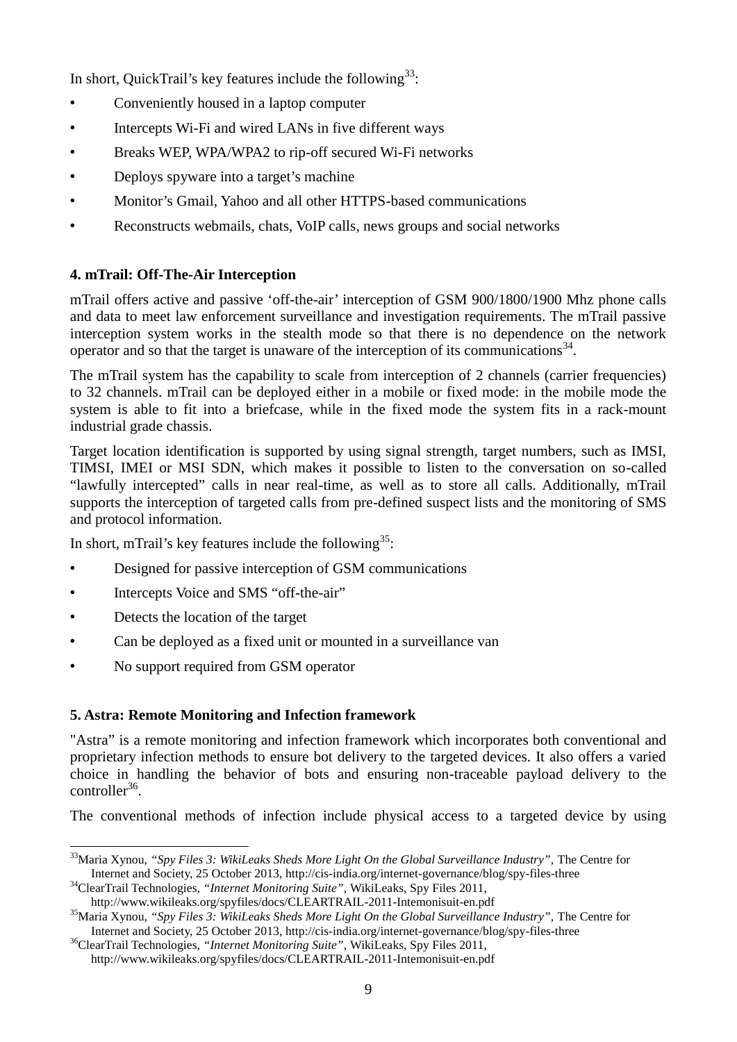In short, QuickTrail's key features include the following[33]:

- Conveniently housed in a laptop computer
- Intercepts Wi-Fi and wired LANs in five different ways
- Breaks WEP, WPA/WPA2 to rip-off secured Wi-Fi networks
- Deploys spyware into a target's machine
- Monitor's Gmail, Yahoo and all other HTTPS-based communications
- Reconstructs webmails, chats, VoIP calls, news groups and social networks

**4. mTrail: Off-The-Air Interception**

mTrail offers active and passive 'off-the-air' interception of GSM 900/1800/1900 Mhz phone calls and data to meet law enforcement surveillance and investigation requirements. The mTrail passive interception system works in the stealth mode so that there is no dependence on the network operator and so that the target is unaware of the interception of its communications[34].

The mTrail system has the capability to scale from interception of 2 channels (carrier frequencies) to 32 channels. mTrail can be deployed either in a mobile or fixed mode: in the mobile mode the system is able to fit into a briefcase, while in the fixed mode the system fits in a rack-mount industrial grade chassis.

Target location identification is supported by using signal strength, target numbers, such as IMSI, TIMSI, IMEI or MSI SDN, which makes it possible to listen to the conversation on so-called "lawfully intercepted" calls in near real-time, as well as to store all calls. Additionally, mTrail supports the interception of targeted calls from pre-defined suspect lists and the monitoring of SMS and protocol information.

In short, mTrail's key features include the following[35]:

- Designed for passive interception of GSM communications
- Intercepts Voice and SMS "off-the-air"
- Detects the location of the target
- Can be deployed as a fixed unit or mounted in a surveillance van
- No support required from GSM operator

**5. Astra: Remote Monitoring and Infection framework**

"Astra" is a remote monitoring and infection framework which incorporates both conventional and proprietary infection methods to ensure bot delivery to the targeted devices. It also offers a varied choice in handling the behavior of bots and ensuring non-traceable payload delivery to the controller[36].

The conventional methods of infection include physical access to a targeted device by using

---

[33] Maria Xynou, *"Spy Files 3: WikiLeaks Sheds More Light On the Global Surveillance Industry"*, The Centre for Internet and Society, 25 October 2013, http://cis-india.org/internet-governance/blog/spy-files-three

[34] ClearTrail Technologies, *"Internet Monitoring Suite"*, WikiLeaks, Spy Files 2011, http://www.wikileaks.org/spyfiles/docs/CLEARTRAIL-2011-Intemonisuit-en.pdf

[35] Maria Xynou, *"Spy Files 3: WikiLeaks Sheds More Light On the Global Surveillance Industry"*, The Centre for Internet and Society, 25 October 2013, http://cis-india.org/internet-governance/blog/spy-files-three

[36] ClearTrail Technologies, *"Internet Monitoring Suite"*, WikiLeaks, Spy Files 2011, http://www.wikileaks.org/spyfiles/docs/CLEARTRAIL-2011-Intemonisuit-en.pdf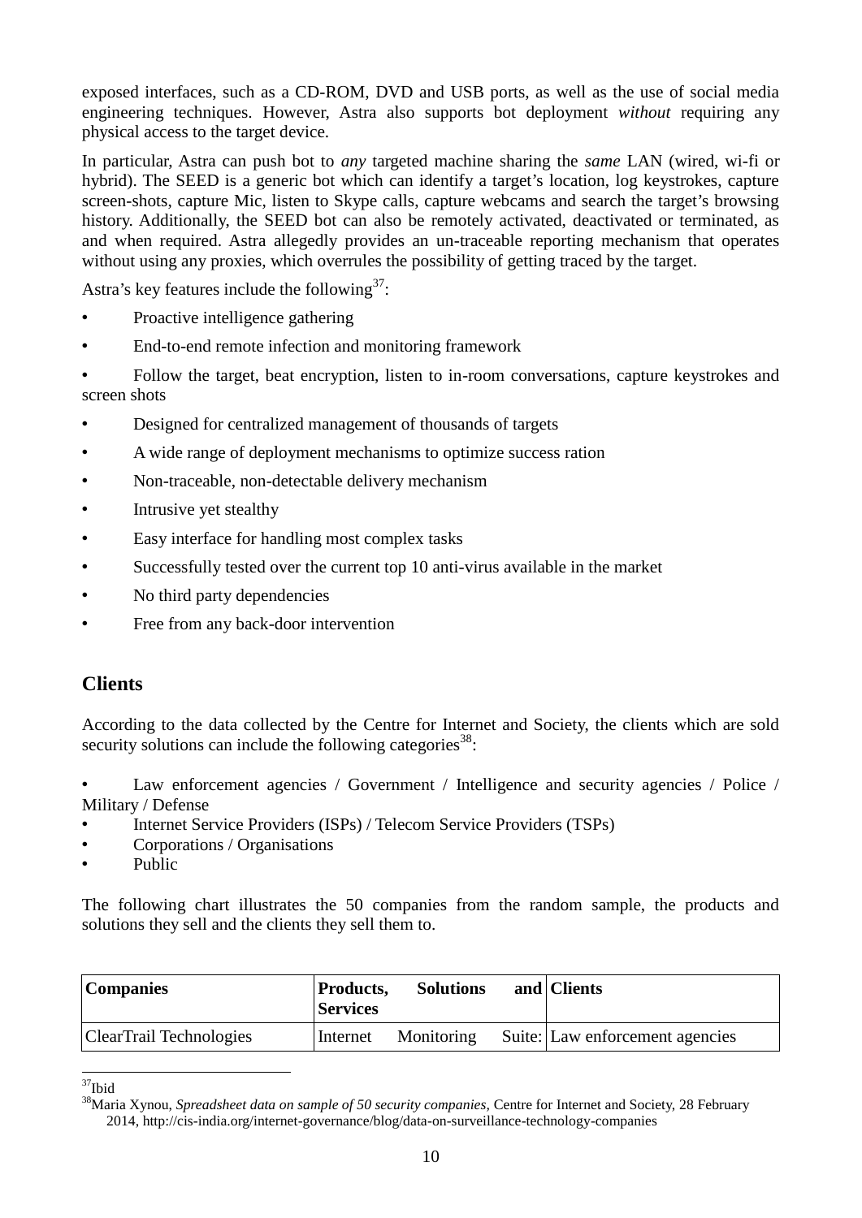exposed interfaces, such as a CD-ROM, DVD and USB ports, as well as the use of social media engineering techniques. However, Astra also supports bot deployment *without* requiring any physical access to the target device.

In particular, Astra can push bot to *any* targeted machine sharing the *same* LAN (wired, wi-fi or hybrid). The SEED is a generic bot which can identify a target's location, log keystrokes, capture screen-shots, capture Mic, listen to Skype calls, capture webcams and search the target's browsing history. Additionally, the SEED bot can also be remotely activated, deactivated or terminated, as and when required. Astra allegedly provides an un-traceable reporting mechanism that operates without using any proxies, which overrules the possibility of getting traced by the target.

Astra's key features include the following[37]:

- Proactive intelligence gathering
- End-to-end remote infection and monitoring framework
- Follow the target, beat encryption, listen to in-room conversations, capture keystrokes and screen shots
- Designed for centralized management of thousands of targets
- A wide range of deployment mechanisms to optimize success ration
- Non-traceable, non-detectable delivery mechanism
- Intrusive yet stealthy
- Easy interface for handling most complex tasks
- Successfully tested over the current top 10 anti-virus available in the market
- No third party dependencies
- Free from any back-door intervention

## Clients

According to the data collected by the Centre for Internet and Society, the clients which are sold security solutions can include the following categories[38]:

- Law enforcement agencies / Government / Intelligence and security agencies / Police / Military / Defense
- Internet Service Providers (ISPs) / Telecom Service Providers (TSPs)
- Corporations / Organisations
- Public

The following chart illustrates the 50 companies from the random sample, the products and solutions they sell and the clients they sell them to.

| Companies | Products, Solutions and Services | Clients |
|---|---|---|
| ClearTrail Technologies | Internet Monitoring Suite: | Law enforcement agencies |

[37] Ibid

[38] Maria Xynou, *Spreadsheet data on sample of 50 security companies,* Centre for Internet and Society, 28 February 2014, http://cis-india.org/internet-governance/blog/data-on-surveillance-technology-companies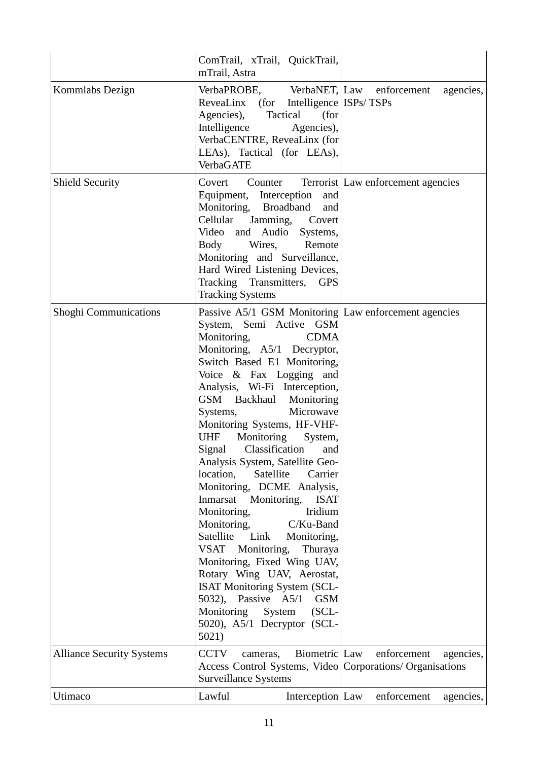| | | |
|---|---|---|
| | ComTrail, xTrail, QuickTrail, mTrail, Astra | |
| Kommlabs Dezign | VerbaPROBE, VerbaNET, ReveaLinx (for Intelligence Agencies), Tactical (for Intelligence Agencies), VerbaCENTRE, ReveaLinx (for LEAs), Tactical (for LEAs), VerbaGATE | Law enforcement agencies, ISPs/ TSPs |
| Shield Security | Covert Counter Terrorist Equipment, Interception and Monitoring, Broadband and Cellular Jamming, Covert Video and Audio Systems, Body Wires, Remote Monitoring and Surveillance, Hard Wired Listening Devices, Tracking Transmitters, GPS Tracking Systems | Law enforcement agencies |
| Shoghi Communications | Passive A5/1 GSM Monitoring System, Semi Active GSM Monitoring, CDMA Monitoring, A5/1 Decryptor, Switch Based E1 Monitoring, Voice & Fax Logging and Analysis, Wi-Fi Interception, GSM Backhaul Monitoring Systems, Microwave Monitoring Systems, HF-VHF-UHF Monitoring System, Signal Classification and Analysis System, Satellite Geo-location, Satellite Carrier Monitoring, DCME Analysis, Inmarsat Monitoring, ISAT Monitoring, Iridium Monitoring, C/Ku-Band Satellite Link Monitoring, VSAT Monitoring, Thuraya Monitoring, Fixed Wing UAV, Rotary Wing UAV, Aerostat, ISAT Monitoring System (SCL-5032), Passive A5/1 GSM Monitoring System (SCL-5020), A5/1 Decryptor (SCL-5021) | Law enforcement agencies |
| Alliance Security Systems | CCTV cameras, Biometric Access Control Systems, Video Surveillance Systems | Law enforcement agencies, Corporations/ Organisations |
| Utimaco | Lawful Interception | Law enforcement agencies, |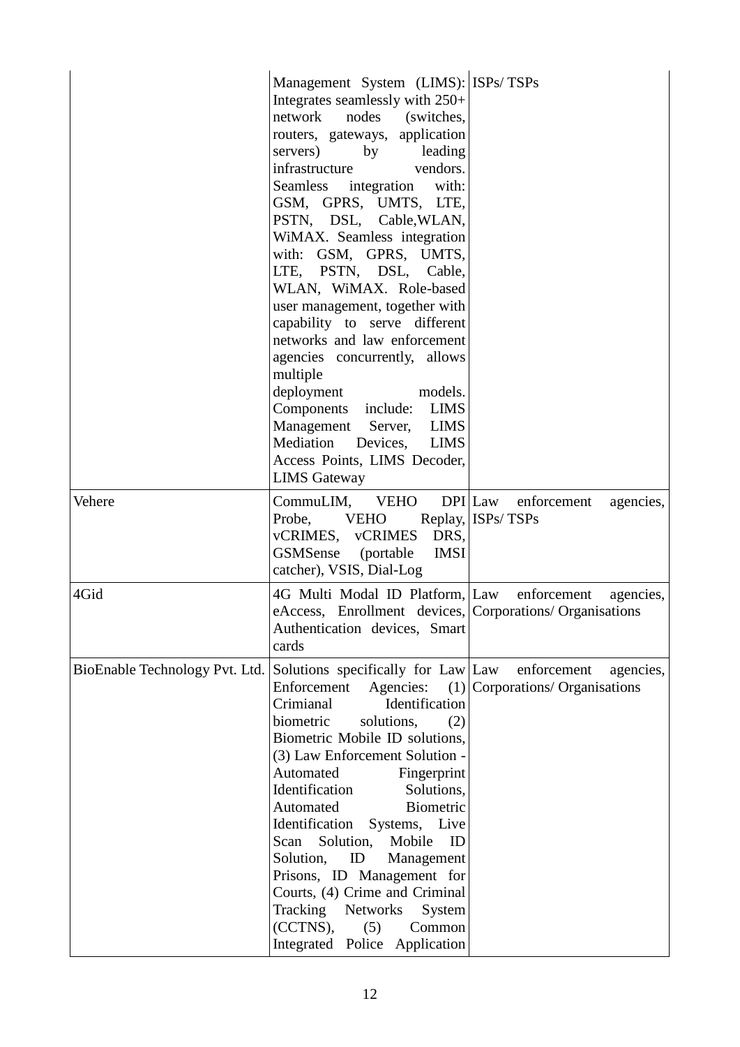| | | |
|---|---|---|
| | Management System (LIMS): Integrates seamlessly with 250+ network nodes (switches, routers, gateways, application servers) by leading infrastructure vendors. Seamless integration with: GSM, GPRS, UMTS, LTE, PSTN, DSL, Cable,WLAN, WiMAX. Seamless integration with: GSM, GPRS, UMTS, LTE, PSTN, DSL, Cable, WLAN, WiMAX. Role-based user management, together with capability to serve different networks and law enforcement agencies concurrently, allows multiple deployment models. Components include: LIMS Management Server, LIMS Mediation Devices, LIMS Access Points, LIMS Decoder, LIMS Gateway | ISPs/ TSPs |
| Vehere | CommuLIM, VEHO DPI Probe, VEHO Replay, vCRIMES, vCRIMES DRS, GSMSense (portable IMSI catcher), VSIS, Dial-Log | Law enforcement agencies, ISPs/ TSPs |
| 4Gid | 4G Multi Modal ID Platform, eAccess, Enrollment devices, Authentication devices, Smart cards | Law enforcement agencies, Corporations/ Organisations |
| BioEnable Technology Pvt. Ltd. | Solutions specifically for Law Enforcement Agencies: (1) Crimianal Identification biometric solutions, (2) Biometric Mobile ID solutions, (3) Law Enforcement Solution - Automated Fingerprint Identification Solutions, Automated Biometric Identification Systems, Live Scan Solution, Mobile ID Solution, ID Management Prisons, ID Management for Courts, (4) Crime and Criminal Tracking Networks System (CCTNS), (5) Common Integrated Police Application | Law enforcement agencies, Corporations/ Organisations |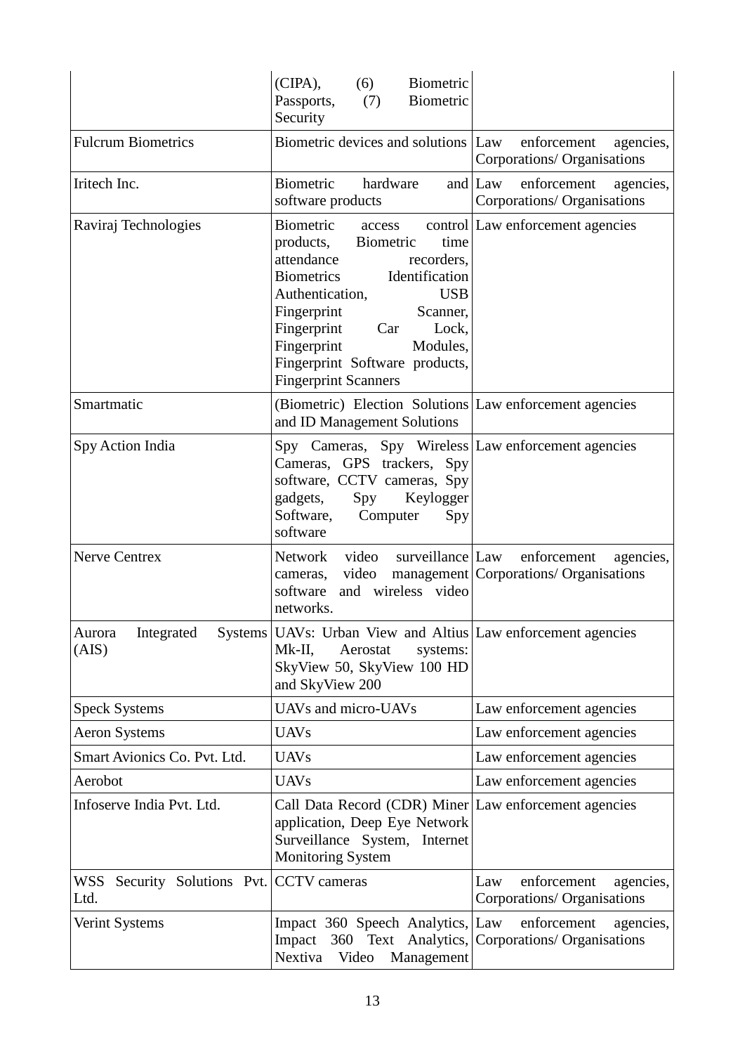| | | |
|---|---|---|
| | (CIPA), (6) Biometric Passports, (7) Biometric Security | |
| Fulcrum Biometrics | Biometric devices and solutions | Law enforcement agencies, Corporations/ Organisations |
| Iritech Inc. | Biometric hardware and software products | Law enforcement agencies, Corporations/ Organisations |
| Raviraj Technologies | Biometric access control products, Biometric time attendance recorders, Biometrics Identification Authentication, USB Fingerprint Scanner, Fingerprint Car Lock, Fingerprint Modules, Fingerprint Software products, Fingerprint Scanners | Law enforcement agencies |
| Smartmatic | (Biometric) Election Solutions and ID Management Solutions | Law enforcement agencies |
| Spy Action India | Spy Cameras, Spy Wireless Cameras, GPS trackers, Spy software, CCTV cameras, Spy gadgets, Spy Keylogger Software, Computer Spy software | Law enforcement agencies |
| Nerve Centrex | Network video surveillance cameras, video management software and wireless video networks. | Law enforcement agencies, Corporations/ Organisations |
| Aurora Integrated Systems (AIS) | UAVs: Urban View and Altius Mk-II, Aerostat systems: SkyView 50, SkyView 100 HD and SkyView 200 | Law enforcement agencies |
| Speck Systems | UAVs and micro-UAVs | Law enforcement agencies |
| Aeron Systems | UAVs | Law enforcement agencies |
| Smart Avionics Co. Pvt. Ltd. | UAVs | Law enforcement agencies |
| Aerobot | UAVs | Law enforcement agencies |
| Infoserve India Pvt. Ltd. | Call Data Record (CDR) Miner application, Deep Eye Network Surveillance System, Internet Monitoring System | Law enforcement agencies |
| WSS Security Solutions Pvt. Ltd. | CCTV cameras | Law enforcement agencies, Corporations/ Organisations |
| Verint Systems | Impact 360 Speech Analytics, Impact 360 Text Analytics, Nextiva Video Management | Law enforcement agencies, Corporations/ Organisations |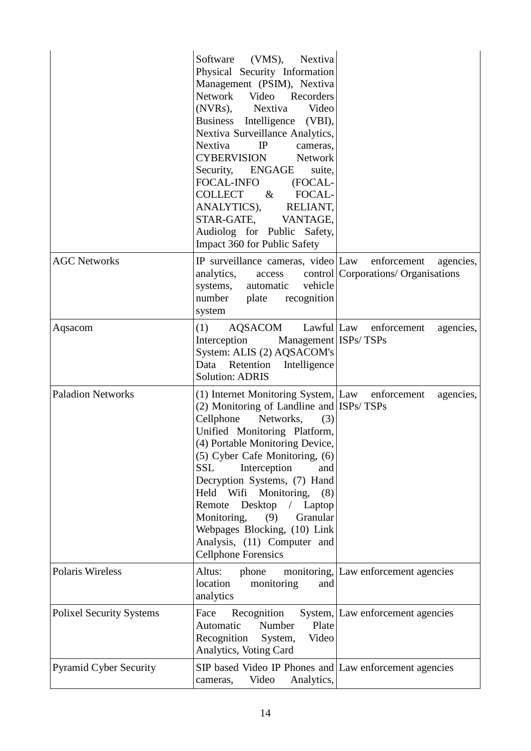| | | |
|---|---|---|
| | Software (VMS), Nextiva Physical Security Information Management (PSIM), Nextiva Network Video Recorders (NVRs), Nextiva Video Business Intelligence (VBI), Nextiva Surveillance Analytics, Nextiva IP cameras, CYBERVISION Network Security, ENGAGE suite, FOCAL-INFO (FOCAL-COLLECT & FOCAL-ANALYTICS), RELIANT, STAR-GATE, VANTAGE, Audiolog for Public Safety, Impact 360 for Public Safety | |
| AGC Networks | IP surveillance cameras, video analytics, access control systems, automatic vehicle number plate recognition system | Law enforcement agencies, Corporations/ Organisations |
| Aqsacom | (1) AQSACOM Lawful Interception Management System: ALIS (2) AQSACOM's Data Retention Intelligence Solution: ADRIS | Law enforcement agencies, ISPs/ TSPs |
| Paladion Networks | (1) Internet Monitoring System, (2) Monitoring of Landline and Cellphone Networks, (3) Unified Monitoring Platform, (4) Portable Monitoring Device, (5) Cyber Cafe Monitoring, (6) SSL Interception and Decryption Systems, (7) Hand Held Wifi Monitoring, (8) Remote Desktop / Laptop Monitoring, (9) Granular Webpages Blocking, (10) Link Analysis, (11) Computer and Cellphone Forensics | Law enforcement agencies, ISPs/ TSPs |
| Polaris Wireless | Altus: phone monitoring, location monitoring and analytics | Law enforcement agencies |
| Polixel Security Systems | Face Recognition System, Automatic Number Plate Recognition System, Video Analytics, Voting Card | Law enforcement agencies |
| Pyramid Cyber Security | SIP based Video IP Phones and cameras, Video Analytics, | Law enforcement agencies |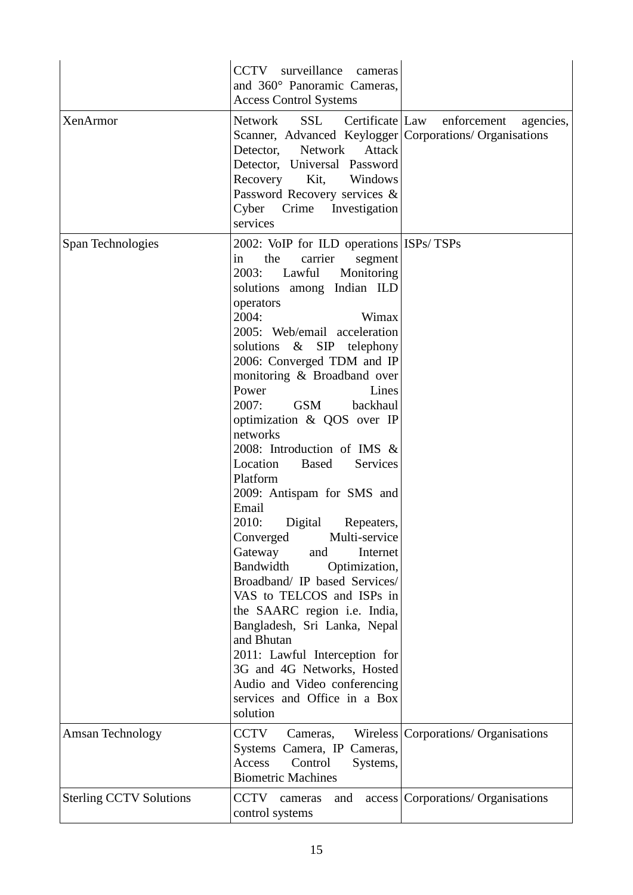| | | |
|---|---|---|
| | CCTV surveillance cameras and 360° Panoramic Cameras, Access Control Systems | |
| XenArmor | Network SSL Certificate Scanner, Advanced Keylogger Detector, Network Attack Detector, Universal Password Recovery Kit, Windows Password Recovery services & Cyber Crime Investigation services | Law enforcement agencies, Corporations/ Organisations |
| Span Technologies | 2002: VoIP for ILD operations in the carrier segment<br>2003: Lawful Monitoring solutions among Indian ILD operators<br>2004: Wimax<br>2005: Web/email acceleration solutions & SIP telephony<br>2006: Converged TDM and IP monitoring & Broadband over Power Lines<br>2007: GSM backhaul optimization & QOS over IP networks<br>2008: Introduction of IMS & Location Based Services Platform<br>2009: Antispam for SMS and Email<br>2010: Digital Repeaters, Converged Multi-service Gateway and Internet Bandwidth Optimization, Broadband/ IP based Services/ VAS to TELCOS and ISPs in the SAARC region i.e. India, Bangladesh, Sri Lanka, Nepal and Bhutan<br>2011: Lawful Interception for 3G and 4G Networks, Hosted Audio and Video conferencing services and Office in a Box solution | ISPs/ TSPs |
| Amsan Technology | CCTV Cameras, Wireless Systems Camera, IP Cameras, Access Control Systems, Biometric Machines | Corporations/ Organisations |
| Sterling CCTV Solutions | CCTV cameras and access control systems | Corporations/ Organisations |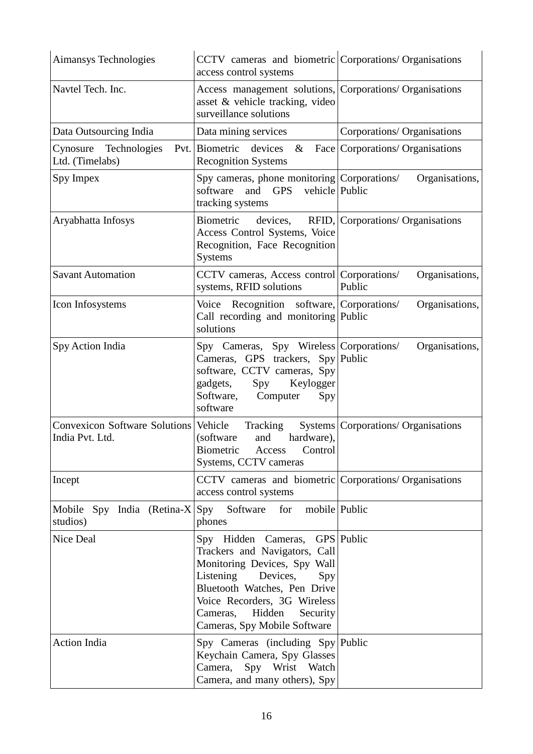| | | |
|---|---|---|
| Aimansys Technologies | CCTV cameras and biometric access control systems | Corporations/ Organisations |
| Navtel Tech. Inc. | Access management solutions, asset & vehicle tracking, video surveillance solutions | Corporations/ Organisations |
| Data Outsourcing India | Data mining services | Corporations/ Organisations |
| Cynosure Technologies Pvt. Ltd. (Timelabs) | Biometric devices & Face Recognition Systems | Corporations/ Organisations |
| Spy Impex | Spy cameras, phone monitoring software and GPS vehicle tracking systems | Corporations/ Organisations, Public |
| Aryabhatta Infosys | Biometric devices, RFID, Access Control Systems, Voice Recognition, Face Recognition Systems | Corporations/ Organisations |
| Savant Automation | CCTV cameras, Access control systems, RFID solutions | Corporations/ Organisations, Public |
| Icon Infosystems | Voice Recognition software, Call recording and monitoring solutions | Corporations/ Organisations, Public |
| Spy Action India | Spy Cameras, Spy Wireless Cameras, GPS trackers, Spy software, CCTV cameras, Spy gadgets, Spy Keylogger Software, Computer Spy software | Corporations/ Organisations, Public |
| Convexicon Software Solutions India Pvt. Ltd. | Vehicle Tracking Systems (software and hardware), Biometric Access Control Systems, CCTV cameras | Corporations/ Organisations |
| Incept | CCTV cameras and biometric access control systems | Corporations/ Organisations |
| Mobile Spy India (Retina-X studios) | Spy Software for mobile phones | Public |
| Nice Deal | Spy Hidden Cameras, GPS Trackers and Navigators, Call Monitoring Devices, Spy Wall Listening Devices, Spy Bluetooth Watches, Pen Drive Voice Recorders, 3G Wireless Cameras, Hidden Security Cameras, Spy Mobile Software | Public |
| Action India | Spy Cameras (including Spy Keychain Camera, Spy Glasses Camera, Spy Wrist Watch Camera, and many others), Spy | Public |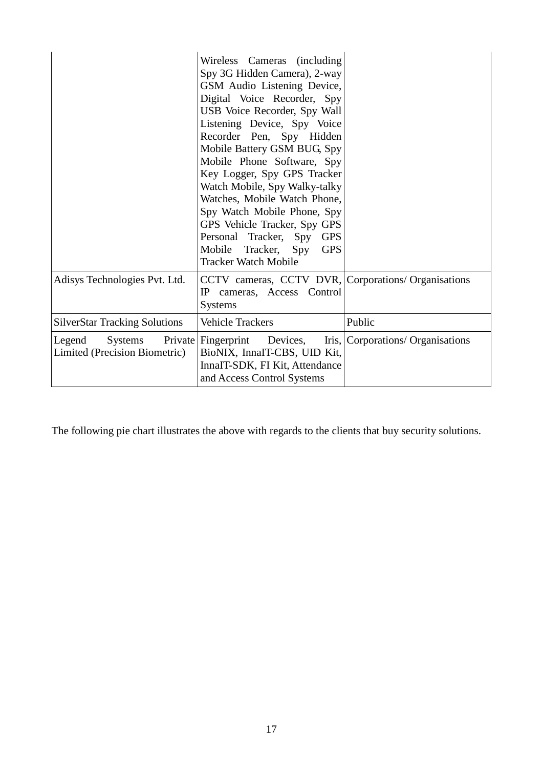| | | |
|---|---|---|
| | Wireless Cameras (including Spy 3G Hidden Camera), 2-way GSM Audio Listening Device, Digital Voice Recorder, Spy USB Voice Recorder, Spy Wall Listening Device, Spy Voice Recorder Pen, Spy Hidden Mobile Battery GSM BUG, Spy Mobile Phone Software, Spy Key Logger, Spy GPS Tracker Watch Mobile, Spy Walky-talky Watches, Mobile Watch Phone, Spy Watch Mobile Phone, Spy GPS Vehicle Tracker, Spy GPS Personal Tracker, Spy GPS Mobile Tracker, Spy GPS Tracker Watch Mobile | |
| Adisys Technologies Pvt. Ltd. | CCTV cameras, CCTV DVR, IP cameras, Access Control Systems | Corporations/ Organisations |
| SilverStar Tracking Solutions | Vehicle Trackers | Public |
| Legend Systems Private Limited (Precision Biometric) | Fingerprint Devices, Iris, BioNIX, InnaIT-CBS, UID Kit, InnaIT-SDK, FI Kit, Attendance and Access Control Systems | Corporations/ Organisations |

The following pie chart illustrates the above with regards to the clients that buy security solutions.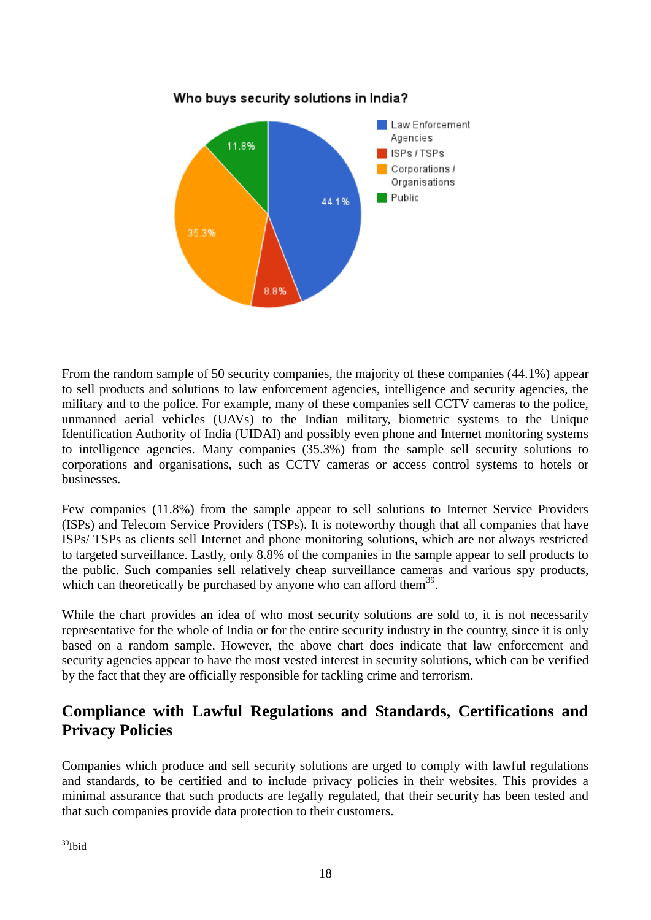**Who buys security solutions in India?**

- Law Enforcement Agencies: 44.1%
- ISPs / TSPs: 8.8%
- Corporations / Organisations: 35.3%
- Public: 11.8%

From the random sample of 50 security companies, the majority of these companies (44.1%) appear to sell products and solutions to law enforcement agencies, intelligence and security agencies, the military and to the police. For example, many of these companies sell CCTV cameras to the police, unmanned aerial vehicles (UAVs) to the Indian military, biometric systems to the Unique Identification Authority of India (UIDAI) and possibly even phone and Internet monitoring systems to intelligence agencies. Many companies (35.3%) from the sample sell security solutions to corporations and organisations, such as CCTV cameras or access control systems to hotels or businesses.

Few companies (11.8%) from the sample appear to sell solutions to Internet Service Providers (ISPs) and Telecom Service Providers (TSPs). It is noteworthy though that all companies that have ISPs/ TSPs as clients sell Internet and phone monitoring solutions, which are not always restricted to targeted surveillance. Lastly, only 8.8% of the companies in the sample appear to sell products to the public. Such companies sell relatively cheap surveillance cameras and various spy products, which can theoretically be purchased by anyone who can afford them[39].

While the chart provides an idea of who most security solutions are sold to, it is not necessarily representative for the whole of India or for the entire security industry in the country, since it is only based on a random sample. However, the above chart does indicate that law enforcement and security agencies appear to have the most vested interest in security solutions, which can be verified by the fact that they are officially responsible for tackling crime and terrorism.

## Compliance with Lawful Regulations and Standards, Certifications and Privacy Policies

Companies which produce and sell security solutions are urged to comply with lawful regulations and standards, to be certified and to include privacy policies in their websites. This provides a minimal assurance that such products are legally regulated, that their security has been tested and that such companies provide data protection to their customers.

---

[39] Ibid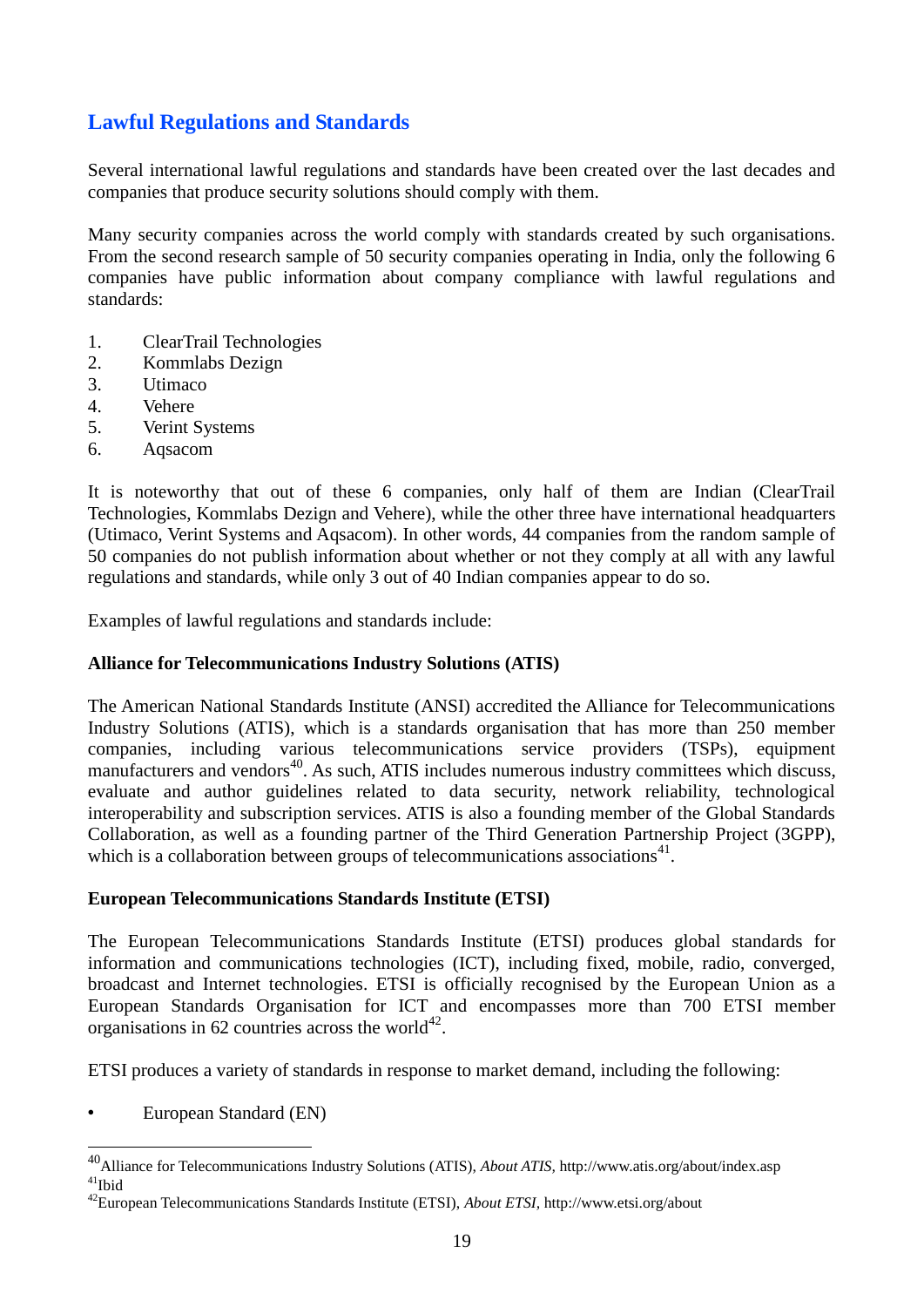## Lawful Regulations and Standards

Several international lawful regulations and standards have been created over the last decades and companies that produce security solutions should comply with them.

Many security companies across the world comply with standards created by such organisations. From the second research sample of 50 security companies operating in India, only the following 6 companies have public information about company compliance with lawful regulations and standards:

1. ClearTrail Technologies
2. Kommlabs Dezign
3. Utimaco
4. Vehere
5. Verint Systems
6. Aqsacom

It is noteworthy that out of these 6 companies, only half of them are Indian (ClearTrail Technologies, Kommlabs Dezign and Vehere), while the other three have international headquarters (Utimaco, Verint Systems and Aqsacom). In other words, 44 companies from the random sample of 50 companies do not publish information about whether or not they comply at all with any lawful regulations and standards, while only 3 out of 40 Indian companies appear to do so.

Examples of lawful regulations and standards include:

**Alliance for Telecommunications Industry Solutions (ATIS)**

The American National Standards Institute (ANSI) accredited the Alliance for Telecommunications Industry Solutions (ATIS), which is a standards organisation that has more than 250 member companies, including various telecommunications service providers (TSPs), equipment manufacturers and vendors[40]. As such, ATIS includes numerous industry committees which discuss, evaluate and author guidelines related to data security, network reliability, technological interoperability and subscription services. ATIS is also a founding member of the Global Standards Collaboration, as well as a founding partner of the Third Generation Partnership Project (3GPP), which is a collaboration between groups of telecommunications associations[41].

**European Telecommunications Standards Institute (ETSI)**

The European Telecommunications Standards Institute (ETSI) produces global standards for information and communications technologies (ICT), including fixed, mobile, radio, converged, broadcast and Internet technologies. ETSI is officially recognised by the European Union as a European Standards Organisation for ICT and encompasses more than 700 ETSI member organisations in 62 countries across the world[42].

ETSI produces a variety of standards in response to market demand, including the following:

- European Standard (EN)

---

[40] Alliance for Telecommunications Industry Solutions (ATIS), *About ATIS*, http://www.atis.org/about/index.asp

[41] Ibid

[42] European Telecommunications Standards Institute (ETSI), *About ETSI*, http://www.etsi.org/about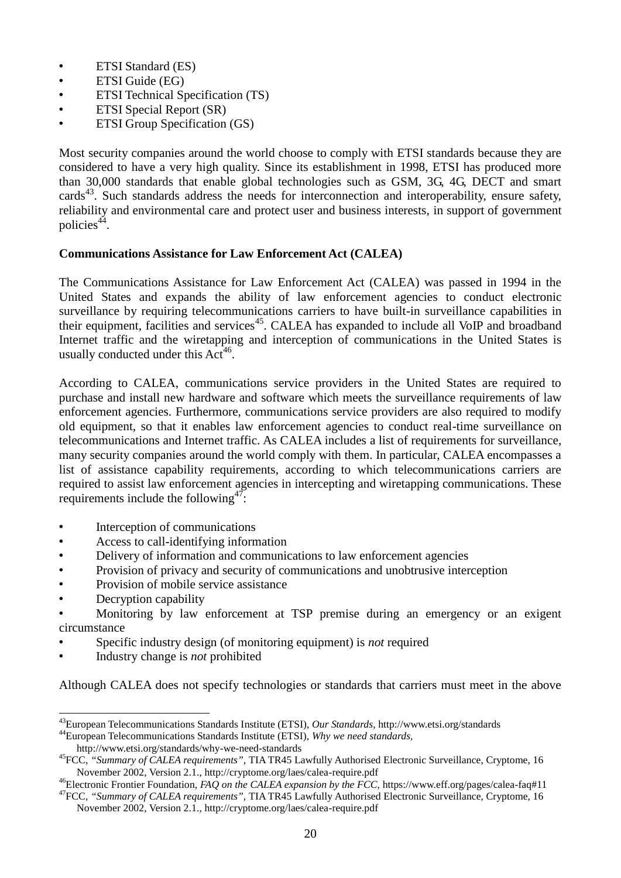- ETSI Standard (ES)
- ETSI Guide (EG)
- ETSI Technical Specification (TS)
- ETSI Special Report (SR)
- ETSI Group Specification (GS)

Most security companies around the world choose to comply with ETSI standards because they are considered to have a very high quality. Since its establishment in 1998, ETSI has produced more than 30,000 standards that enable global technologies such as GSM, 3G, 4G, DECT and smart cards[43]. Such standards address the needs for interconnection and interoperability, ensure safety, reliability and environmental care and protect user and business interests, in support of government policies[44].

**Communications Assistance for Law Enforcement Act (CALEA)**

The Communications Assistance for Law Enforcement Act (CALEA) was passed in 1994 in the United States and expands the ability of law enforcement agencies to conduct electronic surveillance by requiring telecommunications carriers to have built-in surveillance capabilities in their equipment, facilities and services[45]. CALEA has expanded to include all VoIP and broadband Internet traffic and the wiretapping and interception of communications in the United States is usually conducted under this Act[46].

According to CALEA, communications service providers in the United States are required to purchase and install new hardware and software which meets the surveillance requirements of law enforcement agencies. Furthermore, communications service providers are also required to modify old equipment, so that it enables law enforcement agencies to conduct real-time surveillance on telecommunications and Internet traffic. As CALEA includes a list of requirements for surveillance, many security companies around the world comply with them. In particular, CALEA encompasses a list of assistance capability requirements, according to which telecommunications carriers are required to assist law enforcement agencies in intercepting and wiretapping communications. These requirements include the following[47]:

- Interception of communications
- Access to call-identifying information
- Delivery of information and communications to law enforcement agencies
- Provision of privacy and security of communications and unobtrusive interception
- Provision of mobile service assistance
- Decryption capability
- Monitoring by law enforcement at TSP premise during an emergency or an exigent circumstance
- Specific industry design (of monitoring equipment) is *not* required
- Industry change is *not* prohibited

Although CALEA does not specify technologies or standards that carriers must meet in the above

---

[43] European Telecommunications Standards Institute (ETSI), *Our Standards*, http://www.etsi.org/standards

[44] European Telecommunications Standards Institute (ETSI), *Why we need standards*, http://www.etsi.org/standards/why-we-need-standards

[45] FCC, *"Summary of CALEA requirements"*, TIA TR45 Lawfully Authorised Electronic Surveillance, Cryptome, 16 November 2002, Version 2.1., http://cryptome.org/laes/calea-require.pdf

[46] Electronic Frontier Foundation, *FAQ on the CALEA expansion by the FCC*, https://www.eff.org/pages/calea-faq#11

[47] FCC, *"Summary of CALEA requirements"*, TIA TR45 Lawfully Authorised Electronic Surveillance, Cryptome, 16 November 2002, Version 2.1., http://cryptome.org/laes/calea-require.pdf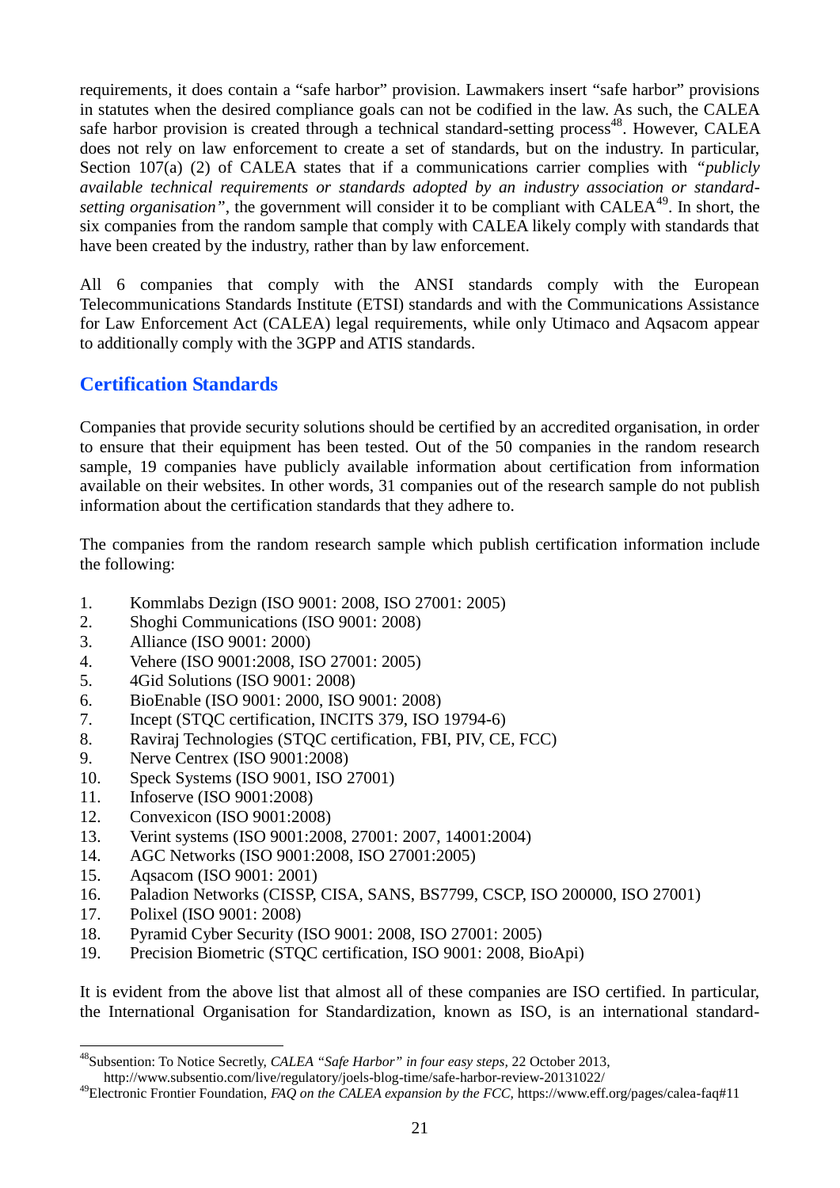requirements, it does contain a "safe harbor" provision. Lawmakers insert "safe harbor" provisions in statutes when the desired compliance goals can not be codified in the law. As such, the CALEA safe harbor provision is created through a technical standard-setting process[48]. However, CALEA does not rely on law enforcement to create a set of standards, but on the industry. In particular, Section 107(a) (2) of CALEA states that if a communications carrier complies with *"publicly available technical requirements or standards adopted by an industry association or standard-setting organisation"*, the government will consider it to be compliant with CALEA[49]. In short, the six companies from the random sample that comply with CALEA likely comply with standards that have been created by the industry, rather than by law enforcement.

All 6 companies that comply with the ANSI standards comply with the European Telecommunications Standards Institute (ETSI) standards and with the Communications Assistance for Law Enforcement Act (CALEA) legal requirements, while only Utimaco and Aqsacom appear to additionally comply with the 3GPP and ATIS standards.

## Certification Standards

Companies that provide security solutions should be certified by an accredited organisation, in order to ensure that their equipment has been tested. Out of the 50 companies in the random research sample, 19 companies have publicly available information about certification from information available on their websites. In other words, 31 companies out of the research sample do not publish information about the certification standards that they adhere to.

The companies from the random research sample which publish certification information include the following:

1. Kommlabs Dezign (ISO 9001: 2008, ISO 27001: 2005)
2. Shoghi Communications (ISO 9001: 2008)
3. Alliance (ISO 9001: 2000)
4. Vehere (ISO 9001:2008, ISO 27001: 2005)
5. 4Gid Solutions (ISO 9001: 2008)
6. BioEnable (ISO 9001: 2000, ISO 9001: 2008)
7. Incept (STQC certification, INCITS 379, ISO 19794-6)
8. Raviraj Technologies (STQC certification, FBI, PIV, CE, FCC)
9. Nerve Centrex (ISO 9001:2008)
10. Speck Systems (ISO 9001, ISO 27001)
11. Infoserve (ISO 9001:2008)
12. Convexicon (ISO 9001:2008)
13. Verint systems (ISO 9001:2008, 27001: 2007, 14001:2004)
14. AGC Networks (ISO 9001:2008, ISO 27001:2005)
15. Aqsacom (ISO 9001: 2001)
16. Paladion Networks (CISSP, CISA, SANS, BS7799, CSCP, ISO 200000, ISO 27001)
17. Polixel (ISO 9001: 2008)
18. Pyramid Cyber Security (ISO 9001: 2008, ISO 27001: 2005)
19. Precision Biometric (STQC certification, ISO 9001: 2008, BioApi)

It is evident from the above list that almost all of these companies are ISO certified. In particular, the International Organisation for Standardization, known as ISO, is an international standard-

---

[48] Subsention: To Notice Secretly, *CALEA "Safe Harbor" in four easy steps*, 22 October 2013, http://www.subsentio.com/live/regulatory/joels-blog-time/safe-harbor-review-20131022/

[49] Electronic Frontier Foundation, *FAQ on the CALEA expansion by the FCC*, https://www.eff.org/pages/calea-faq#11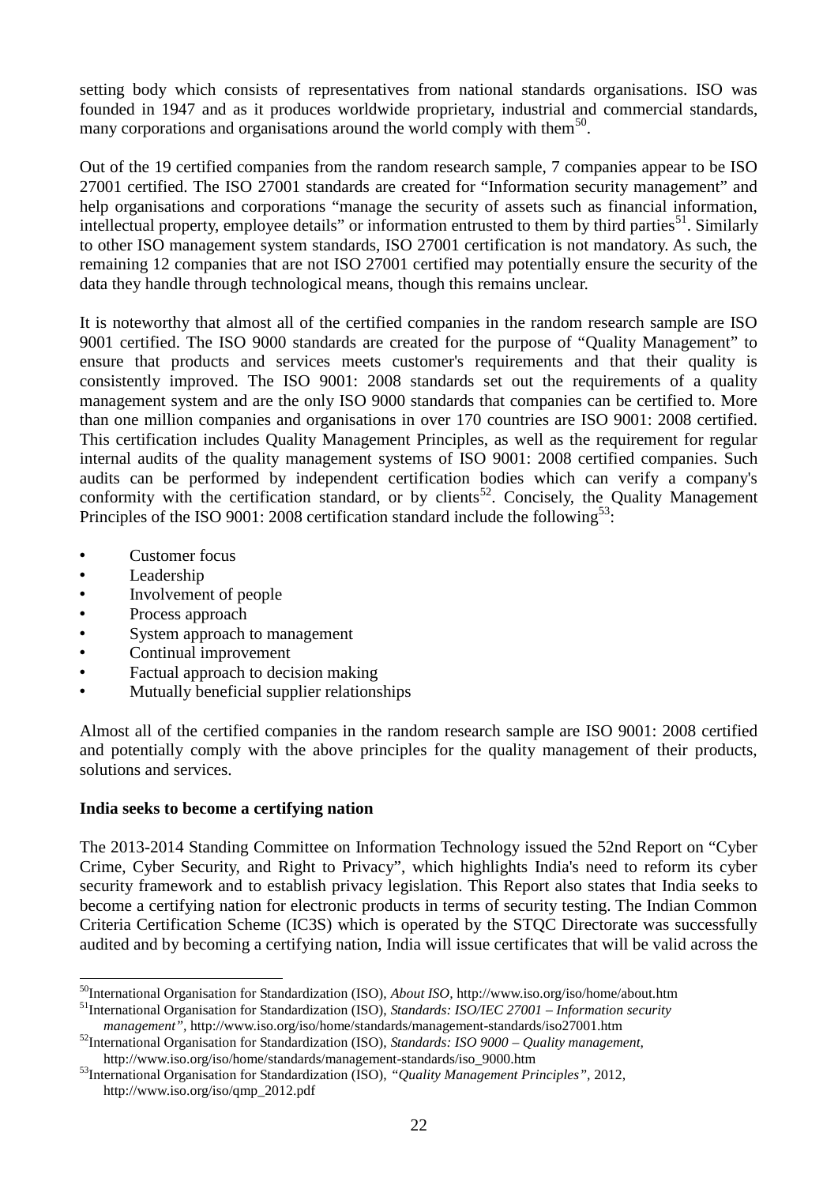setting body which consists of representatives from national standards organisations. ISO was founded in 1947 and as it produces worldwide proprietary, industrial and commercial standards, many corporations and organisations around the world comply with them[50].

Out of the 19 certified companies from the random research sample, 7 companies appear to be ISO 27001 certified. The ISO 27001 standards are created for "Information security management" and help organisations and corporations "manage the security of assets such as financial information, intellectual property, employee details" or information entrusted to them by third parties[51]. Similarly to other ISO management system standards, ISO 27001 certification is not mandatory. As such, the remaining 12 companies that are not ISO 27001 certified may potentially ensure the security of the data they handle through technological means, though this remains unclear.

It is noteworthy that almost all of the certified companies in the random research sample are ISO 9001 certified. The ISO 9000 standards are created for the purpose of "Quality Management" to ensure that products and services meets customer's requirements and that their quality is consistently improved. The ISO 9001: 2008 standards set out the requirements of a quality management system and are the only ISO 9000 standards that companies can be certified to. More than one million companies and organisations in over 170 countries are ISO 9001: 2008 certified. This certification includes Quality Management Principles, as well as the requirement for regular internal audits of the quality management systems of ISO 9001: 2008 certified companies. Such audits can be performed by independent certification bodies which can verify a company's conformity with the certification standard, or by clients[52]. Concisely, the Quality Management Principles of the ISO 9001: 2008 certification standard include the following[53]:

- Customer focus
- Leadership
- Involvement of people
- Process approach
- System approach to management
- Continual improvement
- Factual approach to decision making
- Mutually beneficial supplier relationships

Almost all of the certified companies in the random research sample are ISO 9001: 2008 certified and potentially comply with the above principles for the quality management of their products, solutions and services.

**India seeks to become a certifying nation**

The 2013-2014 Standing Committee on Information Technology issued the 52nd Report on "Cyber Crime, Cyber Security, and Right to Privacy", which highlights India's need to reform its cyber security framework and to establish privacy legislation. This Report also states that India seeks to become a certifying nation for electronic products in terms of security testing. The Indian Common Criteria Certification Scheme (IC3S) which is operated by the STQC Directorate was successfully audited and by becoming a certifying nation, India will issue certificates that will be valid across the

---

[50] International Organisation for Standardization (ISO), *About ISO*, http://www.iso.org/iso/home/about.htm

[51] International Organisation for Standardization (ISO), *Standards: ISO/IEC 27001 – Information security management"*, http://www.iso.org/iso/home/standards/management-standards/iso27001.htm

[52] International Organisation for Standardization (ISO), *Standards: ISO 9000 – Quality management*, http://www.iso.org/iso/home/standards/management-standards/iso_9000.htm

[53] International Organisation for Standardization (ISO), *"Quality Management Principles"*, 2012, http://www.iso.org/iso/qmp_2012.pdf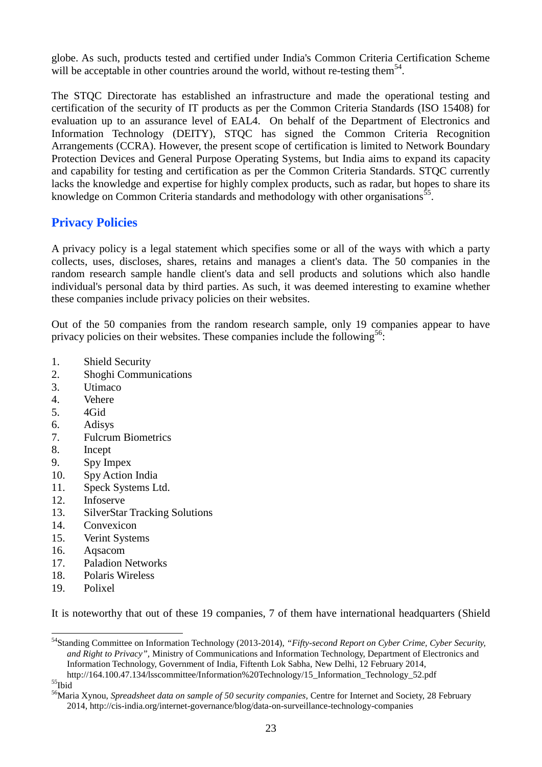globe. As such, products tested and certified under India's Common Criteria Certification Scheme will be acceptable in other countries around the world, without re-testing them[54].

The STQC Directorate has established an infrastructure and made the operational testing and certification of the security of IT products as per the Common Criteria Standards (ISO 15408) for evaluation up to an assurance level of EAL4. On behalf of the Department of Electronics and Information Technology (DEITY), STQC has signed the Common Criteria Recognition Arrangements (CCRA). However, the present scope of certification is limited to Network Boundary Protection Devices and General Purpose Operating Systems, but India aims to expand its capacity and capability for testing and certification as per the Common Criteria Standards. STQC currently lacks the knowledge and expertise for highly complex products, such as radar, but hopes to share its knowledge on Common Criteria standards and methodology with other organisations[55].

## Privacy Policies

A privacy policy is a legal statement which specifies some or all of the ways with which a party collects, uses, discloses, shares, retains and manages a client's data. The 50 companies in the random research sample handle client's data and sell products and solutions which also handle individual's personal data by third parties. As such, it was deemed interesting to examine whether these companies include privacy policies on their websites.

Out of the 50 companies from the random research sample, only 19 companies appear to have privacy policies on their websites. These companies include the following[56]:

1. Shield Security
2. Shoghi Communications
3. Utimaco
4. Vehere
5. 4Gid
6. Adisys
7. Fulcrum Biometrics
8. Incept
9. Spy Impex
10. Spy Action India
11. Speck Systems Ltd.
12. Infoserve
13. SilverStar Tracking Solutions
14. Convexicon
15. Verint Systems
16. Aqsacom
17. Paladion Networks
18. Polaris Wireless
19. Polixel

It is noteworthy that out of these 19 companies, 7 of them have international headquarters (Shield

---

[54] Standing Committee on Information Technology (2013-2014), *"Fifty-second Report on Cyber Crime, Cyber Security, and Right to Privacy"*, Ministry of Communications and Information Technology, Department of Electronics and Information Technology, Government of India, Fifteenth Lok Sabha, New Delhi, 12 February 2014, http://164.100.47.134/lsscommittee/Information%20Technology/15_Information_Technology_52.pdf

[55] Ibid

[56] Maria Xynou, *Spreadsheet data on sample of 50 security companies*, Centre for Internet and Society, 28 February 2014, http://cis-india.org/internet-governance/blog/data-on-surveillance-technology-companies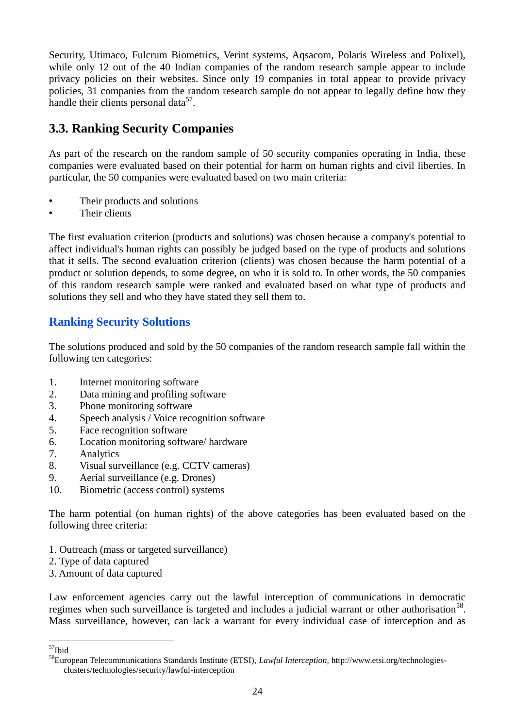Security, Utimaco, Fulcrum Biometrics, Verint systems, Aqsacom, Polaris Wireless and Polixel), while only 12 out of the 40 Indian companies of the random research sample appear to include privacy policies on their websites. Since only 19 companies in total appear to provide privacy policies, 31 companies from the random research sample do not appear to legally define how they handle their clients personal data[57].

## 3.3. Ranking Security Companies

As part of the research on the random sample of 50 security companies operating in India, these companies were evaluated based on their potential for harm on human rights and civil liberties. In particular, the 50 companies were evaluated based on two main criteria:

- Their products and solutions
- Their clients

The first evaluation criterion (products and solutions) was chosen because a company's potential to affect individual's human rights can possibly be judged based on the type of products and solutions that it sells. The second evaluation criterion (clients) was chosen because the harm potential of a product or solution depends, to some degree, on who it is sold to. In other words, the 50 companies of this random research sample were ranked and evaluated based on what type of products and solutions they sell and who they have stated they sell them to.

### Ranking Security Solutions

The solutions produced and sold by the 50 companies of the random research sample fall within the following ten categories:

1. Internet monitoring software
2. Data mining and profiling software
3. Phone monitoring software
4. Speech analysis / Voice recognition software
5. Face recognition software
6. Location monitoring software/ hardware
7. Analytics
8. Visual surveillance (e.g. CCTV cameras)
9. Aerial surveillance (e.g. Drones)
10. Biometric (access control) systems

The harm potential (on human rights) of the above categories has been evaluated based on the following three criteria:

1. Outreach (mass or targeted surveillance)
2. Type of data captured
3. Amount of data captured

Law enforcement agencies carry out the lawful interception of communications in democratic regimes when such surveillance is targeted and includes a judicial warrant or other authorisation[58]. Mass surveillance, however, can lack a warrant for every individual case of interception and as

---

[57] Ibid

[58] European Telecommunications Standards Institute (ETSI), *Lawful Interception*, http://www.etsi.org/technologies-clusters/technologies/security/lawful-interception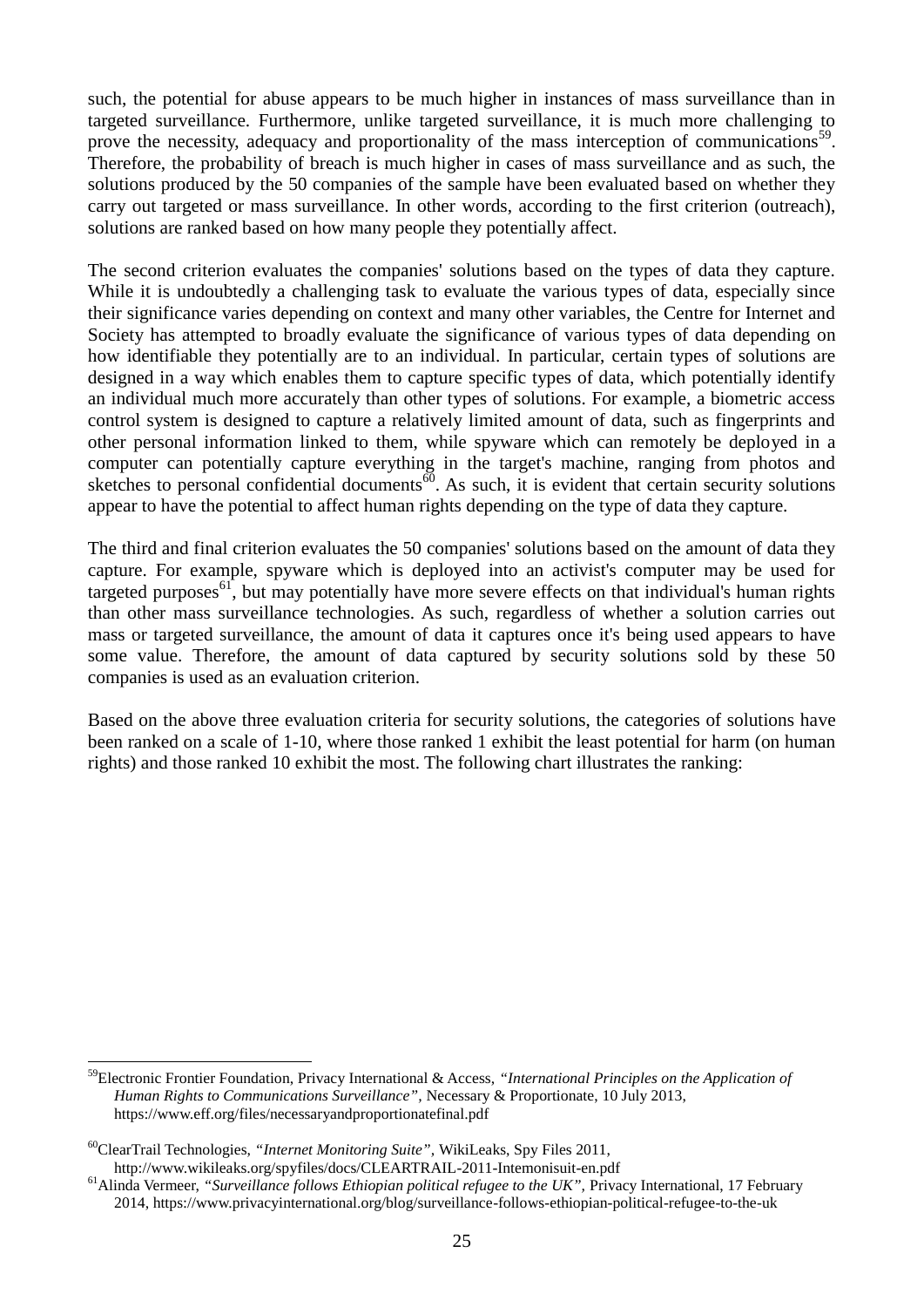such, the potential for abuse appears to be much higher in instances of mass surveillance than in targeted surveillance. Furthermore, unlike targeted surveillance, it is much more challenging to prove the necessity, adequacy and proportionality of the mass interception of communications[59]. Therefore, the probability of breach is much higher in cases of mass surveillance and as such, the solutions produced by the 50 companies of the sample have been evaluated based on whether they carry out targeted or mass surveillance. In other words, according to the first criterion (outreach), solutions are ranked based on how many people they potentially affect.

The second criterion evaluates the companies' solutions based on the types of data they capture. While it is undoubtedly a challenging task to evaluate the various types of data, especially since their significance varies depending on context and many other variables, the Centre for Internet and Society has attempted to broadly evaluate the significance of various types of data depending on how identifiable they potentially are to an individual. In particular, certain types of solutions are designed in a way which enables them to capture specific types of data, which potentially identify an individual much more accurately than other types of solutions. For example, a biometric access control system is designed to capture a relatively limited amount of data, such as fingerprints and other personal information linked to them, while spyware which can remotely be deployed in a computer can potentially capture everything in the target's machine, ranging from photos and sketches to personal confidential documents[60]. As such, it is evident that certain security solutions appear to have the potential to affect human rights depending on the type of data they capture.

The third and final criterion evaluates the 50 companies' solutions based on the amount of data they capture. For example, spyware which is deployed into an activist's computer may be used for targeted purposes[61], but may potentially have more severe effects on that individual's human rights than other mass surveillance technologies. As such, regardless of whether a solution carries out mass or targeted surveillance, the amount of data it captures once it's being used appears to have some value. Therefore, the amount of data captured by security solutions sold by these 50 companies is used as an evaluation criterion.

Based on the above three evaluation criteria for security solutions, the categories of solutions have been ranked on a scale of 1-10, where those ranked 1 exhibit the least potential for harm (on human rights) and those ranked 10 exhibit the most. The following chart illustrates the ranking:

---

[59] Electronic Frontier Foundation, Privacy International & Access, *"International Principles on the Application of Human Rights to Communications Surveillance"*, Necessary & Proportionate, 10 July 2013, https://www.eff.org/files/necessaryandproportionatefinal.pdf

[60] ClearTrail Technologies, *"Internet Monitoring Suite"*, WikiLeaks, Spy Files 2011, http://www.wikileaks.org/spyfiles/docs/CLEARTRAIL-2011-Intemonisuit-en.pdf

[61] Alinda Vermeer, *"Surveillance follows Ethiopian political refugee to the UK"*, Privacy International, 17 February 2014, https://www.privacyinternational.org/blog/surveillance-follows-ethiopian-political-refugee-to-the-uk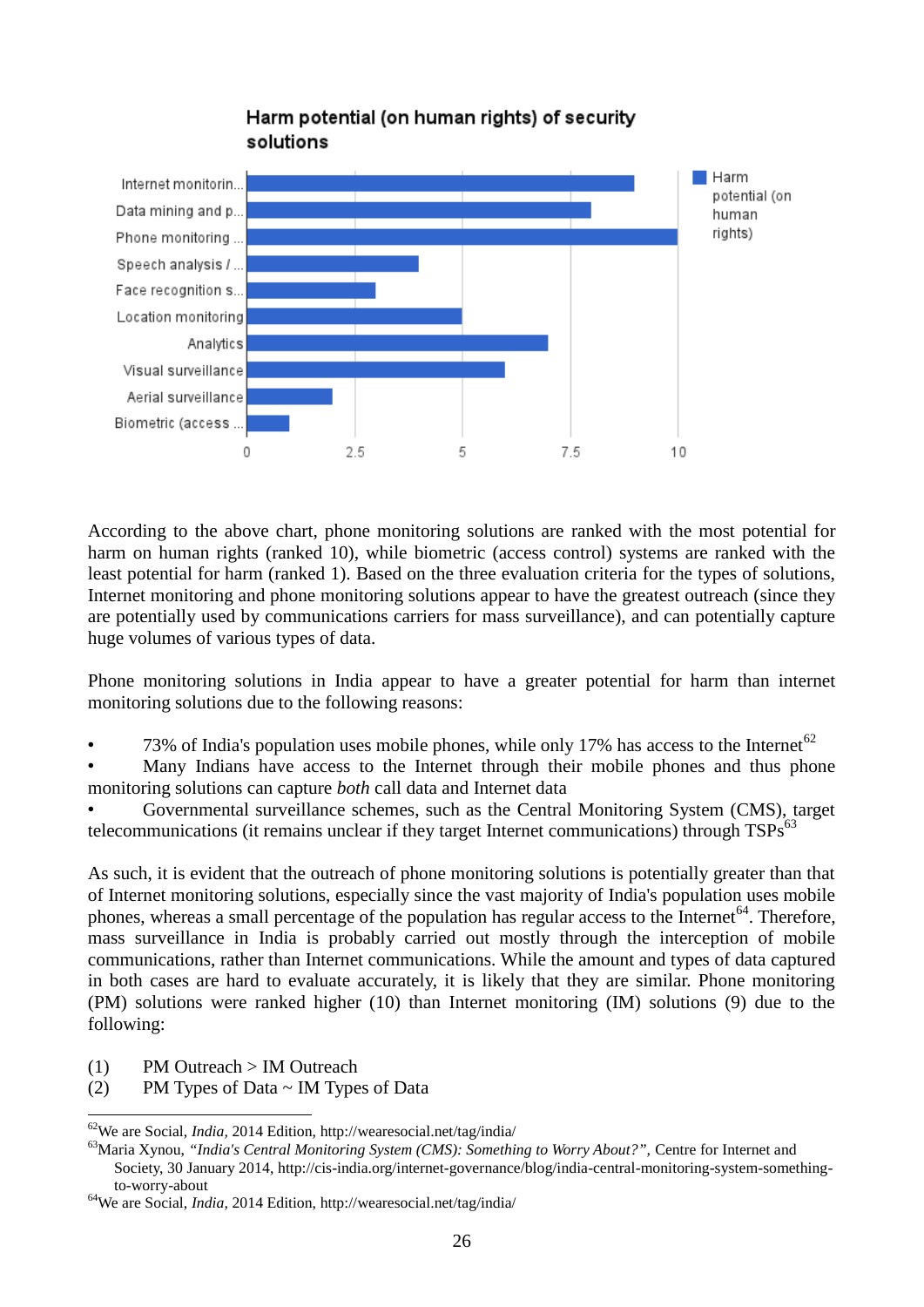**Harm potential (on human rights) of security solutions**

| Solution | Harm potential (on human rights) |
|---|---|
| Internet monitorin... | 9 |
| Data mining and p... | 8 |
| Phone monitoring ... | 10 |
| Speech analysis / ... | 4 |
| Face recognition s... | 3 |
| Location monitoring | 5 |
| Analytics | 7 |
| Visual surveillance | 6 |
| Aerial surveillance | 2 |
| Biometric (access ... | 1 |

According to the above chart, phone monitoring solutions are ranked with the most potential for harm on human rights (ranked 10), while biometric (access control) systems are ranked with the least potential for harm (ranked 1). Based on the three evaluation criteria for the types of solutions, Internet monitoring and phone monitoring solutions appear to have the greatest outreach (since they are potentially used by communications carriers for mass surveillance), and can potentially capture huge volumes of various types of data.

Phone monitoring solutions in India appear to have a greater potential for harm than internet monitoring solutions due to the following reasons:

- 73% of India's population uses mobile phones, while only 17% has access to the Internet[62]
- Many Indians have access to the Internet through their mobile phones and thus phone monitoring solutions can capture *both* call data and Internet data
- Governmental surveillance schemes, such as the Central Monitoring System (CMS), target telecommunications (it remains unclear if they target Internet communications) through TSPs[63]

As such, it is evident that the outreach of phone monitoring solutions is potentially greater than that of Internet monitoring solutions, especially since the vast majority of India's population uses mobile phones, whereas a small percentage of the population has regular access to the Internet[64]. Therefore, mass surveillance in India is probably carried out mostly through the interception of mobile communications, rather than Internet communications. While the amount and types of data captured in both cases are hard to evaluate accurately, it is likely that they are similar. Phone monitoring (PM) solutions were ranked higher (10) than Internet monitoring (IM) solutions (9) due to the following:

(1) PM Outreach > IM Outreach
(2) PM Types of Data ~ IM Types of Data

---

[62] We are Social, *India*, 2014 Edition, http://wearesocial.net/tag/india/

[63] Maria Xynou, *"India's Central Monitoring System (CMS): Something to Worry About?"*, Centre for Internet and Society, 30 January 2014, http://cis-india.org/internet-governance/blog/india-central-monitoring-system-something-to-worry-about

[64] We are Social, *India*, 2014 Edition, http://wearesocial.net/tag/india/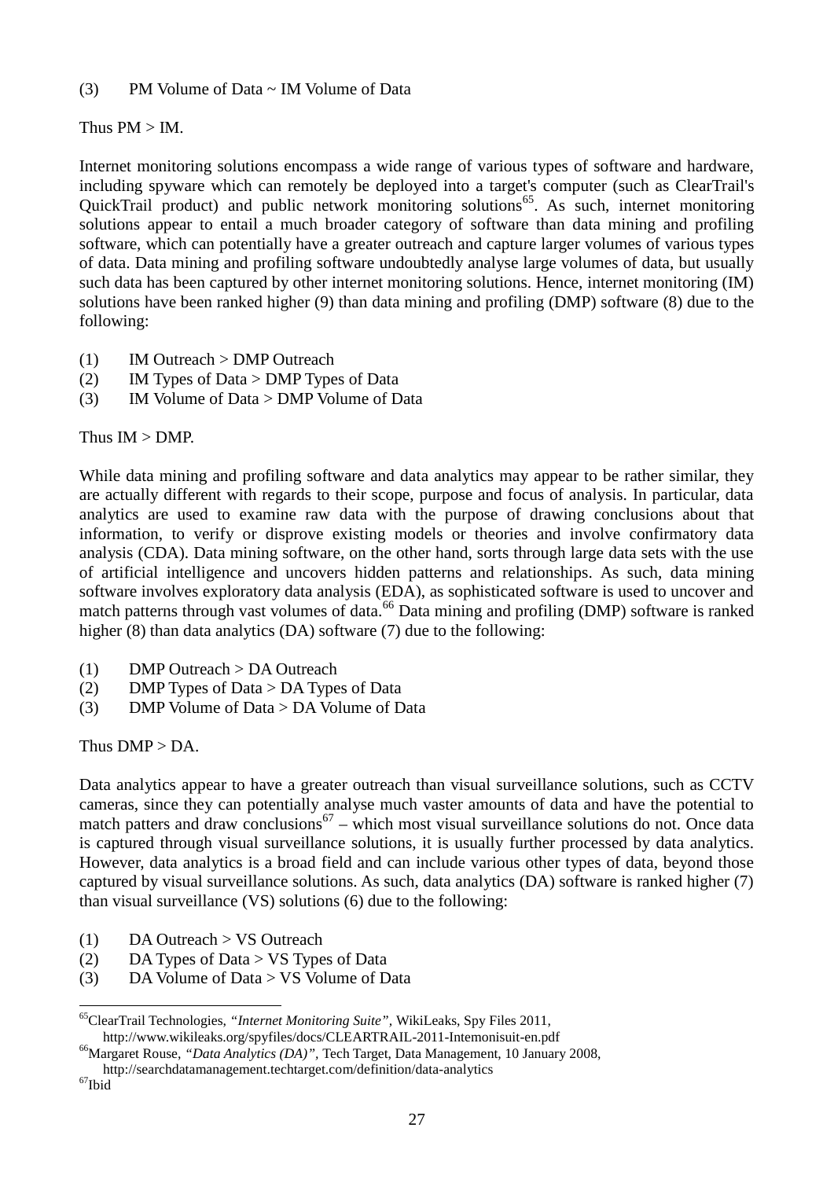(3) PM Volume of Data ~ IM Volume of Data

Thus PM > IM.

Internet monitoring solutions encompass a wide range of various types of software and hardware, including spyware which can remotely be deployed into a target's computer (such as ClearTrail's QuickTrail product) and public network monitoring solutions[65]. As such, internet monitoring solutions appear to entail a much broader category of software than data mining and profiling software, which can potentially have a greater outreach and capture larger volumes of various types of data. Data mining and profiling software undoubtedly analyse large volumes of data, but usually such data has been captured by other internet monitoring solutions. Hence, internet monitoring (IM) solutions have been ranked higher (9) than data mining and profiling (DMP) software (8) due to the following:

(1) IM Outreach > DMP Outreach
(2) IM Types of Data > DMP Types of Data
(3) IM Volume of Data > DMP Volume of Data

Thus IM > DMP.

While data mining and profiling software and data analytics may appear to be rather similar, they are actually different with regards to their scope, purpose and focus of analysis. In particular, data analytics are used to examine raw data with the purpose of drawing conclusions about that information, to verify or disprove existing models or theories and involve confirmatory data analysis (CDA). Data mining software, on the other hand, sorts through large data sets with the use of artificial intelligence and uncovers hidden patterns and relationships. As such, data mining software involves exploratory data analysis (EDA), as sophisticated software is used to uncover and match patterns through vast volumes of data.[66] Data mining and profiling (DMP) software is ranked higher (8) than data analytics (DA) software (7) due to the following:

(1) DMP Outreach > DA Outreach
(2) DMP Types of Data > DA Types of Data
(3) DMP Volume of Data > DA Volume of Data

Thus DMP > DA.

Data analytics appear to have a greater outreach than visual surveillance solutions, such as CCTV cameras, since they can potentially analyse much vaster amounts of data and have the potential to match patters and draw conclusions[67] – which most visual surveillance solutions do not. Once data is captured through visual surveillance solutions, it is usually further processed by data analytics. However, data analytics is a broad field and can include various other types of data, beyond those captured by visual surveillance solutions. As such, data analytics (DA) software is ranked higher (7) than visual surveillance (VS) solutions (6) due to the following:

(1) DA Outreach > VS Outreach
(2) DA Types of Data > VS Types of Data
(3) DA Volume of Data > VS Volume of Data

---

[65] ClearTrail Technologies, *"Internet Monitoring Suite"*, WikiLeaks, Spy Files 2011, http://www.wikileaks.org/spyfiles/docs/CLEARTRAIL-2011-Intemonisuit-en.pdf

[66] Margaret Rouse, *"Data Analytics (DA)"*, Tech Target, Data Management, 10 January 2008, http://searchdatamanagement.techtarget.com/definition/data-analytics

[67] Ibid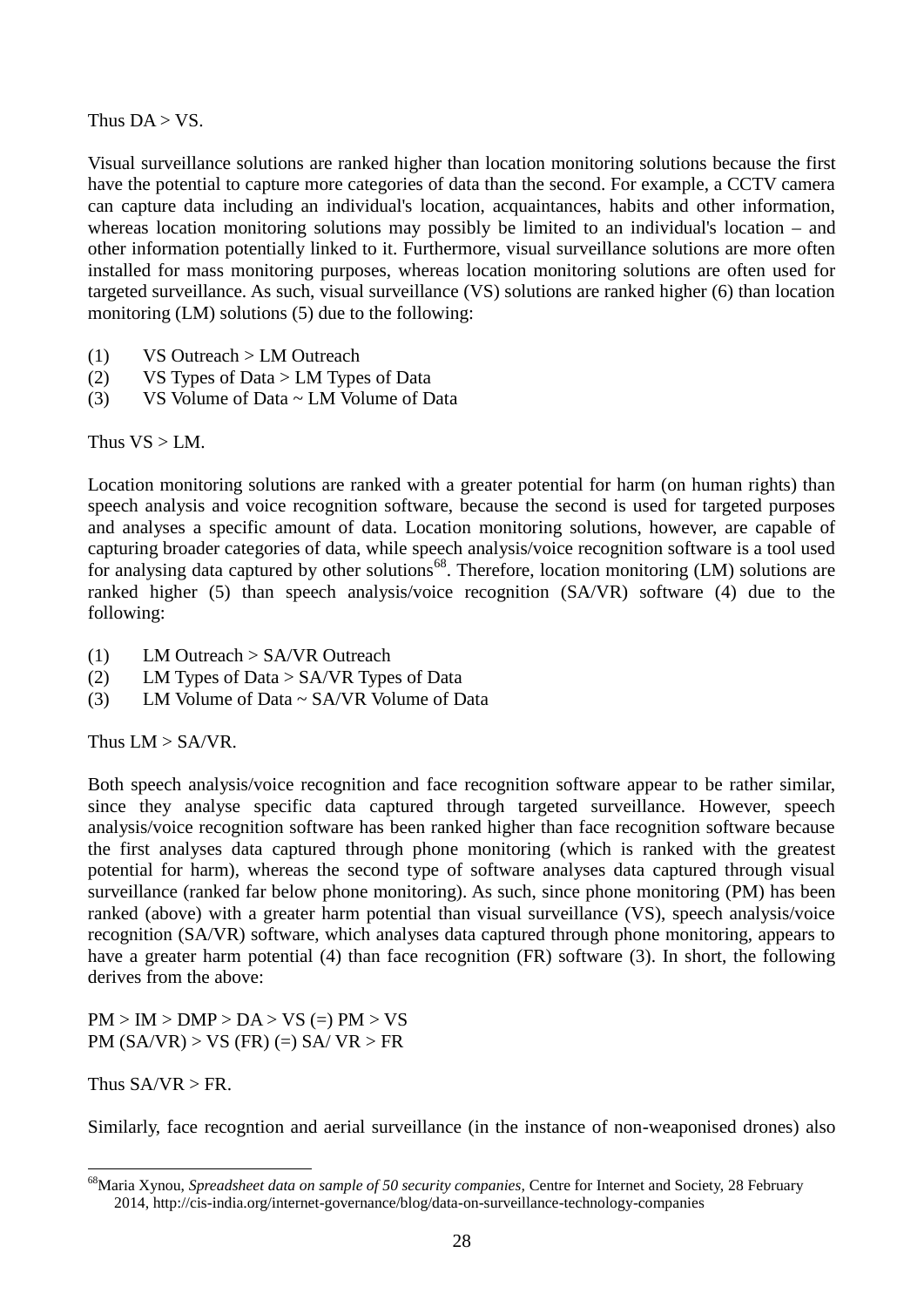Thus DA > VS.

Visual surveillance solutions are ranked higher than location monitoring solutions because the first have the potential to capture more categories of data than the second. For example, a CCTV camera can capture data including an individual's location, acquaintances, habits and other information, whereas location monitoring solutions may possibly be limited to an individual's location – and other information potentially linked to it. Furthermore, visual surveillance solutions are more often installed for mass monitoring purposes, whereas location monitoring solutions are often used for targeted surveillance. As such, visual surveillance (VS) solutions are ranked higher (6) than location monitoring (LM) solutions (5) due to the following:

(1) VS Outreach > LM Outreach
(2) VS Types of Data > LM Types of Data
(3) VS Volume of Data ~ LM Volume of Data

Thus VS > LM.

Location monitoring solutions are ranked with a greater potential for harm (on human rights) than speech analysis and voice recognition software, because the second is used for targeted purposes and analyses a specific amount of data. Location monitoring solutions, however, are capable of capturing broader categories of data, while speech analysis/voice recognition software is a tool used for analysing data captured by other solutions[68]. Therefore, location monitoring (LM) solutions are ranked higher (5) than speech analysis/voice recognition (SA/VR) software (4) due to the following:

(1) LM Outreach > SA/VR Outreach
(2) LM Types of Data > SA/VR Types of Data
(3) LM Volume of Data ~ SA/VR Volume of Data

Thus LM > SA/VR.

Both speech analysis/voice recognition and face recognition software appear to be rather similar, since they analyse specific data captured through targeted surveillance. However, speech analysis/voice recognition software has been ranked higher than face recognition software because the first analyses data captured through phone monitoring (which is ranked with the greatest potential for harm), whereas the second type of software analyses data captured through visual surveillance (ranked far below phone monitoring). As such, since phone monitoring (PM) has been ranked (above) with a greater harm potential than visual surveillance (VS), speech analysis/voice recognition (SA/VR) software, which analyses data captured through phone monitoring, appears to have a greater harm potential (4) than face recognition (FR) software (3). In short, the following derives from the above:

PM > IM > DMP > DA > VS (=) PM > VS
PM (SA/VR) > VS (FR) (=) SA/ VR > FR

Thus SA/VR > FR.

Similarly, face recogntion and aerial surveillance (in the instance of non-weaponised drones) also

[68] Maria Xynou, *Spreadsheet data on sample of 50 security companies,* Centre for Internet and Society, 28 February 2014, http://cis-india.org/internet-governance/blog/data-on-surveillance-technology-companies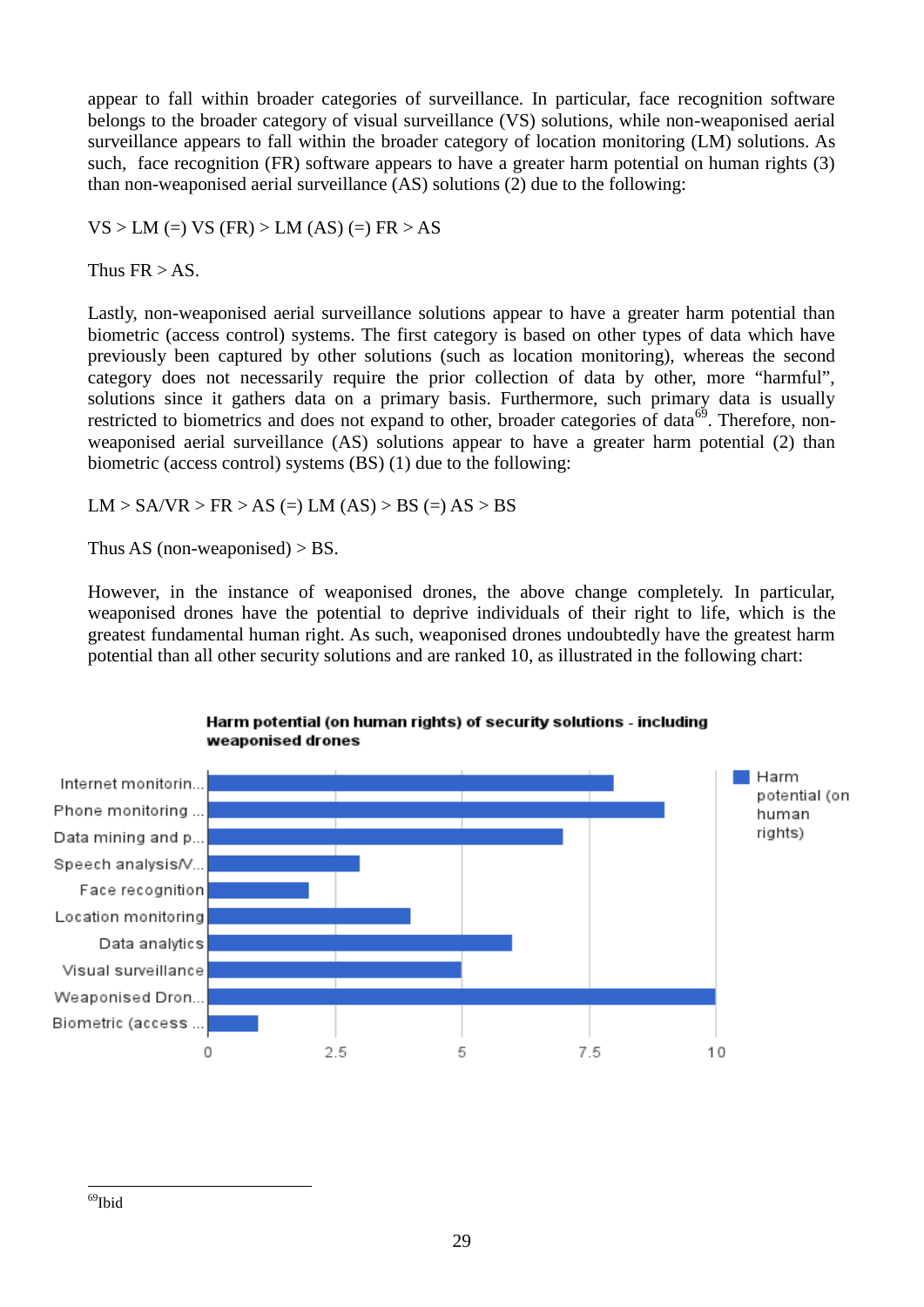appear to fall within broader categories of surveillance. In particular, face recognition software belongs to the broader category of visual surveillance (VS) solutions, while non-weaponised aerial surveillance appears to fall within the broader category of location monitoring (LM) solutions. As such, face recognition (FR) software appears to have a greater harm potential on human rights (3) than non-weaponised aerial surveillance (AS) solutions (2) due to the following:

VS > LM (=) VS (FR) > LM (AS) (=) FR > AS

Thus FR > AS.

Lastly, non-weaponised aerial surveillance solutions appear to have a greater harm potential than biometric (access control) systems. The first category is based on other types of data which have previously been captured by other solutions (such as location monitoring), whereas the second category does not necessarily require the prior collection of data by other, more "harmful", solutions since it gathers data on a primary basis. Furthermore, such primary data is usually restricted to biometrics and does not expand to other, broader categories of data[69]. Therefore, non-weaponised aerial surveillance (AS) solutions appear to have a greater harm potential (2) than biometric (access control) systems (BS) (1) due to the following:

LM > SA/VR > FR > AS (=) LM (AS) > BS (=) AS > BS

Thus AS (non-weaponised) > BS.

However, in the instance of weaponised drones, the above change completely. In particular, weaponised drones have the potential to deprive individuals of their right to life, which is the greatest fundamental human right. As such, weaponised drones undoubtedly have the greatest harm potential than all other security solutions and are ranked 10, as illustrated in the following chart:

**Harm potential (on human rights) of security solutions - including weaponised drones**

---

[69] Ibid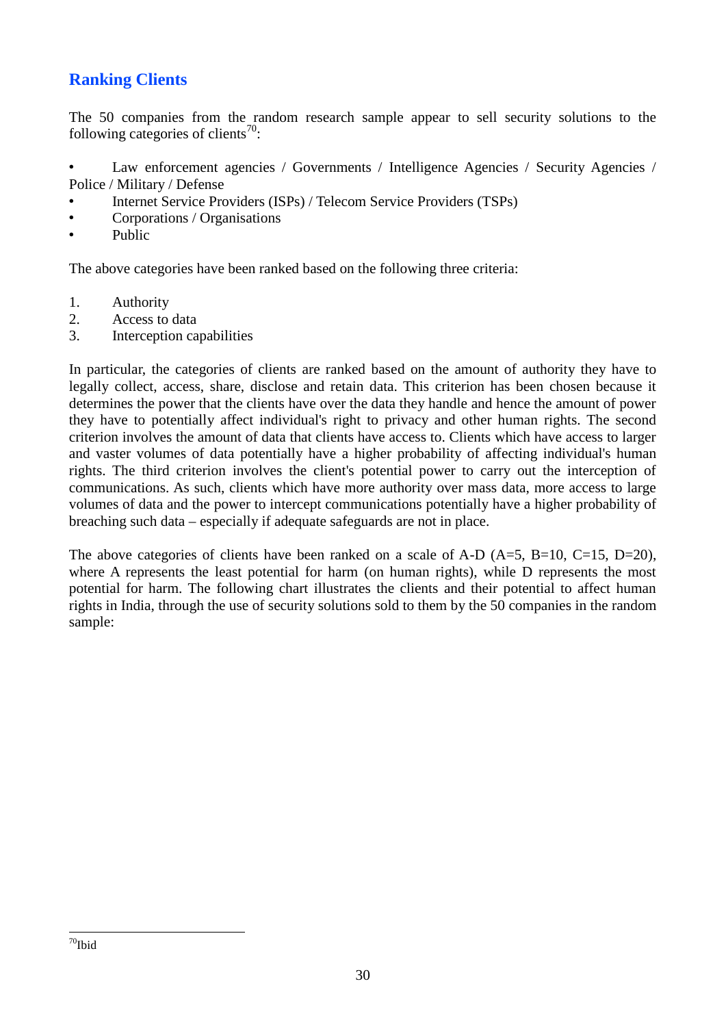## Ranking Clients

The 50 companies from the random research sample appear to sell security solutions to the following categories of clients[70]:

- Law enforcement agencies / Governments / Intelligence Agencies / Security Agencies / Police / Military / Defense
- Internet Service Providers (ISPs) / Telecom Service Providers (TSPs)
- Corporations / Organisations
- Public

The above categories have been ranked based on the following three criteria:

1. Authority
2. Access to data
3. Interception capabilities

In particular, the categories of clients are ranked based on the amount of authority they have to legally collect, access, share, disclose and retain data. This criterion has been chosen because it determines the power that the clients have over the data they handle and hence the amount of power they have to potentially affect individual's right to privacy and other human rights. The second criterion involves the amount of data that clients have access to. Clients which have access to larger and vaster volumes of data potentially have a higher probability of affecting individual's human rights. The third criterion involves the client's potential power to carry out the interception of communications. As such, clients which have more authority over mass data, more access to large volumes of data and the power to intercept communications potentially have a higher probability of breaching such data – especially if adequate safeguards are not in place.

The above categories of clients have been ranked on a scale of A-D (A=5, B=10, C=15, D=20), where A represents the least potential for harm (on human rights), while D represents the most potential for harm. The following chart illustrates the clients and their potential to affect human rights in India, through the use of security solutions sold to them by the 50 companies in the random sample:

[70] Ibid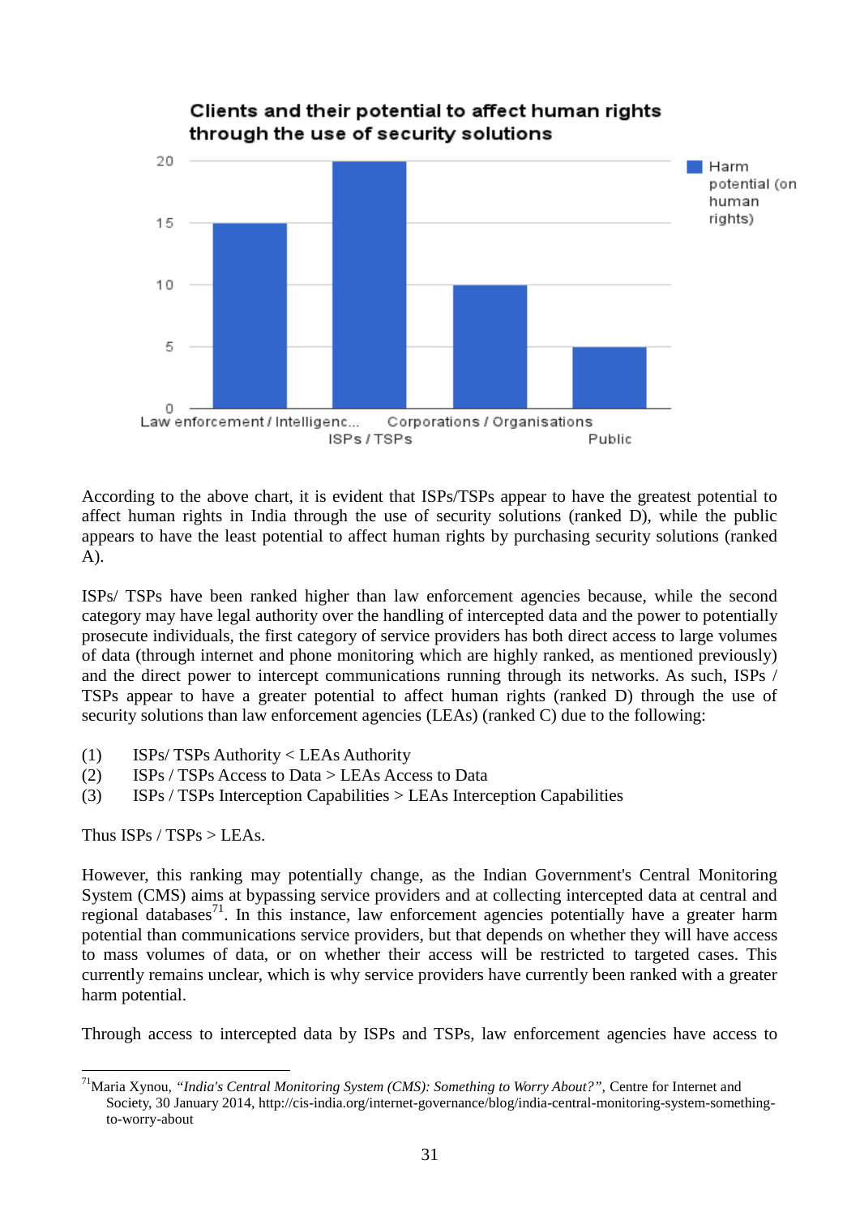According to the above chart, it is evident that ISPs/TSPs appear to have the greatest potential to affect human rights in India through the use of security solutions (ranked D), while the public appears to have the least potential to affect human rights by purchasing security solutions (ranked A).

ISPs/ TSPs have been ranked higher than law enforcement agencies because, while the second category may have legal authority over the handling of intercepted data and the power to potentially prosecute individuals, the first category of service providers has both direct access to large volumes of data (through internet and phone monitoring which are highly ranked, as mentioned previously) and the direct power to intercept communications running through its networks. As such, ISPs / TSPs appear to have a greater potential to affect human rights (ranked D) through the use of security solutions than law enforcement agencies (LEAs) (ranked C) due to the following:

(1) ISPs/ TSPs Authority < LEAs Authority
(2) ISPs / TSPs Access to Data > LEAs Access to Data
(3) ISPs / TSPs Interception Capabilities > LEAs Interception Capabilities

Thus ISPs / TSPs > LEAs.

However, this ranking may potentially change, as the Indian Government's Central Monitoring System (CMS) aims at bypassing service providers and at collecting intercepted data at central and regional databases[71]. In this instance, law enforcement agencies potentially have a greater harm potential than communications service providers, but that depends on whether they will have access to mass volumes of data, or on whether their access will be restricted to targeted cases. This currently remains unclear, which is why service providers have currently been ranked with a greater harm potential.

Through access to intercepted data by ISPs and TSPs, law enforcement agencies have access to

---

[71] Maria Xynou, *"India's Central Monitoring System (CMS): Something to Worry About?"*, Centre for Internet and Society, 30 January 2014, http://cis-india.org/internet-governance/blog/india-central-monitoring-system-something-to-worry-about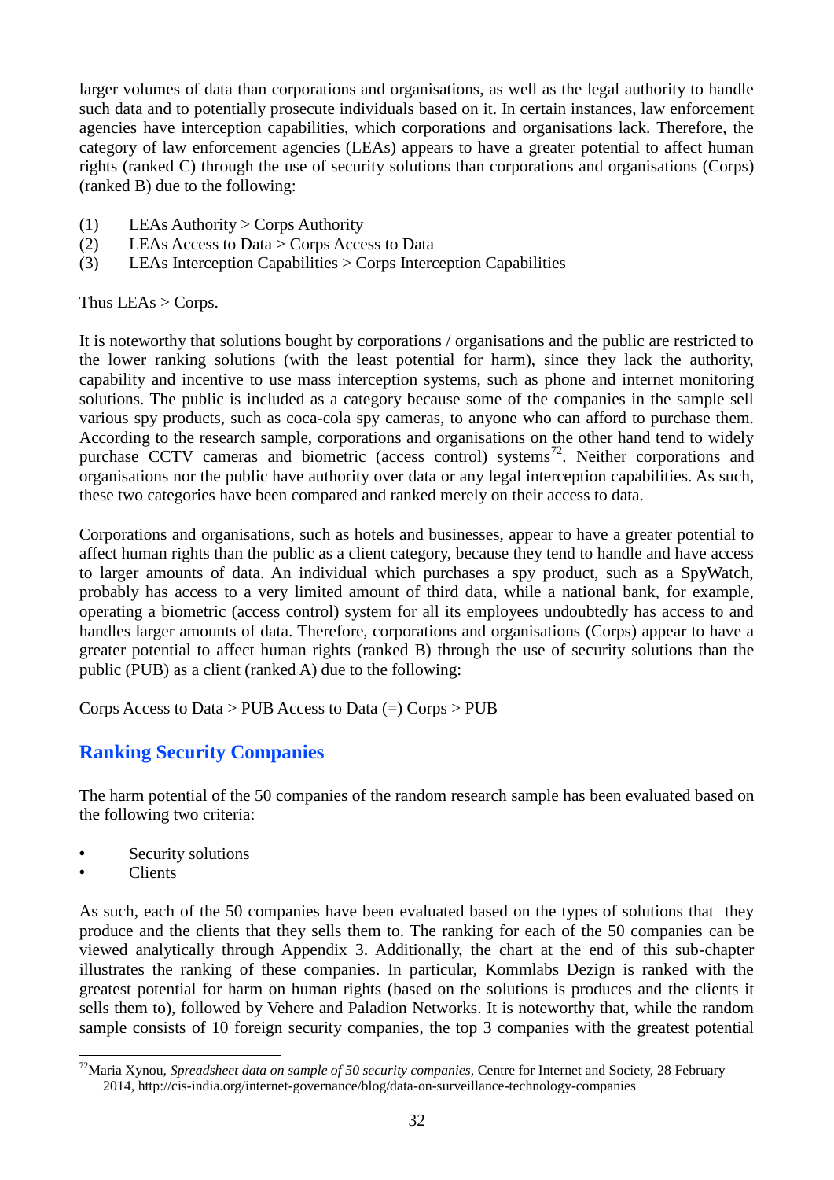larger volumes of data than corporations and organisations, as well as the legal authority to handle such data and to potentially prosecute individuals based on it. In certain instances, law enforcement agencies have interception capabilities, which corporations and organisations lack. Therefore, the category of law enforcement agencies (LEAs) appears to have a greater potential to affect human rights (ranked C) through the use of security solutions than corporations and organisations (Corps) (ranked B) due to the following:

(1) LEAs Authority > Corps Authority
(2) LEAs Access to Data > Corps Access to Data
(3) LEAs Interception Capabilities > Corps Interception Capabilities

Thus LEAs > Corps.

It is noteworthy that solutions bought by corporations / organisations and the public are restricted to the lower ranking solutions (with the least potential for harm), since they lack the authority, capability and incentive to use mass interception systems, such as phone and internet monitoring solutions. The public is included as a category because some of the companies in the sample sell various spy products, such as coca-cola spy cameras, to anyone who can afford to purchase them. According to the research sample, corporations and organisations on the other hand tend to widely purchase CCTV cameras and biometric (access control) systems[72]. Neither corporations and organisations nor the public have authority over data or any legal interception capabilities. As such, these two categories have been compared and ranked merely on their access to data.

Corporations and organisations, such as hotels and businesses, appear to have a greater potential to affect human rights than the public as a client category, because they tend to handle and have access to larger amounts of data. An individual which purchases a spy product, such as a SpyWatch, probably has access to a very limited amount of third data, while a national bank, for example, operating a biometric (access control) system for all its employees undoubtedly has access to and handles larger amounts of data. Therefore, corporations and organisations (Corps) appear to have a greater potential to affect human rights (ranked B) through the use of security solutions than the public (PUB) as a client (ranked A) due to the following:

Corps Access to Data > PUB Access to Data (=) Corps > PUB

## Ranking Security Companies

The harm potential of the 50 companies of the random research sample has been evaluated based on the following two criteria:

- Security solutions
- Clients

As such, each of the 50 companies have been evaluated based on the types of solutions that they produce and the clients that they sells them to. The ranking for each of the 50 companies can be viewed analytically through Appendix 3. Additionally, the chart at the end of this sub-chapter illustrates the ranking of these companies. In particular, Kommlabs Dezign is ranked with the greatest potential for harm on human rights (based on the solutions is produces and the clients it sells them to), followed by Vehere and Paladion Networks. It is noteworthy that, while the random sample consists of 10 foreign security companies, the top 3 companies with the greatest potential

---

[72] Maria Xynou, *Spreadsheet data on sample of 50 security companies*, Centre for Internet and Society, 28 February 2014, http://cis-india.org/internet-governance/blog/data-on-surveillance-technology-companies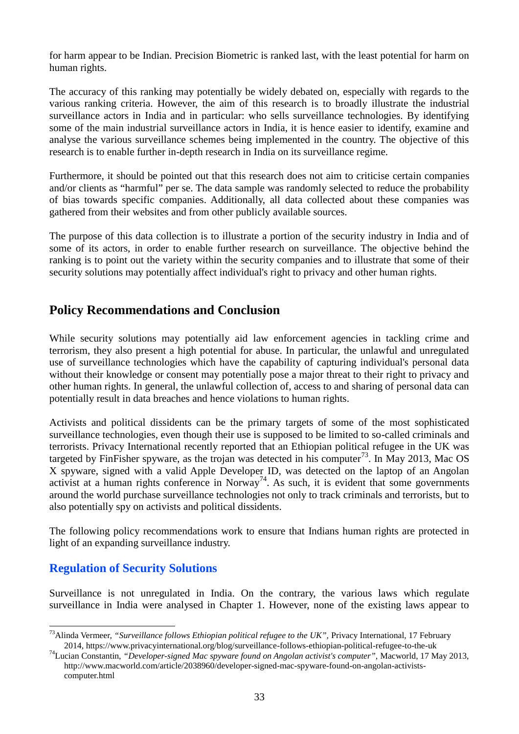for harm appear to be Indian. Precision Biometric is ranked last, with the least potential for harm on human rights.

The accuracy of this ranking may potentially be widely debated on, especially with regards to the various ranking criteria. However, the aim of this research is to broadly illustrate the industrial surveillance actors in India and in particular: who sells surveillance technologies. By identifying some of the main industrial surveillance actors in India, it is hence easier to identify, examine and analyse the various surveillance schemes being implemented in the country. The objective of this research is to enable further in-depth research in India on its surveillance regime.

Furthermore, it should be pointed out that this research does not aim to criticise certain companies and/or clients as "harmful" per se. The data sample was randomly selected to reduce the probability of bias towards specific companies. Additionally, all data collected about these companies was gathered from their websites and from other publicly available sources.

The purpose of this data collection is to illustrate a portion of the security industry in India and of some of its actors, in order to enable further research on surveillance. The objective behind the ranking is to point out the variety within the security companies and to illustrate that some of their security solutions may potentially affect individual's right to privacy and other human rights.

## Policy Recommendations and Conclusion

While security solutions may potentially aid law enforcement agencies in tackling crime and terrorism, they also present a high potential for abuse. In particular, the unlawful and unregulated use of surveillance technologies which have the capability of capturing individual's personal data without their knowledge or consent may potentially pose a major threat to their right to privacy and other human rights. In general, the unlawful collection of, access to and sharing of personal data can potentially result in data breaches and hence violations to human rights.

Activists and political dissidents can be the primary targets of some of the most sophisticated surveillance technologies, even though their use is supposed to be limited to so-called criminals and terrorists. Privacy International recently reported that an Ethiopian political refugee in the UK was targeted by FinFisher spyware, as the trojan was detected in his computer[73]. In May 2013, Mac OS X spyware, signed with a valid Apple Developer ID, was detected on the laptop of an Angolan activist at a human rights conference in Norway[74]. As such, it is evident that some governments around the world purchase surveillance technologies not only to track criminals and terrorists, but to also potentially spy on activists and political dissidents.

The following policy recommendations work to ensure that Indians human rights are protected in light of an expanding surveillance industry.

### Regulation of Security Solutions

Surveillance is not unregulated in India. On the contrary, the various laws which regulate surveillance in India were analysed in Chapter 1. However, none of the existing laws appear to

---

[73] Alinda Vermeer, *"Surveillance follows Ethiopian political refugee to the UK"*, Privacy International, 17 February 2014, https://www.privacyinternational.org/blog/surveillance-follows-ethiopian-political-refugee-to-the-uk

[74] Lucian Constantin, *"Developer-signed Mac spyware found on Angolan activist's computer"*, Macworld, 17 May 2013, http://www.macworld.com/article/2038960/developer-signed-mac-spyware-found-on-angolan-activists-computer.html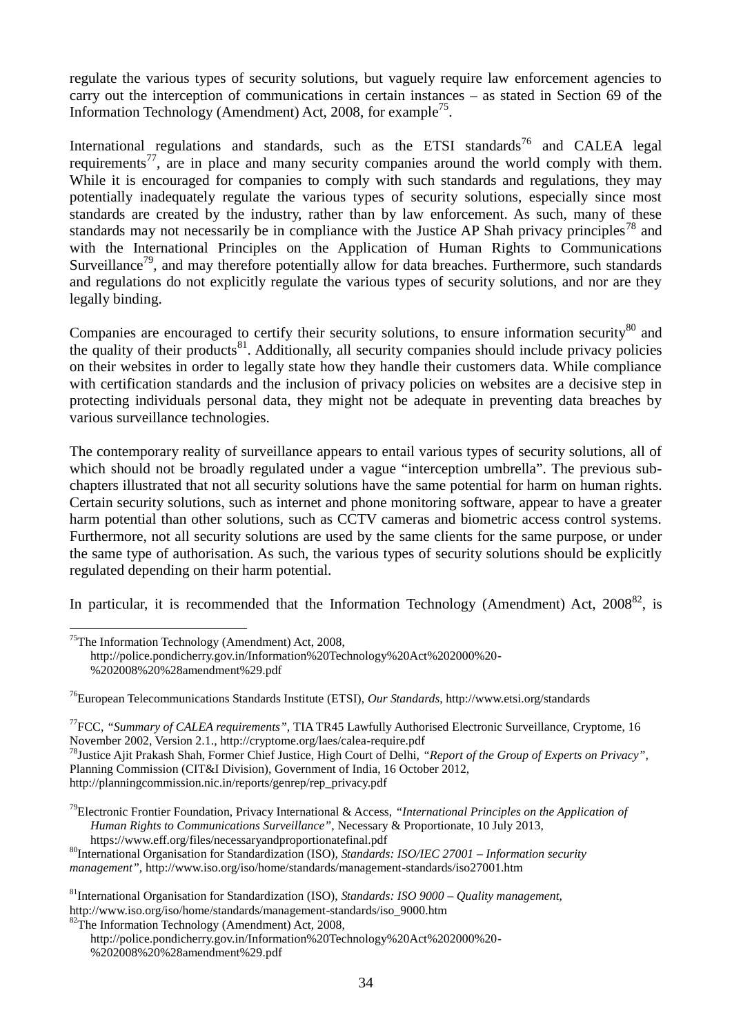regulate the various types of security solutions, but vaguely require law enforcement agencies to carry out the interception of communications in certain instances – as stated in Section 69 of the Information Technology (Amendment) Act, 2008, for example[75].

International regulations and standards, such as the ETSI standards[76] and CALEA legal requirements[77], are in place and many security companies around the world comply with them. While it is encouraged for companies to comply with such standards and regulations, they may potentially inadequately regulate the various types of security solutions, especially since most standards are created by the industry, rather than by law enforcement. As such, many of these standards may not necessarily be in compliance with the Justice AP Shah privacy principles[78] and with the International Principles on the Application of Human Rights to Communications Surveillance[79], and may therefore potentially allow for data breaches. Furthermore, such standards and regulations do not explicitly regulate the various types of security solutions, and nor are they legally binding.

Companies are encouraged to certify their security solutions, to ensure information security[80] and the quality of their products[81]. Additionally, all security companies should include privacy policies on their websites in order to legally state how they handle their customers data. While compliance with certification standards and the inclusion of privacy policies on websites are a decisive step in protecting individuals personal data, they might not be adequate in preventing data breaches by various surveillance technologies.

The contemporary reality of surveillance appears to entail various types of security solutions, all of which should not be broadly regulated under a vague "interception umbrella". The previous sub-chapters illustrated that not all security solutions have the same potential for harm on human rights. Certain security solutions, such as internet and phone monitoring software, appear to have a greater harm potential than other solutions, such as CCTV cameras and biometric access control systems. Furthermore, not all security solutions are used by the same clients for the same purpose, or under the same type of authorisation. As such, the various types of security solutions should be explicitly regulated depending on their harm potential.

In particular, it is recommended that the Information Technology (Amendment) Act, 2008[82], is

---

[75] The Information Technology (Amendment) Act, 2008, http://police.pondicherry.gov.in/Information%20Technology%20Act%202000%20-%202008%20%28amendment%29.pdf

[76] European Telecommunications Standards Institute (ETSI), *Our Standards*, http://www.etsi.org/standards

[77] FCC, *"Summary of CALEA requirements"*, TIA TR45 Lawfully Authorised Electronic Surveillance, Cryptome, 16 November 2002, Version 2.1., http://cryptome.org/laes/calea-require.pdf

[78] Justice Ajit Prakash Shah, Former Chief Justice, High Court of Delhi, *"Report of the Group of Experts on Privacy"*, Planning Commission (CIT&I Division), Government of India, 16 October 2012, http://planningcommission.nic.in/reports/genrep/rep_privacy.pdf

[79] Electronic Frontier Foundation, Privacy International & Access, *"International Principles on the Application of Human Rights to Communications Surveillance"*, Necessary & Proportionate, 10 July 2013, https://www.eff.org/files/necessaryandproportionatefinal.pdf

[80] International Organisation for Standardization (ISO), *Standards: ISO/IEC 27001 – Information security management"*, http://www.iso.org/iso/home/standards/management-standards/iso27001.htm

[81] International Organisation for Standardization (ISO), *Standards: ISO 9000 – Quality management*, http://www.iso.org/iso/home/standards/management-standards/iso_9000.htm

[82] The Information Technology (Amendment) Act, 2008, http://police.pondicherry.gov.in/Information%20Technology%20Act%202000%20-%202008%20%28amendment%29.pdf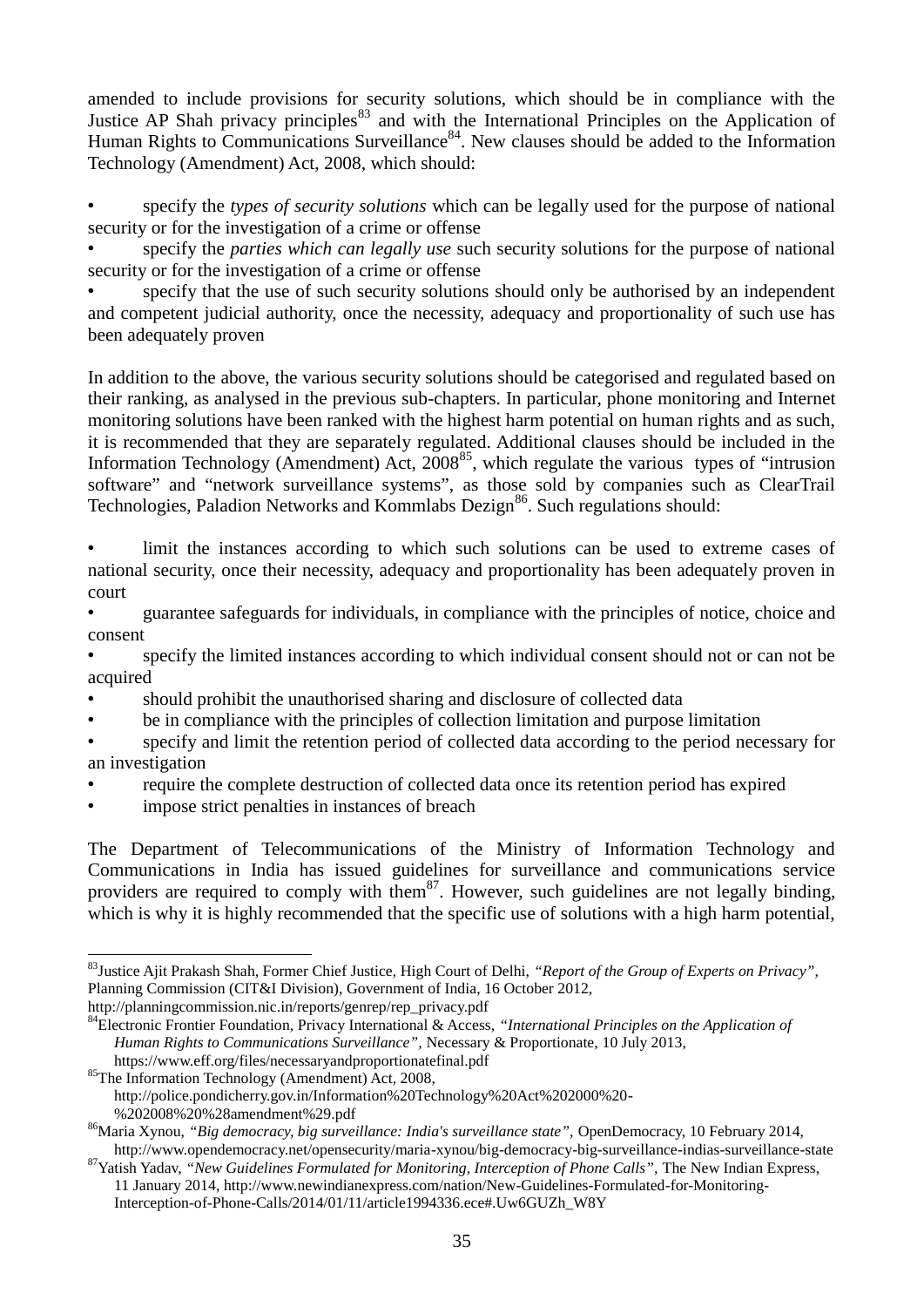amended to include provisions for security solutions, which should be in compliance with the Justice AP Shah privacy principles[83] and with the International Principles on the Application of Human Rights to Communications Surveillance[84]. New clauses should be added to the Information Technology (Amendment) Act, 2008, which should:

- specify the *types of security solutions* which can be legally used for the purpose of national security or for the investigation of a crime or offense
- specify the *parties which can legally use* such security solutions for the purpose of national security or for the investigation of a crime or offense
- specify that the use of such security solutions should only be authorised by an independent and competent judicial authority, once the necessity, adequacy and proportionality of such use has been adequately proven

In addition to the above, the various security solutions should be categorised and regulated based on their ranking, as analysed in the previous sub-chapters. In particular, phone monitoring and Internet monitoring solutions have been ranked with the highest harm potential on human rights and as such, it is recommended that they are separately regulated. Additional clauses should be included in the Information Technology (Amendment) Act, 2008[85], which regulate the various types of "intrusion software" and "network surveillance systems", as those sold by companies such as ClearTrail Technologies, Paladion Networks and Kommlabs Dezign[86]. Such regulations should:

- limit the instances according to which such solutions can be used to extreme cases of national security, once their necessity, adequacy and proportionality has been adequately proven in court
- guarantee safeguards for individuals, in compliance with the principles of notice, choice and consent
- specify the limited instances according to which individual consent should not or can not be acquired
- should prohibit the unauthorised sharing and disclosure of collected data
- be in compliance with the principles of collection limitation and purpose limitation
- specify and limit the retention period of collected data according to the period necessary for an investigation
- require the complete destruction of collected data once its retention period has expired
- impose strict penalties in instances of breach

The Department of Telecommunications of the Ministry of Information Technology and Communications in India has issued guidelines for surveillance and communications service providers are required to comply with them[87]. However, such guidelines are not legally binding, which is why it is highly recommended that the specific use of solutions with a high harm potential,

---

[83] Justice Ajit Prakash Shah, Former Chief Justice, High Court of Delhi, *"Report of the Group of Experts on Privacy"*, Planning Commission (CIT&I Division), Government of India, 16 October 2012, http://planningcommission.nic.in/reports/genrep/rep_privacy.pdf

[84] Electronic Frontier Foundation, Privacy International & Access, *"International Principles on the Application of Human Rights to Communications Surveillance"*, Necessary & Proportionate, 10 July 2013, https://www.eff.org/files/necessaryandproportionatefinal.pdf

[85] The Information Technology (Amendment) Act, 2008, http://police.pondicherry.gov.in/Information%20Technology%20Act%202000%20-%202008%20%28amendment%29.pdf

[86] Maria Xynou, *"Big democracy, big surveillance: India's surveillance state"*, OpenDemocracy, 10 February 2014, http://www.opendemocracy.net/opensecurity/maria-xynou/big-democracy-big-surveillance-indias-surveillance-state

[87] Yatish Yadav, *"New Guidelines Formulated for Monitoring, Interception of Phone Calls"*, The New Indian Express, 11 January 2014, http://www.newindianexpress.com/nation/New-Guidelines-Formulated-for-Monitoring-Interception-of-Phone-Calls/2014/01/11/article1994336.ece#.Uw6GUZh_W8Y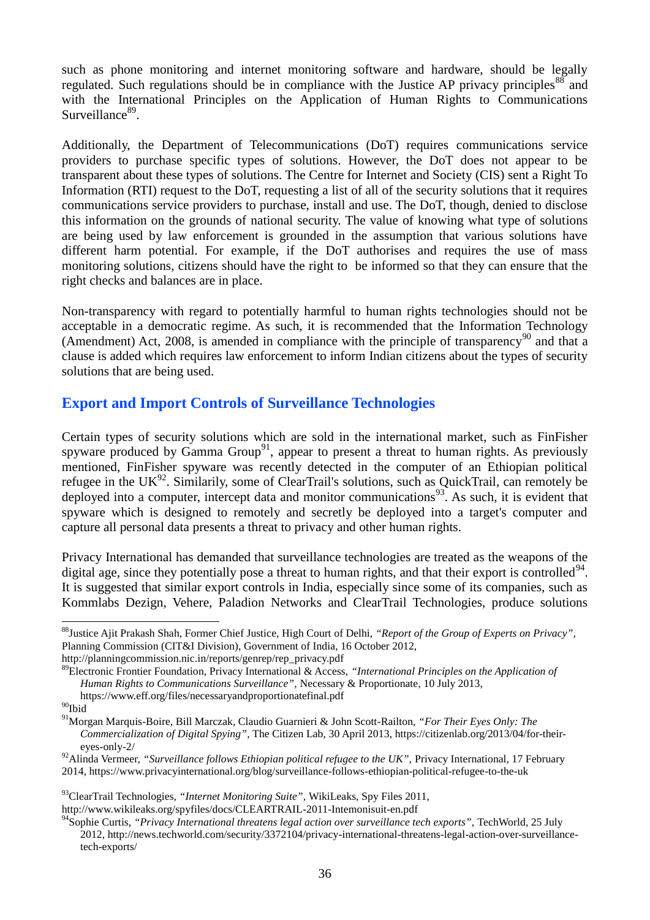such as phone monitoring and internet monitoring software and hardware, should be legally regulated. Such regulations should be in compliance with the Justice AP privacy principles[88] and with the International Principles on the Application of Human Rights to Communications Surveillance[89].

Additionally, the Department of Telecommunications (DoT) requires communications service providers to purchase specific types of solutions. However, the DoT does not appear to be transparent about these types of solutions. The Centre for Internet and Society (CIS) sent a Right To Information (RTI) request to the DoT, requesting a list of all of the security solutions that it requires communications service providers to purchase, install and use. The DoT, though, denied to disclose this information on the grounds of national security. The value of knowing what type of solutions are being used by law enforcement is grounded in the assumption that various solutions have different harm potential. For example, if the DoT authorises and requires the use of mass monitoring solutions, citizens should have the right to be informed so that they can ensure that the right checks and balances are in place.

Non-transparency with regard to potentially harmful to human rights technologies should not be acceptable in a democratic regime. As such, it is recommended that the Information Technology (Amendment) Act, 2008, is amended in compliance with the principle of transparency[90] and that a clause is added which requires law enforcement to inform Indian citizens about the types of security solutions that are being used.

## Export and Import Controls of Surveillance Technologies

Certain types of security solutions which are sold in the international market, such as FinFisher spyware produced by Gamma Group[91], appear to present a threat to human rights. As previously mentioned, FinFisher spyware was recently detected in the computer of an Ethiopian political refugee in the UK[92]. Similarily, some of ClearTrail's solutions, such as QuickTrail, can remotely be deployed into a computer, intercept data and monitor communications[93]. As such, it is evident that spyware which is designed to remotely and secretly be deployed into a target's computer and capture all personal data presents a threat to privacy and other human rights.

Privacy International has demanded that surveillance technologies are treated as the weapons of the digital age, since they potentially pose a threat to human rights, and that their export is controlled[94]. It is suggested that similar export controls in India, especially since some of its companies, such as Kommlabs Dezign, Vehere, Paladion Networks and ClearTrail Technologies, produce solutions

---

[88] Justice Ajit Prakash Shah, Former Chief Justice, High Court of Delhi, *"Report of the Group of Experts on Privacy"*, Planning Commission (CIT&I Division), Government of India, 16 October 2012, http://planningcommission.nic.in/reports/genrep/rep_privacy.pdf

[89] Electronic Frontier Foundation, Privacy International & Access, *"International Principles on the Application of Human Rights to Communications Surveillance"*, Necessary & Proportionate, 10 July 2013, https://www.eff.org/files/necessaryandproportionatefinal.pdf

[90] Ibid

[91] Morgan Marquis-Boire, Bill Marczak, Claudio Guarnieri & John Scott-Railton, *"For Their Eyes Only: The Commercialization of Digital Spying"*, The Citizen Lab, 30 April 2013, https://citizenlab.org/2013/04/for-their-eyes-only-2/

[92] Alinda Vermeer, *"Surveillance follows Ethiopian political refugee to the UK"*, Privacy International, 17 February 2014, https://www.privacyinternational.org/blog/surveillance-follows-ethiopian-political-refugee-to-the-uk

[93] ClearTrail Technologies, *"Internet Monitoring Suite"*, WikiLeaks, Spy Files 2011, http://www.wikileaks.org/spyfiles/docs/CLEARTRAIL-2011-Intemonisuit-en.pdf

[94] Sophie Curtis, *"Privacy International threatens legal action over surveillance tech exports"*, TechWorld, 25 July 2012, http://news.techworld.com/security/3372104/privacy-international-threatens-legal-action-over-surveillance-tech-exports/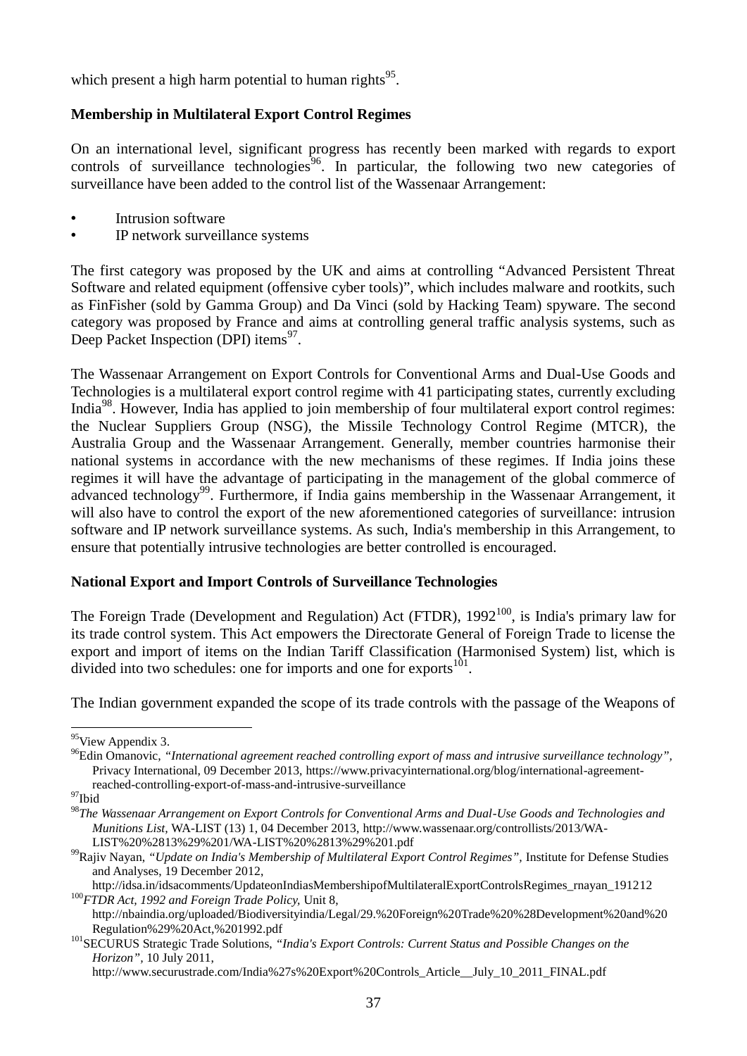which present a high harm potential to human rights[95].

**Membership in Multilateral Export Control Regimes**

On an international level, significant progress has recently been marked with regards to export controls of surveillance technologies[96]. In particular, the following two new categories of surveillance have been added to the control list of the Wassenaar Arrangement:

- Intrusion software
- IP network surveillance systems

The first category was proposed by the UK and aims at controlling "Advanced Persistent Threat Software and related equipment (offensive cyber tools)", which includes malware and rootkits, such as FinFisher (sold by Gamma Group) and Da Vinci (sold by Hacking Team) spyware. The second category was proposed by France and aims at controlling general traffic analysis systems, such as Deep Packet Inspection (DPI) items[97].

The Wassenaar Arrangement on Export Controls for Conventional Arms and Dual-Use Goods and Technologies is a multilateral export control regime with 41 participating states, currently excluding India[98]. However, India has applied to join membership of four multilateral export control regimes: the Nuclear Suppliers Group (NSG), the Missile Technology Control Regime (MTCR), the Australia Group and the Wassenaar Arrangement. Generally, member countries harmonise their national systems in accordance with the new mechanisms of these regimes. If India joins these regimes it will have the advantage of participating in the management of the global commerce of advanced technology[99]. Furthermore, if India gains membership in the Wassenaar Arrangement, it will also have to control the export of the new aforementioned categories of surveillance: intrusion software and IP network surveillance systems. As such, India's membership in this Arrangement, to ensure that potentially intrusive technologies are better controlled is encouraged.

**National Export and Import Controls of Surveillance Technologies**

The Foreign Trade (Development and Regulation) Act (FTDR), 1992[100], is India's primary law for its trade control system. This Act empowers the Directorate General of Foreign Trade to license the export and import of items on the Indian Tariff Classification (Harmonised System) list, which is divided into two schedules: one for imports and one for exports[101].

The Indian government expanded the scope of its trade controls with the passage of the Weapons of

---

[95] View Appendix 3.

[96] Edin Omanovic, *"International agreement reached controlling export of mass and intrusive surveillance technology"*, Privacy International, 09 December 2013, https://www.privacyinternational.org/blog/international-agreement-reached-controlling-export-of-mass-and-intrusive-surveillance

[97] Ibid

[98] *The Wassenaar Arrangement on Export Controls for Conventional Arms and Dual-Use Goods and Technologies and Munitions List*, WA-LIST (13) 1, 04 December 2013, http://www.wassenaar.org/controllists/2013/WA-LIST%20%2813%29%201/WA-LIST%20%2813%29%201.pdf

[99] Rajiv Nayan, *"Update on India's Membership of Multilateral Export Control Regimes"*, Institute for Defense Studies and Analyses, 19 December 2012, http://idsa.in/idsacomments/UpdateonIndiasMembershipofMultilateralExportControlsRegimes_rnayan_191212

[100] *FTDR Act, 1992 and Foreign Trade Policy*, Unit 8, http://nbaindia.org/uploaded/Biodiversityindia/Legal/29.%20Foreign%20Trade%20%28Development%20and%20Regulation%29%20Act,%201992.pdf

[101] SECURUS Strategic Trade Solutions, *"India's Export Controls: Current Status and Possible Changes on the Horizon"*, 10 July 2011, http://www.securustrade.com/India%27s%20Export%20Controls_Article__July_10_2011_FINAL.pdf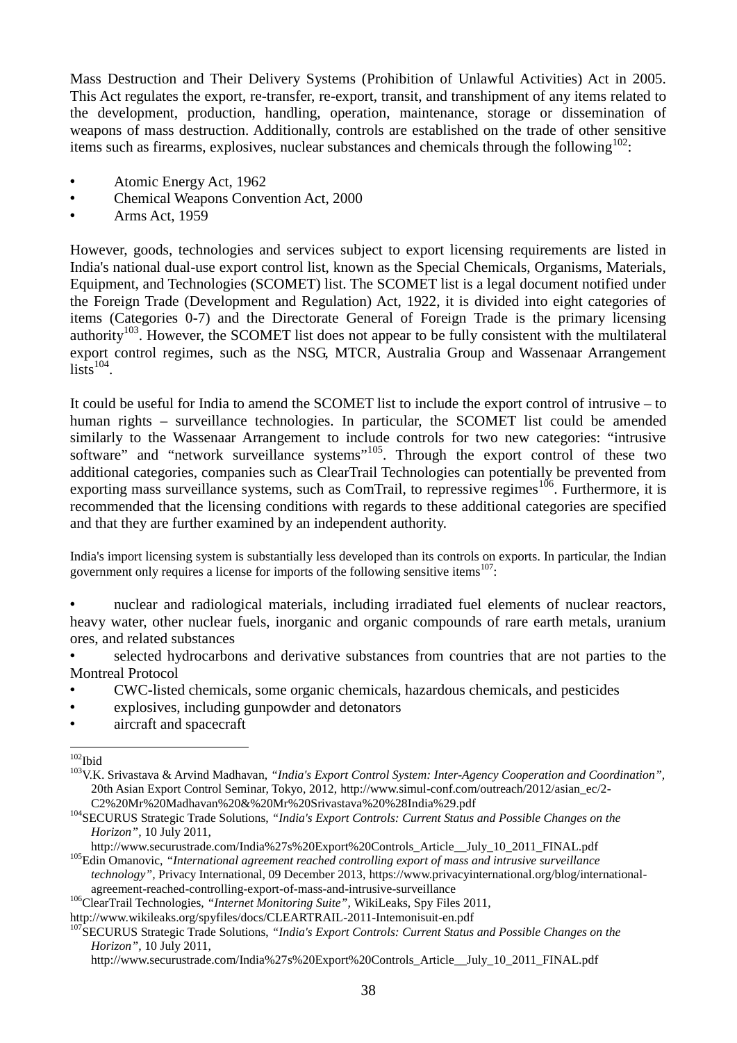Mass Destruction and Their Delivery Systems (Prohibition of Unlawful Activities) Act in 2005. This Act regulates the export, re-transfer, re-export, transit, and transhipment of any items related to the development, production, handling, operation, maintenance, storage or dissemination of weapons of mass destruction. Additionally, controls are established on the trade of other sensitive items such as firearms, explosives, nuclear substances and chemicals through the following[102]:

- Atomic Energy Act, 1962
- Chemical Weapons Convention Act, 2000
- Arms Act, 1959

However, goods, technologies and services subject to export licensing requirements are listed in India's national dual-use export control list, known as the Special Chemicals, Organisms, Materials, Equipment, and Technologies (SCOMET) list. The SCOMET list is a legal document notified under the Foreign Trade (Development and Regulation) Act, 1922, it is divided into eight categories of items (Categories 0-7) and the Directorate General of Foreign Trade is the primary licensing authority[103]. However, the SCOMET list does not appear to be fully consistent with the multilateral export control regimes, such as the NSG, MTCR, Australia Group and Wassenaar Arrangement lists[104].

It could be useful for India to amend the SCOMET list to include the export control of intrusive – to human rights – surveillance technologies. In particular, the SCOMET list could be amended similarly to the Wassenaar Arrangement to include controls for two new categories: "intrusive software" and "network surveillance systems"[105]. Through the export control of these two additional categories, companies such as ClearTrail Technologies can potentially be prevented from exporting mass surveillance systems, such as ComTrail, to repressive regimes[106]. Furthermore, it is recommended that the licensing conditions with regards to these additional categories are specified and that they are further examined by an independent authority.

India's import licensing system is substantially less developed than its controls on exports. In particular, the Indian government only requires a license for imports of the following sensitive items[107]:

- nuclear and radiological materials, including irradiated fuel elements of nuclear reactors, heavy water, other nuclear fuels, inorganic and organic compounds of rare earth metals, uranium ores, and related substances
- selected hydrocarbons and derivative substances from countries that are not parties to the Montreal Protocol
- CWC-listed chemicals, some organic chemicals, hazardous chemicals, and pesticides
- explosives, including gunpowder and detonators
- aircraft and spacecraft

---

[102] Ibid

[103] V.K. Srivastava & Arvind Madhavan, *"India's Export Control System: Inter-Agency Cooperation and Coordination"*, 20th Asian Export Control Seminar, Tokyo, 2012, http://www.simul-conf.com/outreach/2012/asian_ec/2-C2%20Mr%20Madhavan%20&%20Mr%20Srivastava%20%28India%29.pdf

[104] SECURUS Strategic Trade Solutions, *"India's Export Controls: Current Status and Possible Changes on the Horizon"*, 10 July 2011, http://www.securustrade.com/India%27s%20Export%20Controls_Article__July_10_2011_FINAL.pdf

[105] Edin Omanovic, *"International agreement reached controlling export of mass and intrusive surveillance technology"*, Privacy International, 09 December 2013, https://www.privacyinternational.org/blog/international-agreement-reached-controlling-export-of-mass-and-intrusive-surveillance

[106] ClearTrail Technologies, *"Internet Monitoring Suite"*, WikiLeaks, Spy Files 2011, http://www.wikileaks.org/spyfiles/docs/CLEARTRAIL-2011-Intemonisuit-en.pdf

[107] SECURUS Strategic Trade Solutions, *"India's Export Controls: Current Status and Possible Changes on the Horizon"*, 10 July 2011, http://www.securustrade.com/India%27s%20Export%20Controls_Article__July_10_2011_FINAL.pdf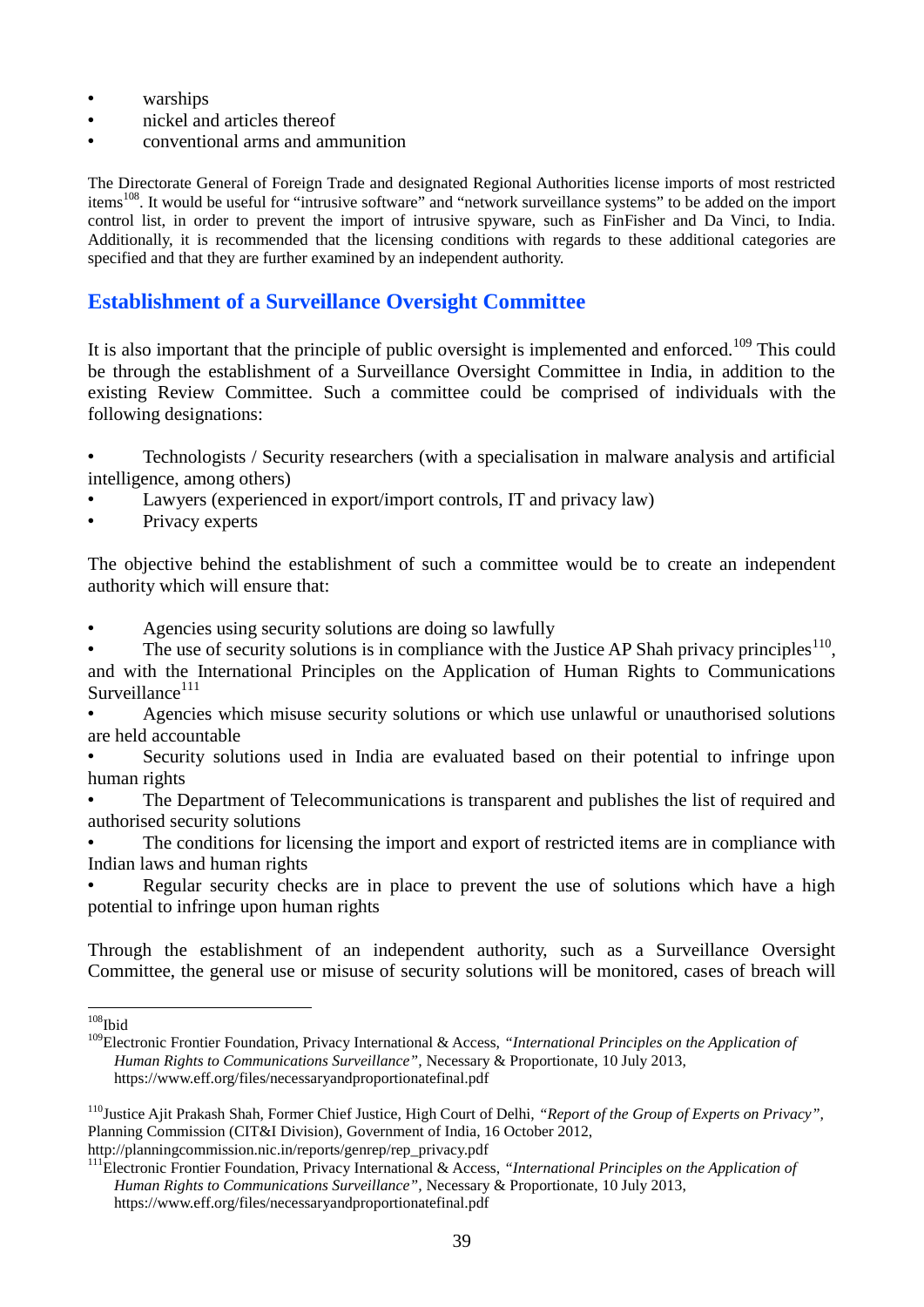- warships
- nickel and articles thereof
- conventional arms and ammunition

The Directorate General of Foreign Trade and designated Regional Authorities license imports of most restricted items[108]. It would be useful for "intrusive software" and "network surveillance systems" to be added on the import control list, in order to prevent the import of intrusive spyware, such as FinFisher and Da Vinci, to India. Additionally, it is recommended that the licensing conditions with regards to these additional categories are specified and that they are further examined by an independent authority.

## Establishment of a Surveillance Oversight Committee

It is also important that the principle of public oversight is implemented and enforced.[109] This could be through the establishment of a Surveillance Oversight Committee in India, in addition to the existing Review Committee. Such a committee could be comprised of individuals with the following designations:

- Technologists / Security researchers (with a specialisation in malware analysis and artificial intelligence, among others)
- Lawyers (experienced in export/import controls, IT and privacy law)
- Privacy experts

The objective behind the establishment of such a committee would be to create an independent authority which will ensure that:

- Agencies using security solutions are doing so lawfully
- The use of security solutions is in compliance with the Justice AP Shah privacy principles[110], and with the International Principles on the Application of Human Rights to Communications Surveillance[111]
- Agencies which misuse security solutions or which use unlawful or unauthorised solutions are held accountable
- Security solutions used in India are evaluated based on their potential to infringe upon human rights
- The Department of Telecommunications is transparent and publishes the list of required and authorised security solutions
- The conditions for licensing the import and export of restricted items are in compliance with Indian laws and human rights
- Regular security checks are in place to prevent the use of solutions which have a high potential to infringe upon human rights

Through the establishment of an independent authority, such as a Surveillance Oversight Committee, the general use or misuse of security solutions will be monitored, cases of breach will

---

[108] Ibid

[109] Electronic Frontier Foundation, Privacy International & Access, *"International Principles on the Application of Human Rights to Communications Surveillance"*, Necessary & Proportionate, 10 July 2013, https://www.eff.org/files/necessaryandproportionatefinal.pdf

[110] Justice Ajit Prakash Shah, Former Chief Justice, High Court of Delhi, *"Report of the Group of Experts on Privacy"*, Planning Commission (CIT&I Division), Government of India, 16 October 2012, http://planningcommission.nic.in/reports/genrep/rep_privacy.pdf

[111] Electronic Frontier Foundation, Privacy International & Access, *"International Principles on the Application of Human Rights to Communications Surveillance"*, Necessary & Proportionate, 10 July 2013, https://www.eff.org/files/necessaryandproportionatefinal.pdf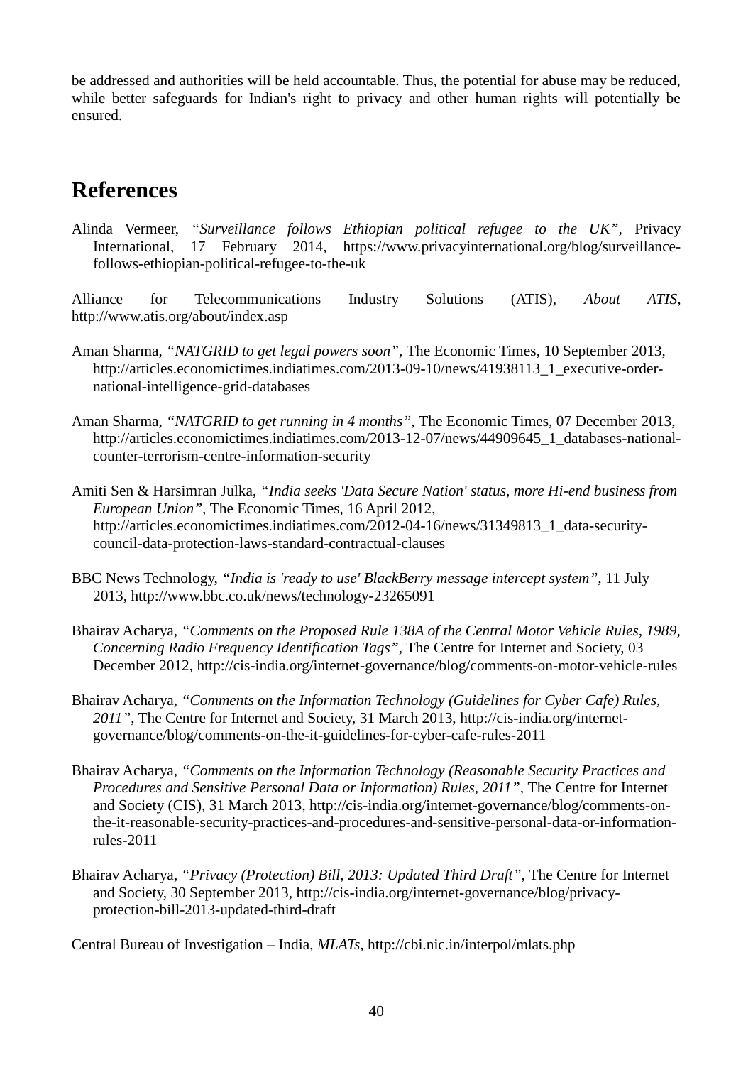be addressed and authorities will be held accountable. Thus, the potential for abuse may be reduced, while better safeguards for Indian's right to privacy and other human rights will potentially be ensured.

## References

Alinda Vermeer, *"Surveillance follows Ethiopian political refugee to the UK"*, Privacy International, 17 February 2014, https://www.privacyinternational.org/blog/surveillance-follows-ethiopian-political-refugee-to-the-uk

Alliance for Telecommunications Industry Solutions (ATIS), *About ATIS*, http://www.atis.org/about/index.asp

Aman Sharma, *"NATGRID to get legal powers soon"*, The Economic Times, 10 September 2013, http://articles.economictimes.indiatimes.com/2013-09-10/news/41938113_1_executive-order-national-intelligence-grid-databases

Aman Sharma, *"NATGRID to get running in 4 months"*, The Economic Times, 07 December 2013, http://articles.economictimes.indiatimes.com/2013-12-07/news/44909645_1_databases-national-counter-terrorism-centre-information-security

Amiti Sen & Harsimran Julka, *"India seeks 'Data Secure Nation' status, more Hi-end business from European Union"*, The Economic Times, 16 April 2012, http://articles.economictimes.indiatimes.com/2012-04-16/news/31349813_1_data-security-council-data-protection-laws-standard-contractual-clauses

BBC News Technology, *"India is 'ready to use' BlackBerry message intercept system"*, 11 July 2013, http://www.bbc.co.uk/news/technology-23265091

Bhairav Acharya, *"Comments on the Proposed Rule 138A of the Central Motor Vehicle Rules, 1989, Concerning Radio Frequency Identification Tags"*, The Centre for Internet and Society, 03 December 2012, http://cis-india.org/internet-governance/blog/comments-on-motor-vehicle-rules

Bhairav Acharya, *"Comments on the Information Technology (Guidelines for Cyber Cafe) Rules, 2011"*, The Centre for Internet and Society, 31 March 2013, http://cis-india.org/internet-governance/blog/comments-on-the-it-guidelines-for-cyber-cafe-rules-2011

Bhairav Acharya, *"Comments on the Information Technology (Reasonable Security Practices and Procedures and Sensitive Personal Data or Information) Rules, 2011"*, The Centre for Internet and Society (CIS), 31 March 2013, http://cis-india.org/internet-governance/blog/comments-on-the-it-reasonable-security-practices-and-procedures-and-sensitive-personal-data-or-information-rules-2011

Bhairav Acharya, *"Privacy (Protection) Bill, 2013: Updated Third Draft"*, The Centre for Internet and Society, 30 September 2013, http://cis-india.org/internet-governance/blog/privacy-protection-bill-2013-updated-third-draft

Central Bureau of Investigation – India, *MLATs*, http://cbi.nic.in/interpol/mlats.php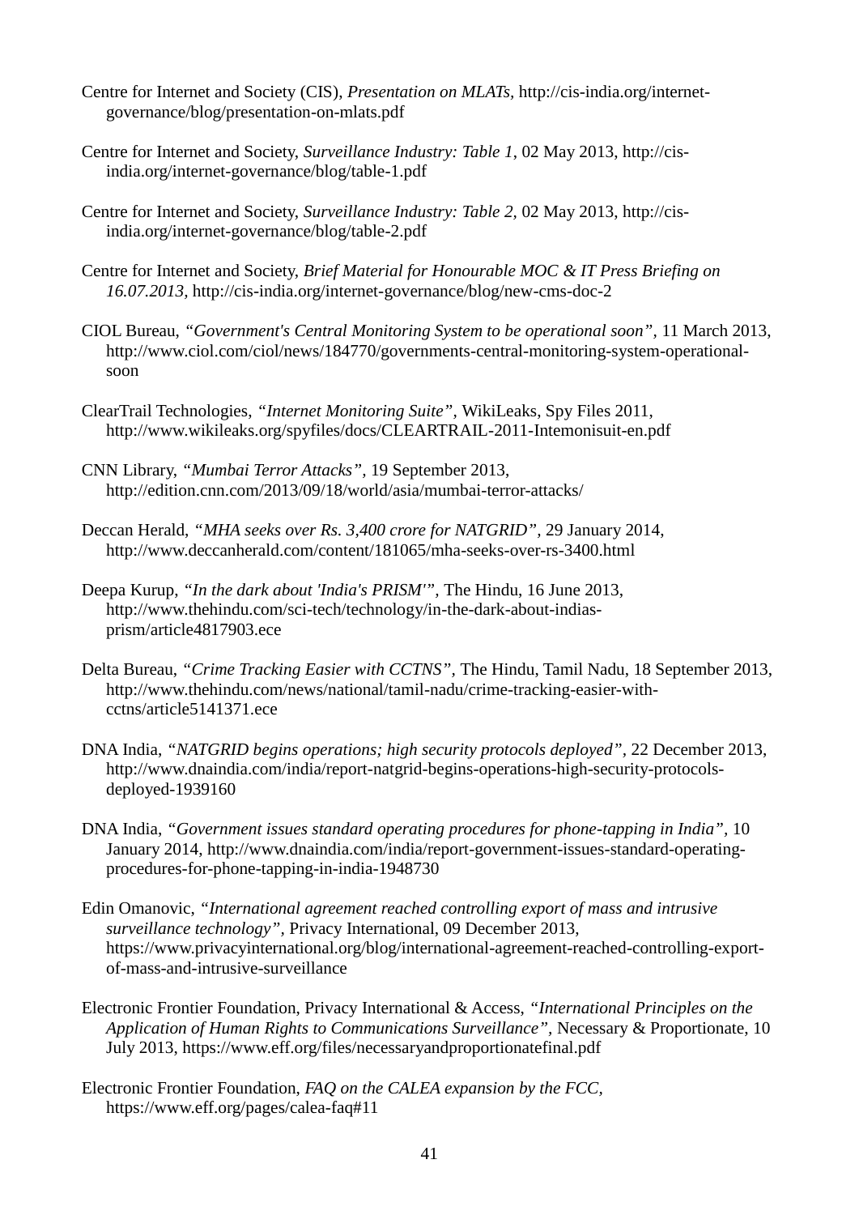Centre for Internet and Society (CIS), *Presentation on MLATs,* http://cis-india.org/internet-governance/blog/presentation-on-mlats.pdf

Centre for Internet and Society, *Surveillance Industry: Table 1*, 02 May 2013, http://cis-india.org/internet-governance/blog/table-1.pdf

Centre for Internet and Society, *Surveillance Industry: Table 2,* 02 May 2013, http://cis-india.org/internet-governance/blog/table-2.pdf

Centre for Internet and Society, *Brief Material for Honourable MOC & IT Press Briefing on 16.07.2013,* http://cis-india.org/internet-governance/blog/new-cms-doc-2

CIOL Bureau, *"Government's Central Monitoring System to be operational soon",* 11 March 2013, http://www.ciol.com/ciol/news/184770/governments-central-monitoring-system-operational-soon

ClearTrail Technologies, *"Internet Monitoring Suite"*, WikiLeaks, Spy Files 2011, http://www.wikileaks.org/spyfiles/docs/CLEARTRAIL-2011-Intemonisuit-en.pdf

CNN Library, *"Mumbai Terror Attacks"*, 19 September 2013, http://edition.cnn.com/2013/09/18/world/asia/mumbai-terror-attacks/

Deccan Herald, *"MHA seeks over Rs. 3,400 crore for NATGRID"*, 29 January 2014, http://www.deccanherald.com/content/181065/mha-seeks-over-rs-3400.html

Deepa Kurup, *"In the dark about 'India's PRISM'"*, The Hindu, 16 June 2013, http://www.thehindu.com/sci-tech/technology/in-the-dark-about-indias-prism/article4817903.ece

Delta Bureau, *"Crime Tracking Easier with CCTNS"*, The Hindu, Tamil Nadu, 18 September 2013, http://www.thehindu.com/news/national/tamil-nadu/crime-tracking-easier-with-cctns/article5141371.ece

DNA India, *"NATGRID begins operations; high security protocols deployed"*, 22 December 2013, http://www.dnaindia.com/india/report-natgrid-begins-operations-high-security-protocols-deployed-1939160

DNA India, *"Government issues standard operating procedures for phone-tapping in India"*, 10 January 2014, http://www.dnaindia.com/india/report-government-issues-standard-operating-procedures-for-phone-tapping-in-india-1948730

Edin Omanovic, *"International agreement reached controlling export of mass and intrusive surveillance technology"*, Privacy International, 09 December 2013, https://www.privacyinternational.org/blog/international-agreement-reached-controlling-export-of-mass-and-intrusive-surveillance

Electronic Frontier Foundation, Privacy International & Access, *"International Principles on the Application of Human Rights to Communications Surveillance"*, Necessary & Proportionate, 10 July 2013, https://www.eff.org/files/necessaryandproportionatefinal.pdf

Electronic Frontier Foundation, *FAQ on the CALEA expansion by the FCC,* https://www.eff.org/pages/calea-faq#11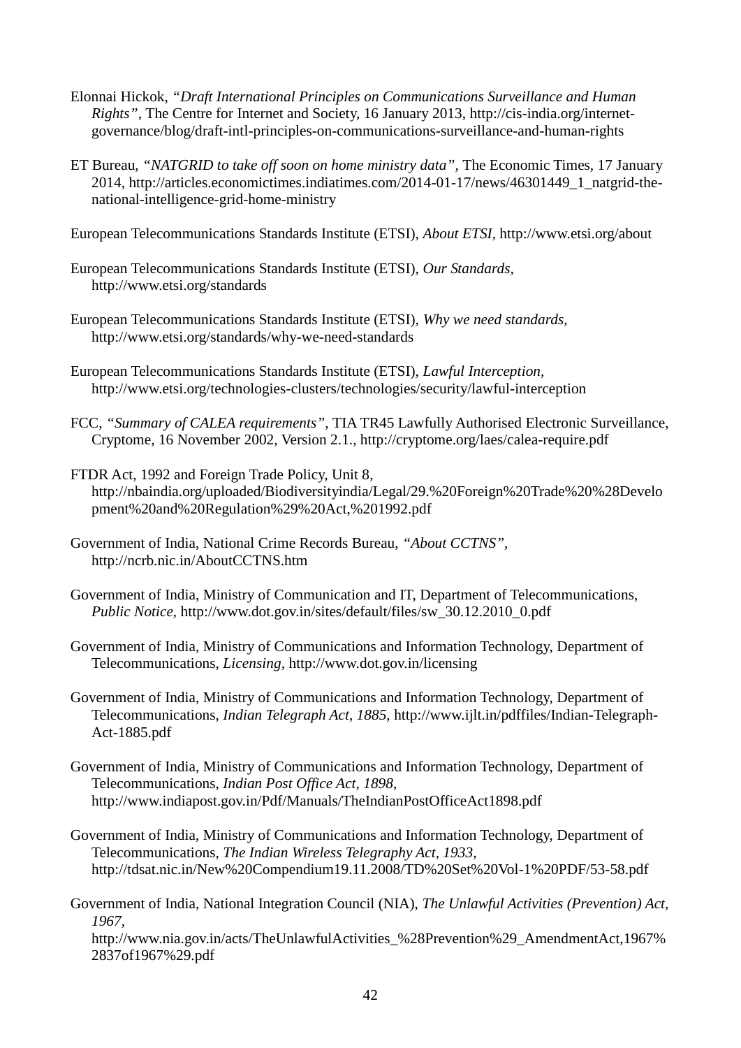Elonnai Hickok, *"Draft International Principles on Communications Surveillance and Human Rights"*, The Centre for Internet and Society, 16 January 2013, http://cis-india.org/internet-governance/blog/draft-intl-principles-on-communications-surveillance-and-human-rights

ET Bureau, *"NATGRID to take off soon on home ministry data"*, The Economic Times, 17 January 2014, http://articles.economictimes.indiatimes.com/2014-01-17/news/46301449_1_natgrid-the-national-intelligence-grid-home-ministry

European Telecommunications Standards Institute (ETSI), *About ETSI*, http://www.etsi.org/about

European Telecommunications Standards Institute (ETSI), *Our Standards*, http://www.etsi.org/standards

European Telecommunications Standards Institute (ETSI), *Why we need standards*, http://www.etsi.org/standards/why-we-need-standards

European Telecommunications Standards Institute (ETSI), *Lawful Interception*, http://www.etsi.org/technologies-clusters/technologies/security/lawful-interception

FCC, *"Summary of CALEA requirements"*, TIA TR45 Lawfully Authorised Electronic Surveillance, Cryptome, 16 November 2002, Version 2.1., http://cryptome.org/laes/calea-require.pdf

FTDR Act, 1992 and Foreign Trade Policy, Unit 8, http://nbaindia.org/uploaded/Biodiversityindia/Legal/29.%20Foreign%20Trade%20%28Development%20and%20Regulation%29%20Act,%201992.pdf

Government of India, National Crime Records Bureau, *"About CCTNS"*, http://ncrb.nic.in/AboutCCTNS.htm

Government of India, Ministry of Communication and IT, Department of Telecommunications, *Public Notice*, http://www.dot.gov.in/sites/default/files/sw_30.12.2010_0.pdf

Government of India, Ministry of Communications and Information Technology, Department of Telecommunications, *Licensing*, http://www.dot.gov.in/licensing

Government of India, Ministry of Communications and Information Technology, Department of Telecommunications, *Indian Telegraph Act, 1885*, http://www.ijlt.in/pdffiles/Indian-Telegraph-Act-1885.pdf

Government of India, Ministry of Communications and Information Technology, Department of Telecommunications, *Indian Post Office Act, 1898*, http://www.indiapost.gov.in/Pdf/Manuals/TheIndianPostOfficeAct1898.pdf

Government of India, Ministry of Communications and Information Technology, Department of Telecommunications, *The Indian Wireless Telegraphy Act, 1933*, http://tdsat.nic.in/New%20Compendium19.11.2008/TD%20Set%20Vol-1%20PDF/53-58.pdf

Government of India, National Integration Council (NIA), *The Unlawful Activities (Prevention) Act, 1967*, http://www.nia.gov.in/acts/TheUnlawfulActivities_%28Prevention%29_AmendmentAct,1967%2837of1967%29.pdf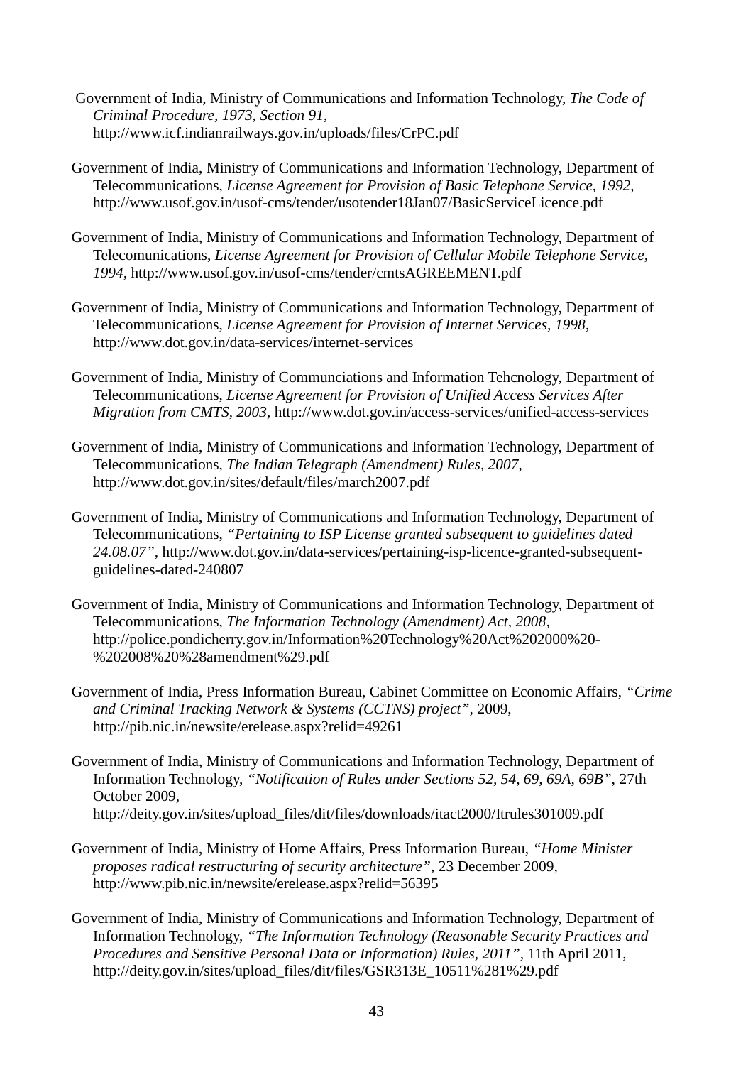Government of India, Ministry of Communications and Information Technology, *The Code of Criminal Procedure, 1973, Section 91*, http://www.icf.indianrailways.gov.in/uploads/files/CrPC.pdf

Government of India, Ministry of Communications and Information Technology, Department of Telecommunications, *License Agreement for Provision of Basic Telephone Service, 1992,* http://www.usof.gov.in/usof-cms/tender/usotender18Jan07/BasicServiceLicence.pdf

Government of India, Ministry of Communications and Information Technology, Department of Telecomunications, *License Agreement for Provision of Cellular Mobile Telephone Service, 1994,* http://www.usof.gov.in/usof-cms/tender/cmtsAGREEMENT.pdf

Government of India, Ministry of Communications and Information Technology, Department of Telecommunications, *License Agreement for Provision of Internet Services, 1998*, http://www.dot.gov.in/data-services/internet-services

Government of India, Ministry of Communciations and Information Tehcnology, Department of Telecommunications, *License Agreement for Provision of Unified Access Services After Migration from CMTS, 2003,* http://www.dot.gov.in/access-services/unified-access-services

Government of India, Ministry of Communications and Information Technology, Department of Telecommunications, *The Indian Telegraph (Amendment) Rules, 2007*, http://www.dot.gov.in/sites/default/files/march2007.pdf

Government of India, Ministry of Communications and Information Technology, Department of Telecommunications, *"Pertaining to ISP License granted subsequent to guidelines dated 24.08.07",* http://www.dot.gov.in/data-services/pertaining-isp-licence-granted-subsequent-guidelines-dated-240807

Government of India, Ministry of Communications and Information Technology, Department of Telecommunications, *The Information Technology (Amendment) Act, 2008*, http://police.pondicherry.gov.in/Information%20Technology%20Act%202000%20-%202008%20%28amendment%29.pdf

Government of India, Press Information Bureau, Cabinet Committee on Economic Affairs, *"Crime and Criminal Tracking Network & Systems (CCTNS) project",* 2009, http://pib.nic.in/newsite/erelease.aspx?relid=49261

Government of India, Ministry of Communications and Information Technology, Department of Information Technology, *"Notification of Rules under Sections 52, 54, 69, 69A, 69B",* 27th October 2009, http://deity.gov.in/sites/upload_files/dit/files/downloads/itact2000/Itrules301009.pdf

Government of India, Ministry of Home Affairs, Press Information Bureau, *"Home Minister proposes radical restructuring of security architecture",* 23 December 2009, http://www.pib.nic.in/newsite/erelease.aspx?relid=56395

Government of India, Ministry of Communications and Information Technology, Department of Information Technology, *"The Information Technology (Reasonable Security Practices and Procedures and Sensitive Personal Data or Information) Rules, 2011",* 11th April 2011, http://deity.gov.in/sites/upload_files/dit/files/GSR313E_10511%281%29.pdf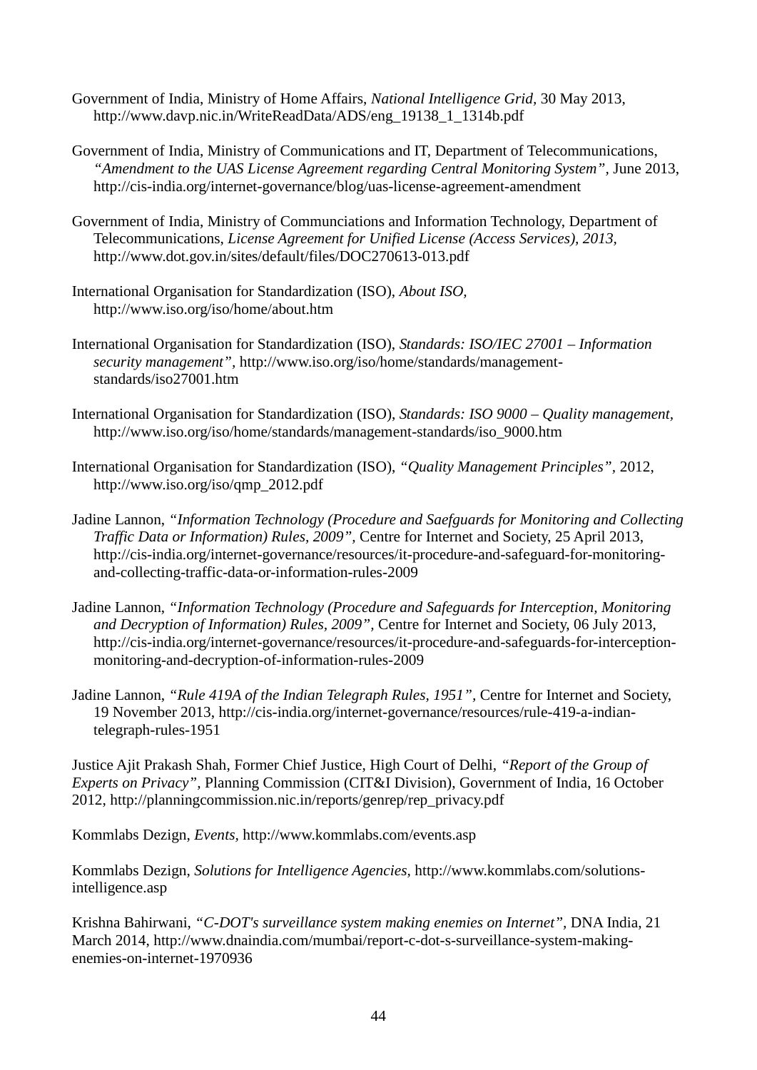Government of India, Ministry of Home Affairs, *National Intelligence Grid,* 30 May 2013, http://www.davp.nic.in/WriteReadData/ADS/eng_19138_1_1314b.pdf

Government of India, Ministry of Communications and IT, Department of Telecommunications, *"Amendment to the UAS License Agreement regarding Central Monitoring System"*, June 2013, http://cis-india.org/internet-governance/blog/uas-license-agreement-amendment

Government of India, Ministry of Communciations and Information Technology, Department of Telecommunications, *License Agreement for Unified License (Access Services), 2013,* http://www.dot.gov.in/sites/default/files/DOC270613-013.pdf

International Organisation for Standardization (ISO), *About ISO,* http://www.iso.org/iso/home/about.htm

International Organisation for Standardization (ISO), *Standards: ISO/IEC 27001 – Information security management"*, http://www.iso.org/iso/home/standards/management-standards/iso27001.htm

International Organisation for Standardization (ISO), *Standards: ISO 9000 – Quality management,* http://www.iso.org/iso/home/standards/management-standards/iso_9000.htm

International Organisation for Standardization (ISO), *"Quality Management Principles"*, 2012, http://www.iso.org/iso/qmp_2012.pdf

Jadine Lannon, *"Information Technology (Procedure and Saefguards for Monitoring and Collecting Traffic Data or Information) Rules, 2009",* Centre for Internet and Society, 25 April 2013, http://cis-india.org/internet-governance/resources/it-procedure-and-safeguard-for-monitoring-and-collecting-traffic-data-or-information-rules-2009

Jadine Lannon, *"Information Technology (Procedure and Safeguards for Interception, Monitoring and Decryption of Information) Rules, 2009",* Centre for Internet and Society, 06 July 2013, http://cis-india.org/internet-governance/resources/it-procedure-and-safeguards-for-interception-monitoring-and-decryption-of-information-rules-2009

Jadine Lannon, *"Rule 419A of the Indian Telegraph Rules, 1951",* Centre for Internet and Society, 19 November 2013, http://cis-india.org/internet-governance/resources/rule-419-a-indian-telegraph-rules-1951

Justice Ajit Prakash Shah, Former Chief Justice, High Court of Delhi, *"Report of the Group of Experts on Privacy",* Planning Commission (CIT&I Division), Government of India, 16 October 2012, http://planningcommission.nic.in/reports/genrep/rep_privacy.pdf

Kommlabs Dezign, *Events,* http://www.kommlabs.com/events.asp

Kommlabs Dezign, *Solutions for Intelligence Agencies,* http://www.kommlabs.com/solutions-intelligence.asp

Krishna Bahirwani, *"C-DOT's surveillance system making enemies on Internet",* DNA India, 21 March 2014, http://www.dnaindia.com/mumbai/report-c-dot-s-surveillance-system-making-enemies-on-internet-1970936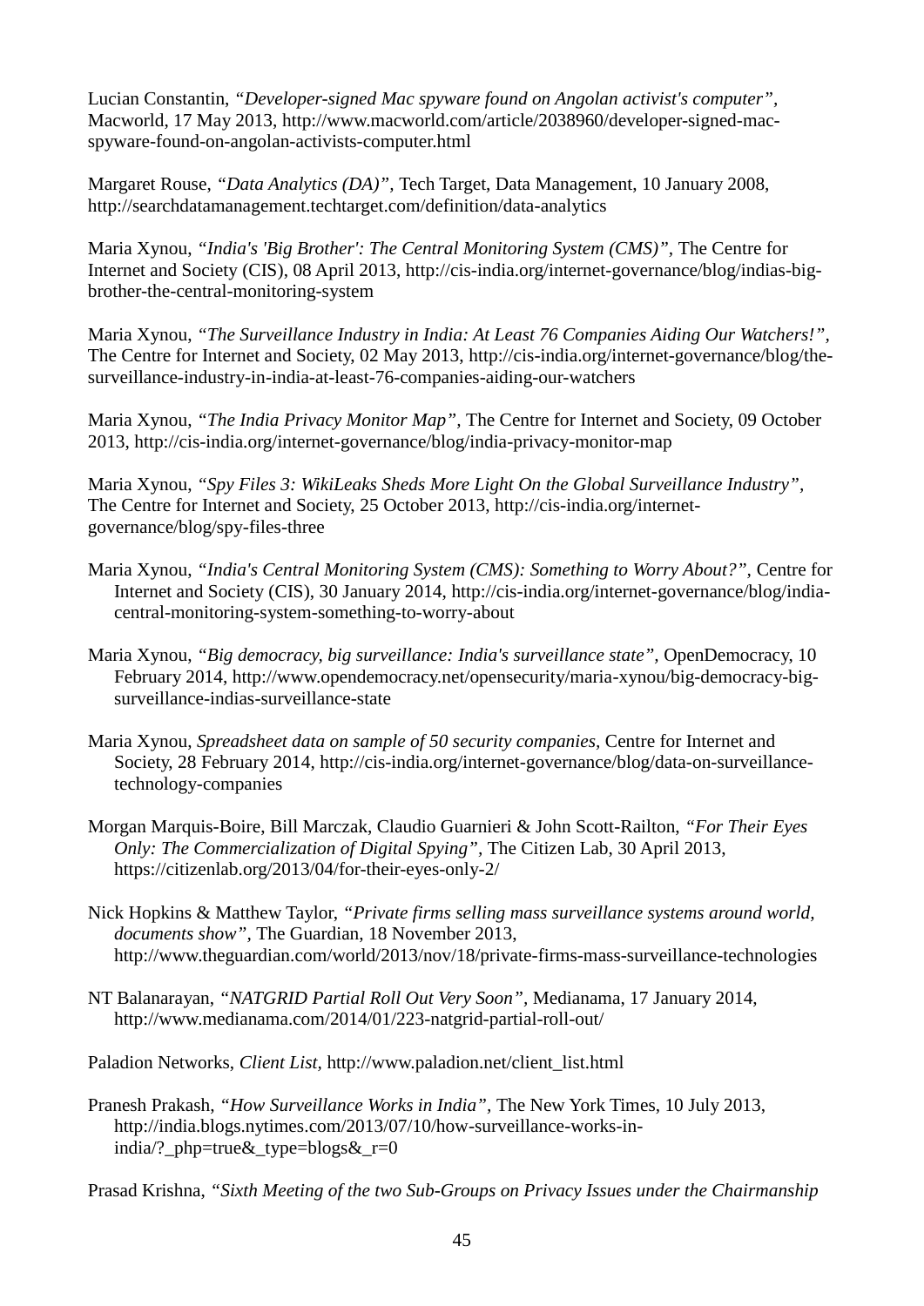Lucian Constantin, *"Developer-signed Mac spyware found on Angolan activist's computer"*, Macworld, 17 May 2013, http://www.macworld.com/article/2038960/developer-signed-mac-spyware-found-on-angolan-activists-computer.html

Margaret Rouse, *"Data Analytics (DA)"*, Tech Target, Data Management, 10 January 2008, http://searchdatamanagement.techtarget.com/definition/data-analytics

Maria Xynou, *"India's 'Big Brother': The Central Monitoring System (CMS)"*, The Centre for Internet and Society (CIS), 08 April 2013, http://cis-india.org/internet-governance/blog/indias-big-brother-the-central-monitoring-system

Maria Xynou, *"The Surveillance Industry in India: At Least 76 Companies Aiding Our Watchers!"*, The Centre for Internet and Society, 02 May 2013, http://cis-india.org/internet-governance/blog/the-surveillance-industry-in-india-at-least-76-companies-aiding-our-watchers

Maria Xynou, *"The India Privacy Monitor Map"*, The Centre for Internet and Society, 09 October 2013, http://cis-india.org/internet-governance/blog/india-privacy-monitor-map

Maria Xynou, *"Spy Files 3: WikiLeaks Sheds More Light On the Global Surveillance Industry"*, The Centre for Internet and Society, 25 October 2013, http://cis-india.org/internet-governance/blog/spy-files-three

Maria Xynou, *"India's Central Monitoring System (CMS): Something to Worry About?"*, Centre for Internet and Society (CIS), 30 January 2014, http://cis-india.org/internet-governance/blog/india-central-monitoring-system-something-to-worry-about

Maria Xynou, *"Big democracy, big surveillance: India's surveillance state"*, OpenDemocracy, 10 February 2014, http://www.opendemocracy.net/opensecurity/maria-xynou/big-democracy-big-surveillance-indias-surveillance-state

Maria Xynou, *Spreadsheet data on sample of 50 security companies*, Centre for Internet and Society, 28 February 2014, http://cis-india.org/internet-governance/blog/data-on-surveillance-technology-companies

Morgan Marquis-Boire, Bill Marczak, Claudio Guarnieri & John Scott-Railton, *"For Their Eyes Only: The Commercialization of Digital Spying"*, The Citizen Lab, 30 April 2013, https://citizenlab.org/2013/04/for-their-eyes-only-2/

Nick Hopkins & Matthew Taylor, *"Private firms selling mass surveillance systems around world, documents show"*, The Guardian, 18 November 2013, http://www.theguardian.com/world/2013/nov/18/private-firms-mass-surveillance-technologies

NT Balanarayan, *"NATGRID Partial Roll Out Very Soon"*, Medianama, 17 January 2014, http://www.medianama.com/2014/01/223-natgrid-partial-roll-out/

Paladion Networks, *Client List*, http://www.paladion.net/client_list.html

Pranesh Prakash, *"How Surveillance Works in India"*, The New York Times, 10 July 2013, http://india.blogs.nytimes.com/2013/07/10/how-surveillance-works-in-india/?_php=true&_type=blogs&_r=0

Prasad Krishna, *"Sixth Meeting of the two Sub-Groups on Privacy Issues under the Chairmanship*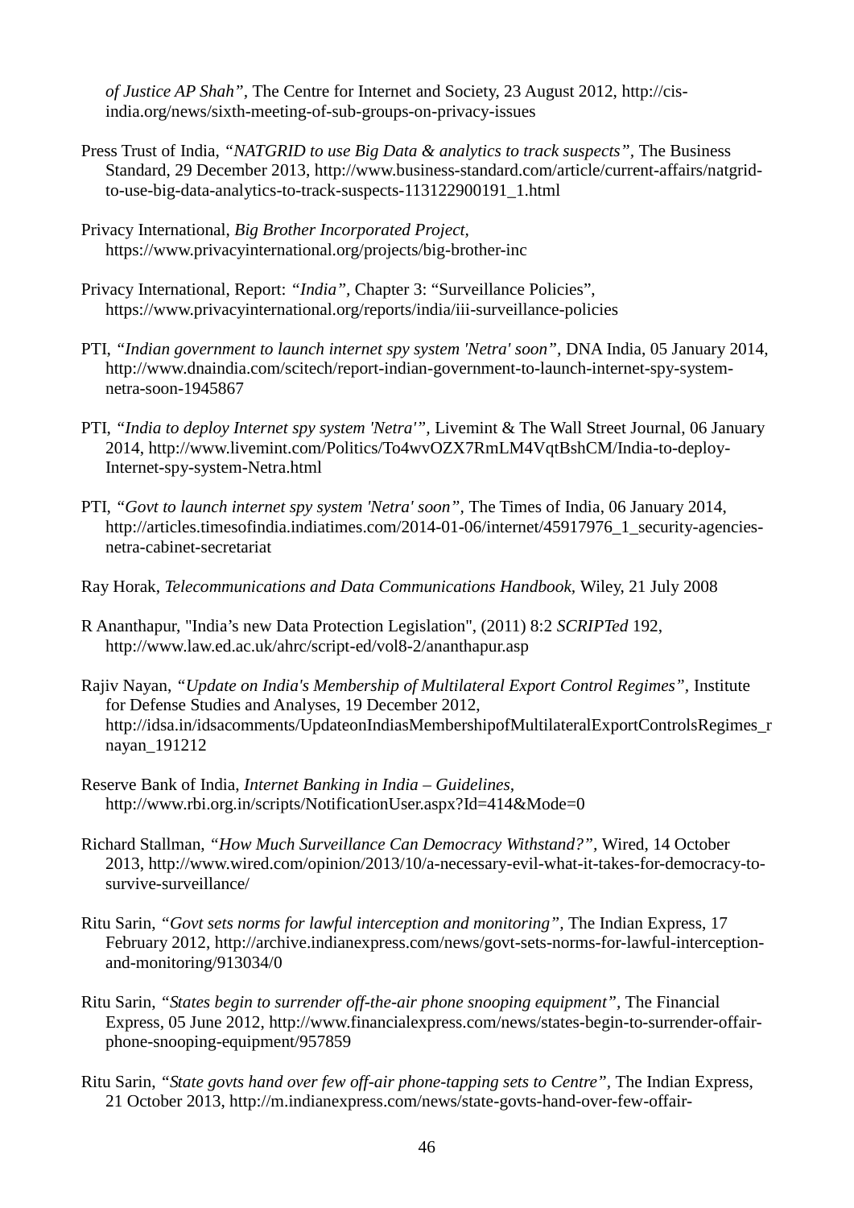*of Justice AP Shah"*, The Centre for Internet and Society, 23 August 2012, http://cis-india.org/news/sixth-meeting-of-sub-groups-on-privacy-issues

Press Trust of India, *"NATGRID to use Big Data & analytics to track suspects"*, The Business Standard, 29 December 2013, http://www.business-standard.com/article/current-affairs/natgrid-to-use-big-data-analytics-to-track-suspects-113122900191_1.html

Privacy International, *Big Brother Incorporated Project*, https://www.privacyinternational.org/projects/big-brother-inc

Privacy International, Report: *"India"*, Chapter 3: "Surveillance Policies", https://www.privacyinternational.org/reports/india/iii-surveillance-policies

PTI, *"Indian government to launch internet spy system 'Netra' soon"*, DNA India, 05 January 2014, http://www.dnaindia.com/scitech/report-indian-government-to-launch-internet-spy-system-netra-soon-1945867

PTI, *"India to deploy Internet spy system 'Netra'"*, Livemint & The Wall Street Journal, 06 January 2014, http://www.livemint.com/Politics/To4wvOZX7RmLM4VqtBshCM/India-to-deploy-Internet-spy-system-Netra.html

PTI, *"Govt to launch internet spy system 'Netra' soon"*, The Times of India, 06 January 2014, http://articles.timesofindia.indiatimes.com/2014-01-06/internet/45917976_1_security-agencies-netra-cabinet-secretariat

Ray Horak, *Telecommunications and Data Communications Handbook*, Wiley, 21 July 2008

R Ananthapur, "India's new Data Protection Legislation", (2011) 8:2 *SCRIPTed* 192, http://www.law.ed.ac.uk/ahrc/script-ed/vol8-2/ananthapur.asp

Rajiv Nayan, *"Update on India's Membership of Multilateral Export Control Regimes"*, Institute for Defense Studies and Analyses, 19 December 2012, http://idsa.in/idsacomments/UpdateonIndiasMembershipofMultilateralExportControlsRegimes_rnayan_191212

Reserve Bank of India, *Internet Banking in India – Guidelines*, http://www.rbi.org.in/scripts/NotificationUser.aspx?Id=414&Mode=0

Richard Stallman, *"How Much Surveillance Can Democracy Withstand?"*, Wired, 14 October 2013, http://www.wired.com/opinion/2013/10/a-necessary-evil-what-it-takes-for-democracy-to-survive-surveillance/

Ritu Sarin, *"Govt sets norms for lawful interception and monitoring"*, The Indian Express, 17 February 2012, http://archive.indianexpress.com/news/govt-sets-norms-for-lawful-interception-and-monitoring/913034/0

Ritu Sarin, *"States begin to surrender off-the-air phone snooping equipment"*, The Financial Express, 05 June 2012, http://www.financialexpress.com/news/states-begin-to-surrender-offair-phone-snooping-equipment/957859

Ritu Sarin, *"State govts hand over few off-air phone-tapping sets to Centre"*, The Indian Express, 21 October 2013, http://m.indianexpress.com/news/state-govts-hand-over-few-offair-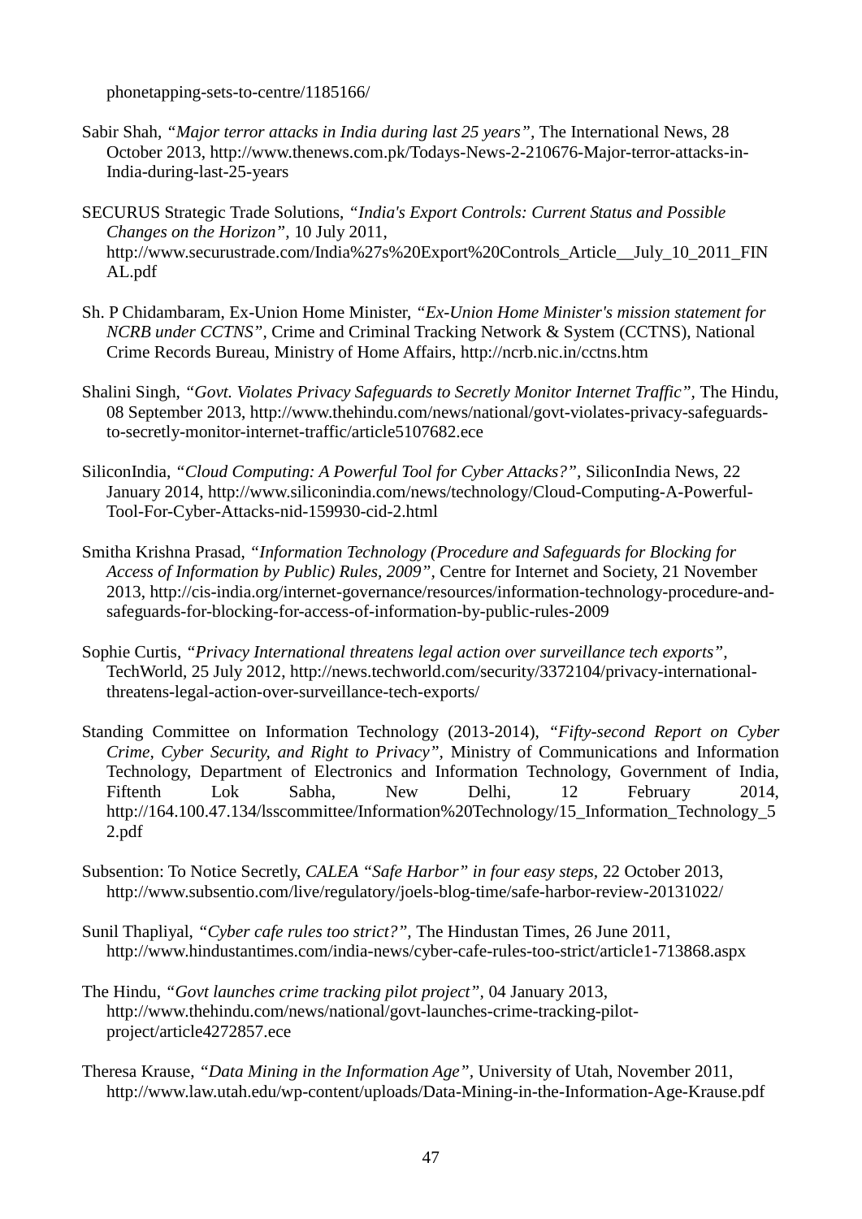phonetapping-sets-to-centre/1185166/

Sabir Shah, *"Major terror attacks in India during last 25 years"*, The International News, 28 October 2013, http://www.thenews.com.pk/Todays-News-2-210676-Major-terror-attacks-in-India-during-last-25-years

SECURUS Strategic Trade Solutions, *"India's Export Controls: Current Status and Possible Changes on the Horizon"*, 10 July 2011, http://www.securustrade.com/India%27s%20Export%20Controls_Article__July_10_2011_FINAL.pdf

Sh. P Chidambaram, Ex-Union Home Minister, *"Ex-Union Home Minister's mission statement for NCRB under CCTNS"*, Crime and Criminal Tracking Network & System (CCTNS), National Crime Records Bureau, Ministry of Home Affairs, http://ncrb.nic.in/cctns.htm

Shalini Singh, *"Govt. Violates Privacy Safeguards to Secretly Monitor Internet Traffic"*, The Hindu, 08 September 2013, http://www.thehindu.com/news/national/govt-violates-privacy-safeguards-to-secretly-monitor-internet-traffic/article5107682.ece

SiliconIndia, *"Cloud Computing: A Powerful Tool for Cyber Attacks?"*, SiliconIndia News, 22 January 2014, http://www.siliconindia.com/news/technology/Cloud-Computing-A-Powerful-Tool-For-Cyber-Attacks-nid-159930-cid-2.html

Smitha Krishna Prasad, *"Information Technology (Procedure and Safeguards for Blocking for Access of Information by Public) Rules, 2009"*, Centre for Internet and Society, 21 November 2013, http://cis-india.org/internet-governance/resources/information-technology-procedure-and-safeguards-for-blocking-for-access-of-information-by-public-rules-2009

Sophie Curtis, *"Privacy International threatens legal action over surveillance tech exports"*, TechWorld, 25 July 2012, http://news.techworld.com/security/3372104/privacy-international-threatens-legal-action-over-surveillance-tech-exports/

Standing Committee on Information Technology (2013-2014), *"Fifty-second Report on Cyber Crime, Cyber Security, and Right to Privacy"*, Ministry of Communications and Information Technology, Department of Electronics and Information Technology, Government of India, Fiftenth Lok Sabha, New Delhi, 12 February 2014, http://164.100.47.134/lsscommittee/Information%20Technology/15_Information_Technology_52.pdf

Subsention: To Notice Secretly, *CALEA "Safe Harbor" in four easy steps*, 22 October 2013, http://www.subsentio.com/live/regulatory/joels-blog-time/safe-harbor-review-20131022/

Sunil Thapliyal, *"Cyber cafe rules too strict?"*, The Hindustan Times, 26 June 2011, http://www.hindustantimes.com/india-news/cyber-cafe-rules-too-strict/article1-713868.aspx

The Hindu, *"Govt launches crime tracking pilot project"*, 04 January 2013, http://www.thehindu.com/news/national/govt-launches-crime-tracking-pilot-project/article4272857.ece

Theresa Krause, *"Data Mining in the Information Age"*, University of Utah, November 2011, http://www.law.utah.edu/wp-content/uploads/Data-Mining-in-the-Information-Age-Krause.pdf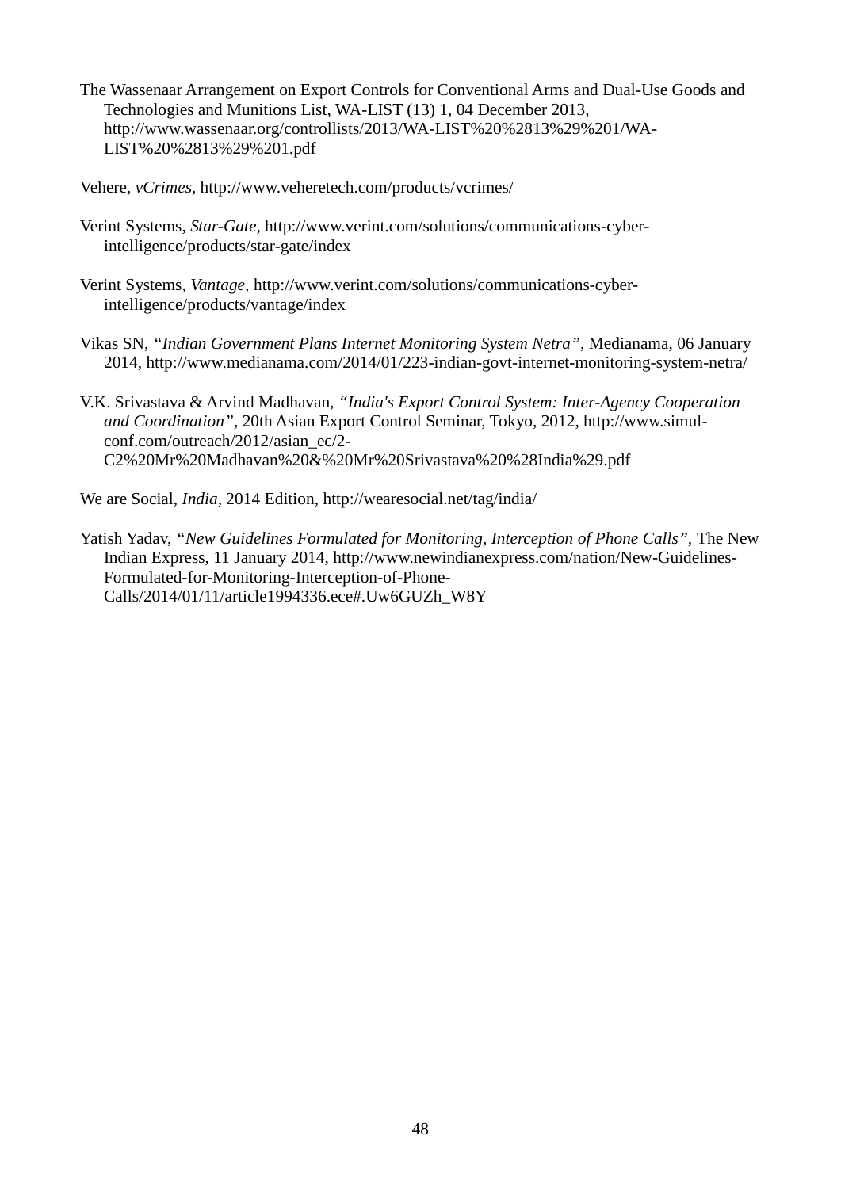The Wassenaar Arrangement on Export Controls for Conventional Arms and Dual-Use Goods and Technologies and Munitions List, WA-LIST (13) 1, 04 December 2013, http://www.wassenaar.org/controllists/2013/WA-LIST%20%2813%29%201/WA-LIST%20%2813%29%201.pdf

Vehere, *vCrimes*, http://www.veheretech.com/products/vcrimes/

Verint Systems, *Star-Gate*, http://www.verint.com/solutions/communications-cyber-intelligence/products/star-gate/index

Verint Systems, *Vantage*, http://www.verint.com/solutions/communications-cyber-intelligence/products/vantage/index

Vikas SN, *"Indian Government Plans Internet Monitoring System Netra"*, Medianama, 06 January 2014, http://www.medianama.com/2014/01/223-indian-govt-internet-monitoring-system-netra/

V.K. Srivastava & Arvind Madhavan, *"India's Export Control System: Inter-Agency Cooperation and Coordination"*, 20th Asian Export Control Seminar, Tokyo, 2012, http://www.simul-conf.com/outreach/2012/asian_ec/2-C2%20Mr%20Madhavan%20&%20Mr%20Srivastava%20%28India%29.pdf

We are Social, *India*, 2014 Edition, http://wearesocial.net/tag/india/

Yatish Yadav, *"New Guidelines Formulated for Monitoring, Interception of Phone Calls"*, The New Indian Express, 11 January 2014, http://www.newindianexpress.com/nation/New-Guidelines-Formulated-for-Monitoring-Interception-of-Phone-Calls/2014/01/11/article1994336.ece#.Uw6GUZh_W8Y